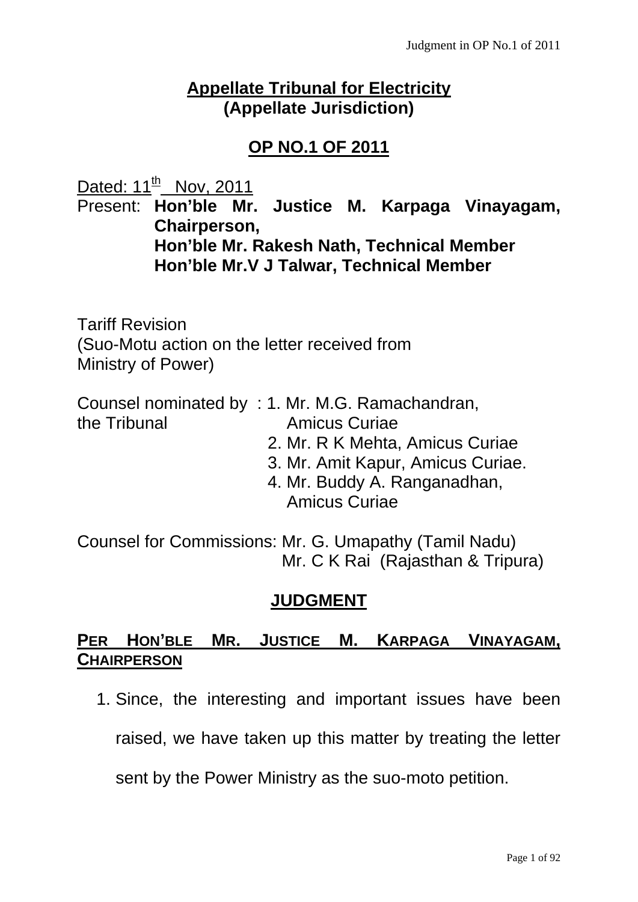# Appellate Tribunal for Electricity
## (Appellate Jurisdiction)

## OP NO.1 OF 2011

Dated: 11th Nov, 2011

Present: **Hon'ble Mr. Justice M. Karpaga Vinayagam, Chairperson,**
**Hon'ble Mr. Rakesh Nath, Technical Member**
**Hon'ble Mr.V J Talwar, Technical Member**

Tariff Revision
(Suo-Motu action on the letter received from Ministry of Power)

Counsel nominated by the Tribunal :
1. Mr. M.G. Ramachandran, Amicus Curiae
2. Mr. R K Mehta, Amicus Curiae
3. Mr. Amit Kapur, Amicus Curiae.
4. Mr. Buddy A. Ranganadhan, Amicus Curiae

Counsel for Commissions: Mr. G. Umapathy (Tamil Nadu)
Mr. C K Rai (Rajasthan & Tripura)

## JUDGMENT

**PER HON'BLE MR. JUSTICE M. KARPAGA VINAYAGAM, CHAIRPERSON**

1. Since, the interesting and important issues have been raised, we have taken up this matter by treating the letter sent by the Power Ministry as the suo-moto petition.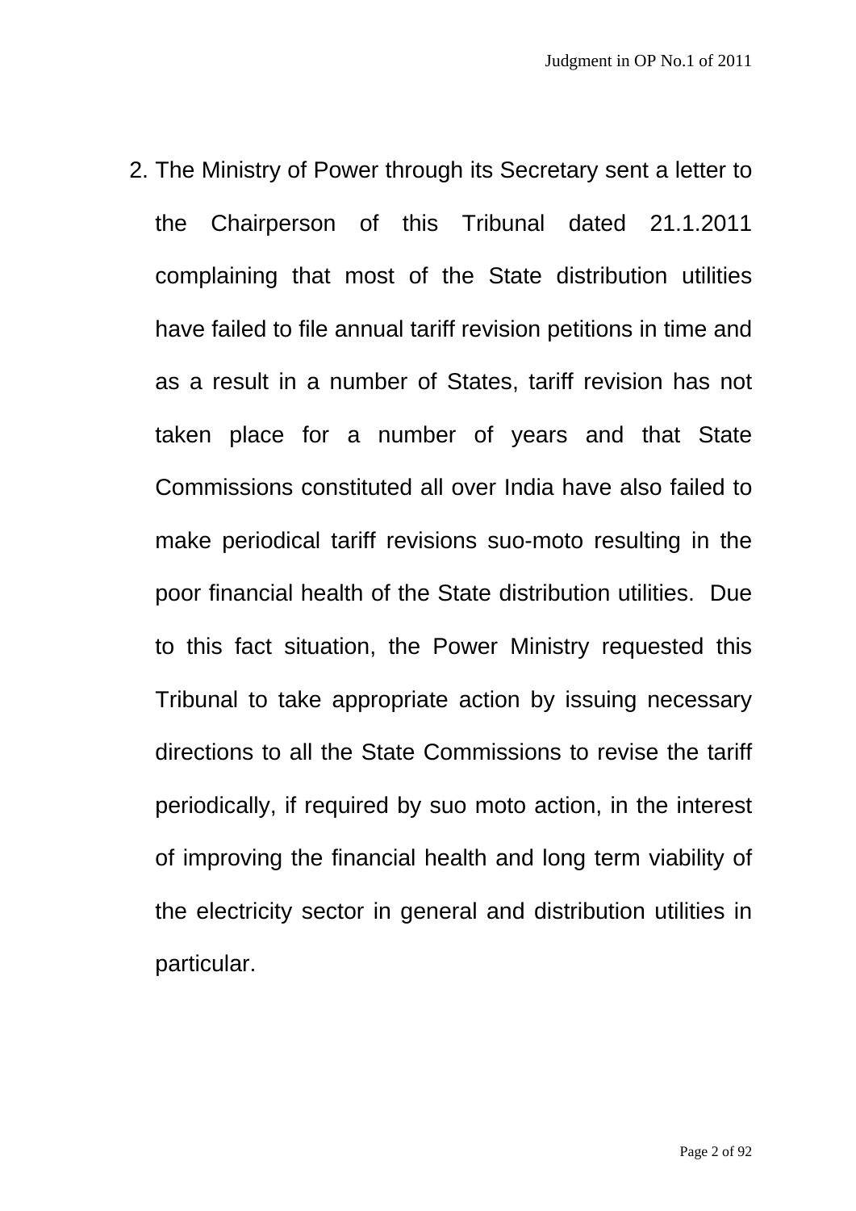2. The Ministry of Power through its Secretary sent a letter to the Chairperson of this Tribunal dated 21.1.2011 complaining that most of the State distribution utilities have failed to file annual tariff revision petitions in time and as a result in a number of States, tariff revision has not taken place for a number of years and that State Commissions constituted all over India have also failed to make periodical tariff revisions suo-moto resulting in the poor financial health of the State distribution utilities. Due to this fact situation, the Power Ministry requested this Tribunal to take appropriate action by issuing necessary directions to all the State Commissions to revise the tariff periodically, if required by suo moto action, in the interest of improving the financial health and long term viability of the electricity sector in general and distribution utilities in particular.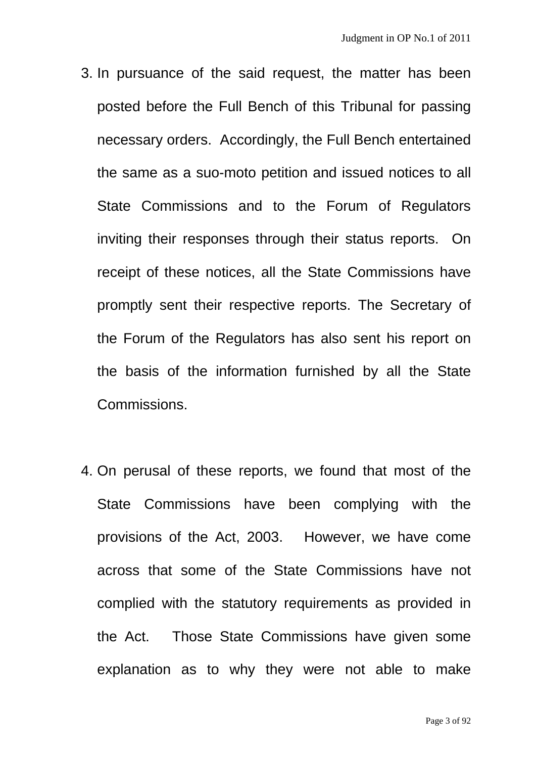3. In pursuance of the said request, the matter has been posted before the Full Bench of this Tribunal for passing necessary orders. Accordingly, the Full Bench entertained the same as a suo-moto petition and issued notices to all State Commissions and to the Forum of Regulators inviting their responses through their status reports. On receipt of these notices, all the State Commissions have promptly sent their respective reports. The Secretary of the Forum of the Regulators has also sent his report on the basis of the information furnished by all the State Commissions.

4. On perusal of these reports, we found that most of the State Commissions have been complying with the provisions of the Act, 2003. However, we have come across that some of the State Commissions have not complied with the statutory requirements as provided in the Act. Those State Commissions have given some explanation as to why they were not able to make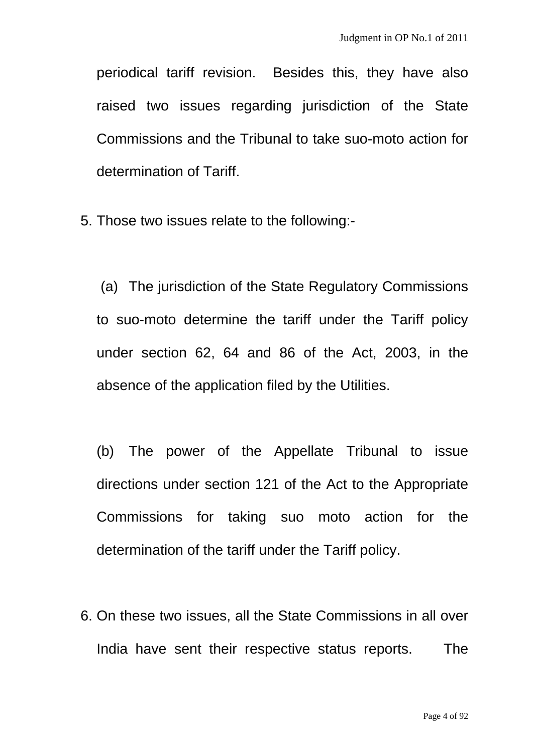periodical tariff revision. Besides this, they have also raised two issues regarding jurisdiction of the State Commissions and the Tribunal to take suo-moto action for determination of Tariff.

5. Those two issues relate to the following:-

   (a) The jurisdiction of the State Regulatory Commissions to suo-moto determine the tariff under the Tariff policy under section 62, 64 and 86 of the Act, 2003, in the absence of the application filed by the Utilities.

   (b) The power of the Appellate Tribunal to issue directions under section 121 of the Act to the Appropriate Commissions for taking suo moto action for the determination of the tariff under the Tariff policy.

6. On these two issues, all the State Commissions in all over India have sent their respective status reports. The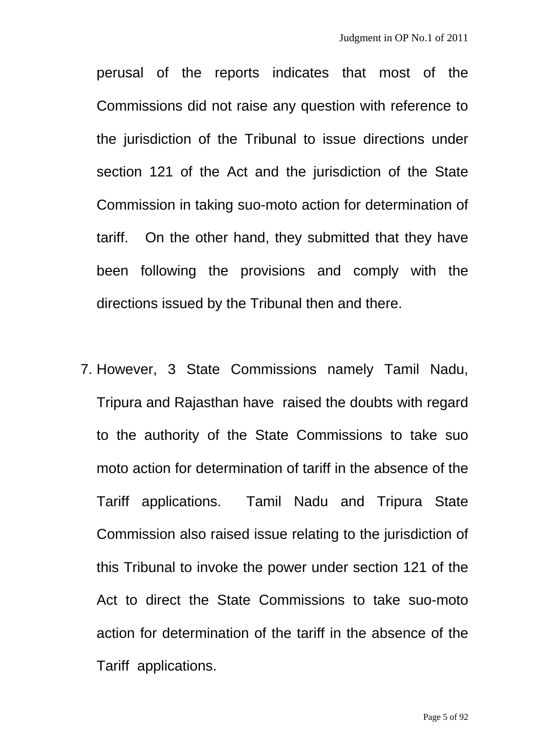perusal of the reports indicates that most of the Commissions did not raise any question with reference to the jurisdiction of the Tribunal to issue directions under section 121 of the Act and the jurisdiction of the State Commission in taking suo-moto action for determination of tariff. On the other hand, they submitted that they have been following the provisions and comply with the directions issued by the Tribunal then and there.

7. However, 3 State Commissions namely Tamil Nadu, Tripura and Rajasthan have raised the doubts with regard to the authority of the State Commissions to take suo moto action for determination of tariff in the absence of the Tariff applications. Tamil Nadu and Tripura State Commission also raised issue relating to the jurisdiction of this Tribunal to invoke the power under section 121 of the Act to direct the State Commissions to take suo-moto action for determination of the tariff in the absence of the Tariff applications.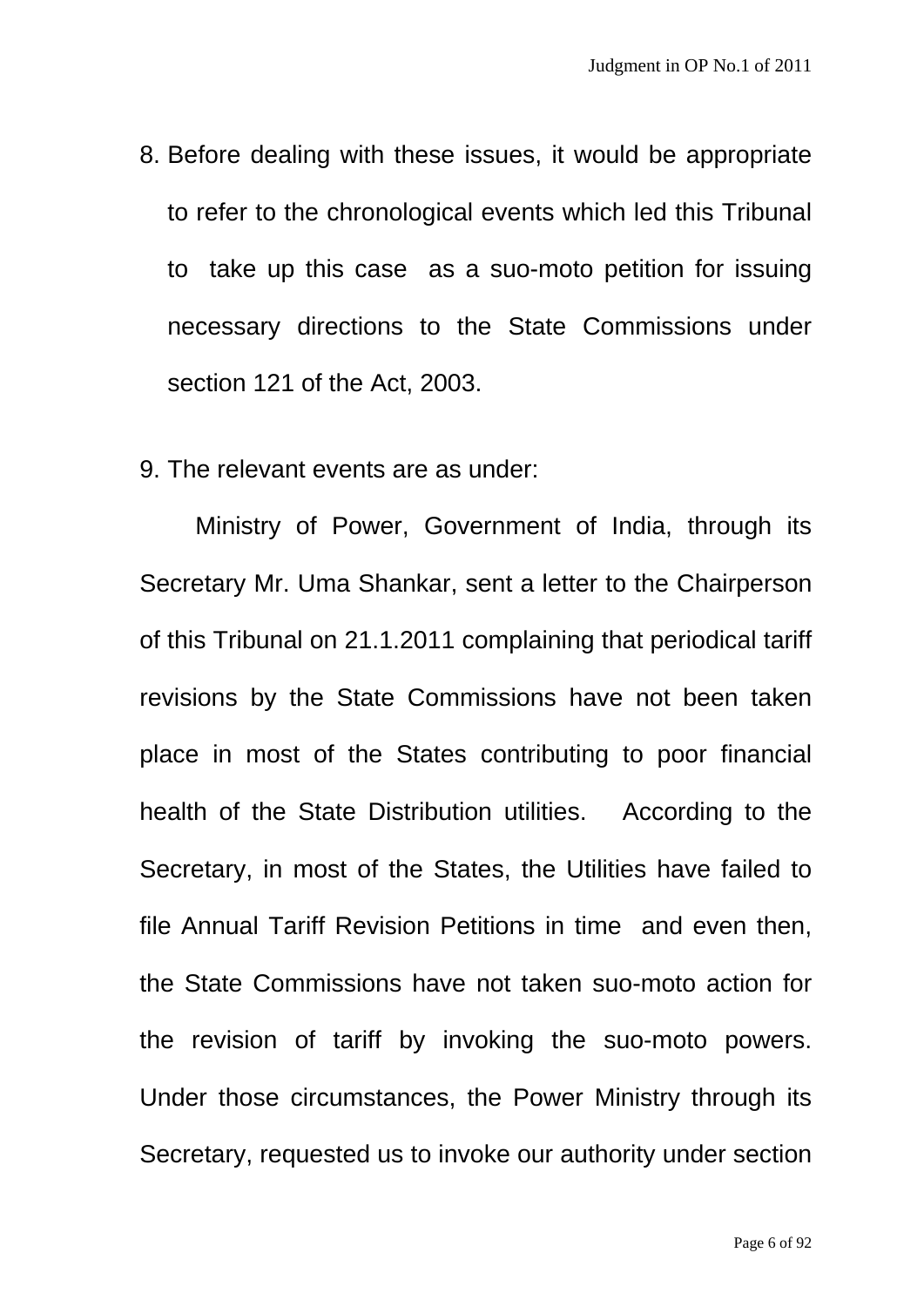8. Before dealing with these issues, it would be appropriate to refer to the chronological events which led this Tribunal to take up this case as a suo-moto petition for issuing necessary directions to the State Commissions under section 121 of the Act, 2003.

9. The relevant events are as under:

Ministry of Power, Government of India, through its Secretary Mr. Uma Shankar, sent a letter to the Chairperson of this Tribunal on 21.1.2011 complaining that periodical tariff revisions by the State Commissions have not been taken place in most of the States contributing to poor financial health of the State Distribution utilities. According to the Secretary, in most of the States, the Utilities have failed to file Annual Tariff Revision Petitions in time and even then, the State Commissions have not taken suo-moto action for the revision of tariff by invoking the suo-moto powers. Under those circumstances, the Power Ministry through its Secretary, requested us to invoke our authority under section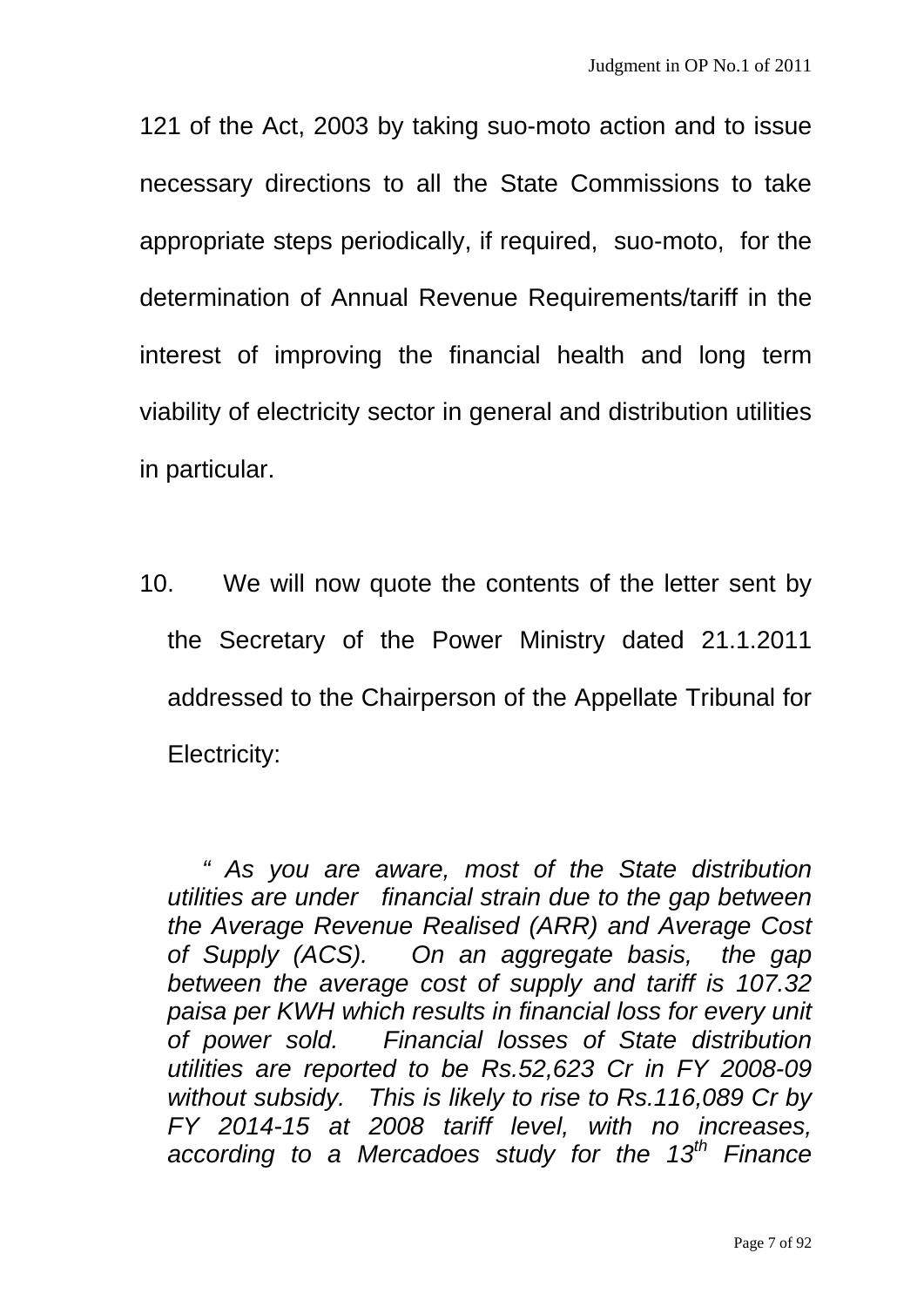121 of the Act, 2003 by taking suo-moto action and to issue necessary directions to all the State Commissions to take appropriate steps periodically, if required, suo-moto, for the determination of Annual Revenue Requirements/tariff in the interest of improving the financial health and long term viability of electricity sector in general and distribution utilities in particular.

10. We will now quote the contents of the letter sent by the Secretary of the Power Ministry dated 21.1.2011 addressed to the Chairperson of the Appellate Tribunal for Electricity:

> *" As you are aware, most of the State distribution utilities are under financial strain due to the gap between the Average Revenue Realised (ARR) and Average Cost of Supply (ACS). On an aggregate basis, the gap between the average cost of supply and tariff is 107.32 paisa per KWH which results in financial loss for every unit of power sold. Financial losses of State distribution utilities are reported to be Rs.52,623 Cr in FY 2008-09 without subsidy. This is likely to rise to Rs.116,089 Cr by FY 2014-15 at 2008 tariff level, with no increases, according to a Mercadoes study for the 13th Finance*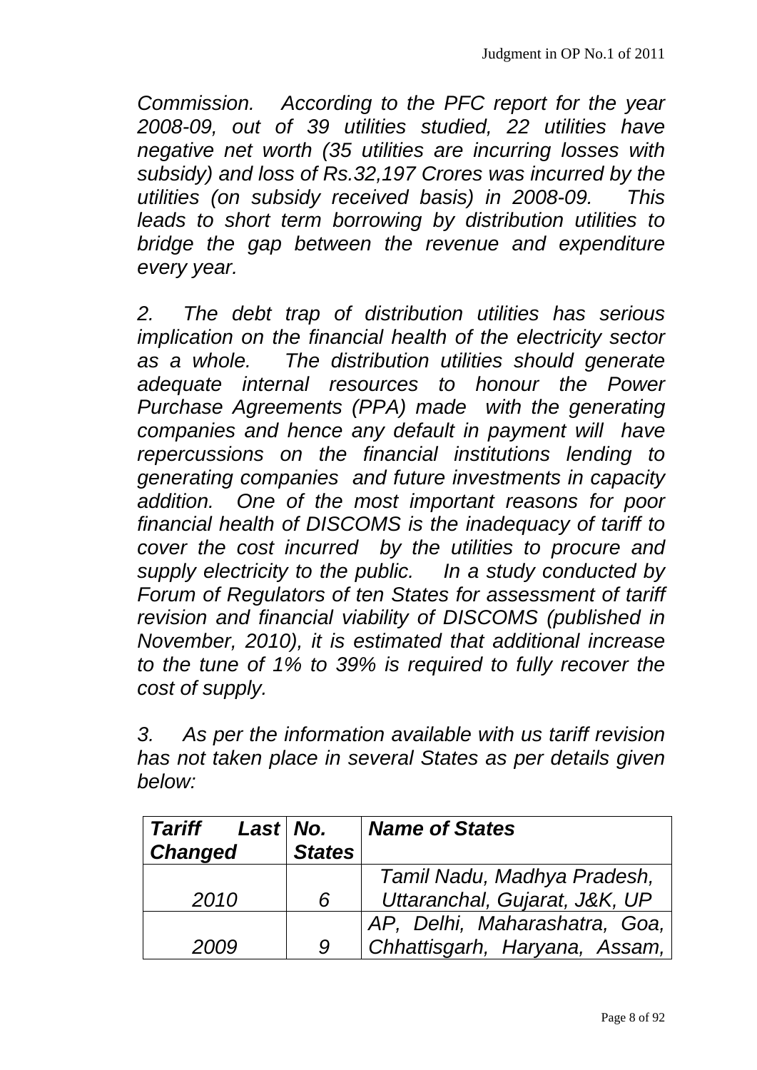*Commission. According to the PFC report for the year 2008-09, out of 39 utilities studied, 22 utilities have negative net worth (35 utilities are incurring losses with subsidy) and loss of Rs.32,197 Crores was incurred by the utilities (on subsidy received basis) in 2008-09. This leads to short term borrowing by distribution utilities to bridge the gap between the revenue and expenditure every year.*

*2. The debt trap of distribution utilities has serious implication on the financial health of the electricity sector as a whole. The distribution utilities should generate adequate internal resources to honour the Power Purchase Agreements (PPA) made with the generating companies and hence any default in payment will have repercussions on the financial institutions lending to generating companies and future investments in capacity addition. One of the most important reasons for poor financial health of DISCOMS is the inadequacy of tariff to cover the cost incurred by the utilities to procure and supply electricity to the public. In a study conducted by Forum of Regulators of ten States for assessment of tariff revision and financial viability of DISCOMS (published in November, 2010), it is estimated that additional increase to the tune of 1% to 39% is required to fully recover the cost of supply.*

*3. As per the information available with us tariff revision has not taken place in several States as per details given below:*

| ***Tariff Last Changed*** | ***No. States*** | ***Name of States*** |
|---|---|---|
| *2010* | *6* | *Tamil Nadu, Madhya Pradesh, Uttaranchal, Gujarat, J&K, UP* |
| *2009* | *9* | *AP, Delhi, Maharashatra, Goa, Chhattisgarh, Haryana, Assam,* |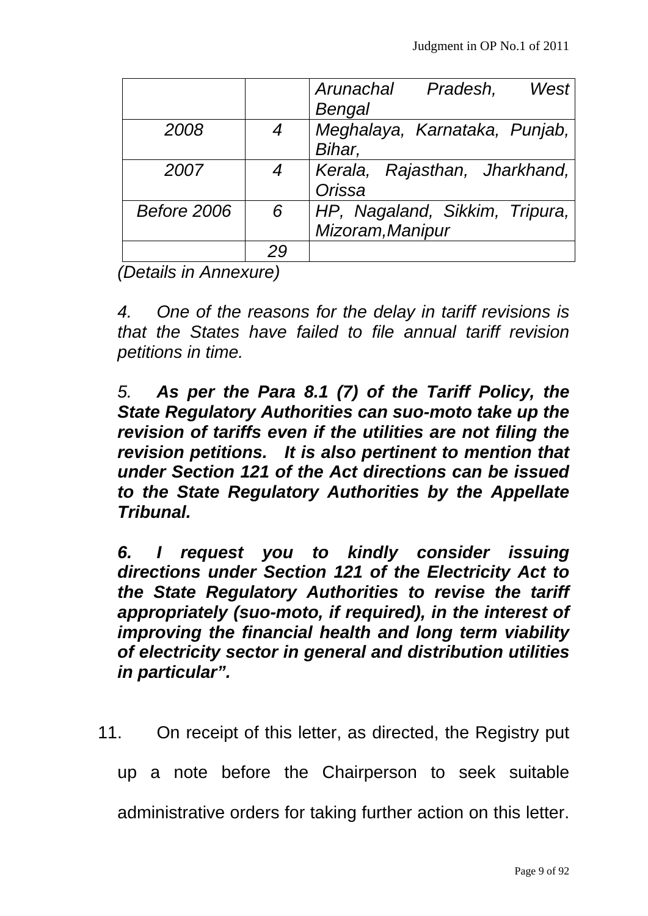| | | |
|---|---|---|
| | | *Arunachal Pradesh, West Bengal* |
| *2008* | *4* | *Meghalaya, Karnataka, Punjab, Bihar,* |
| *2007* | *4* | *Kerala, Rajasthan, Jharkhand, Orissa* |
| *Before 2006* | *6* | *HP, Nagaland, Sikkim, Tripura, Mizoram,Manipur* |
| | *29* | |

*(Details in Annexure)*

*4. One of the reasons for the delay in tariff revisions is that the States have failed to file annual tariff revision petitions in time.*

*5.* ***As per the Para 8.1 (7) of the Tariff Policy, the State Regulatory Authorities can suo-moto take up the revision of tariffs even if the utilities are not filing the revision petitions. It is also pertinent to mention that under Section 121 of the Act directions can be issued to the State Regulatory Authorities by the Appellate Tribunal.***

***6. I request you to kindly consider issuing directions under Section 121 of the Electricity Act to the State Regulatory Authorities to revise the tariff appropriately (suo-moto, if required), in the interest of improving the financial health and long term viability of electricity sector in general and distribution utilities in particular".***

11. On receipt of this letter, as directed, the Registry put up a note before the Chairperson to seek suitable administrative orders for taking further action on this letter.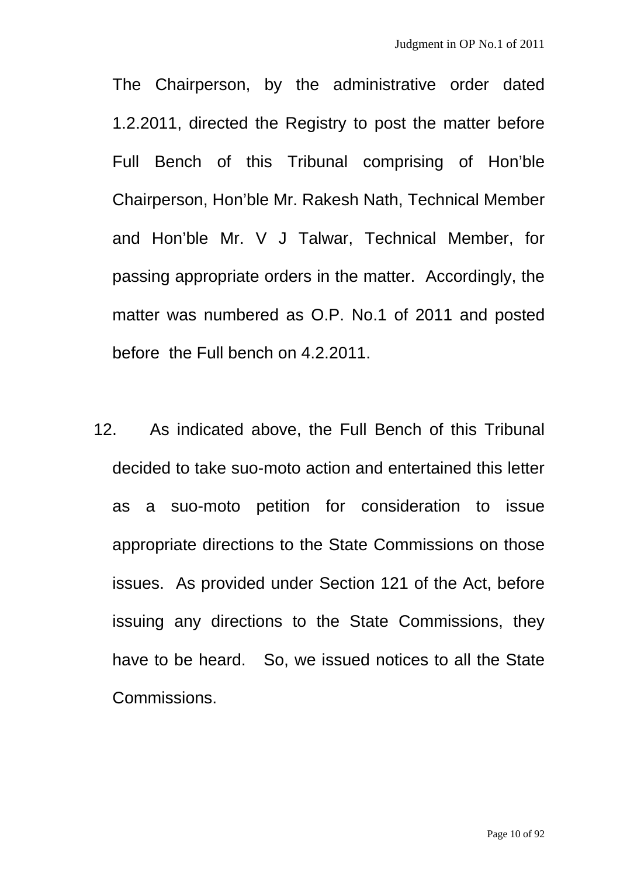The Chairperson, by the administrative order dated 1.2.2011, directed the Registry to post the matter before Full Bench of this Tribunal comprising of Hon'ble Chairperson, Hon'ble Mr. Rakesh Nath, Technical Member and Hon'ble Mr. V J Talwar, Technical Member, for passing appropriate orders in the matter. Accordingly, the matter was numbered as O.P. No.1 of 2011 and posted before the Full bench on 4.2.2011.

12. As indicated above, the Full Bench of this Tribunal decided to take suo-moto action and entertained this letter as a suo-moto petition for consideration to issue appropriate directions to the State Commissions on those issues. As provided under Section 121 of the Act, before issuing any directions to the State Commissions, they have to be heard. So, we issued notices to all the State Commissions.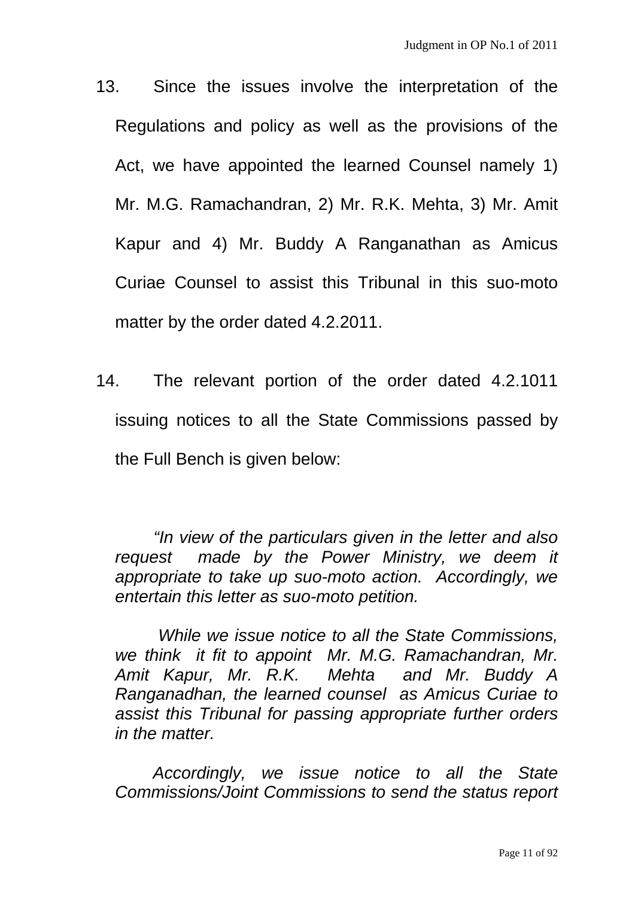13. Since the issues involve the interpretation of the Regulations and policy as well as the provisions of the Act, we have appointed the learned Counsel namely 1) Mr. M.G. Ramachandran, 2) Mr. R.K. Mehta, 3) Mr. Amit Kapur and 4) Mr. Buddy A Ranganathan as Amicus Curiae Counsel to assist this Tribunal in this suo-moto matter by the order dated 4.2.2011.

14. The relevant portion of the order dated 4.2.1011 issuing notices to all the State Commissions passed by the Full Bench is given below:

> *"In view of the particulars given in the letter and also request made by the Power Ministry, we deem it appropriate to take up suo-moto action. Accordingly, we entertain this letter as suo-moto petition.*
>
> *While we issue notice to all the State Commissions, we think it fit to appoint Mr. M.G. Ramachandran, Mr. Amit Kapur, Mr. R.K. Mehta and Mr. Buddy A Ranganadhan, the learned counsel as Amicus Curiae to assist this Tribunal for passing appropriate further orders in the matter.*
>
> *Accordingly, we issue notice to all the State Commissions/Joint Commissions to send the status report*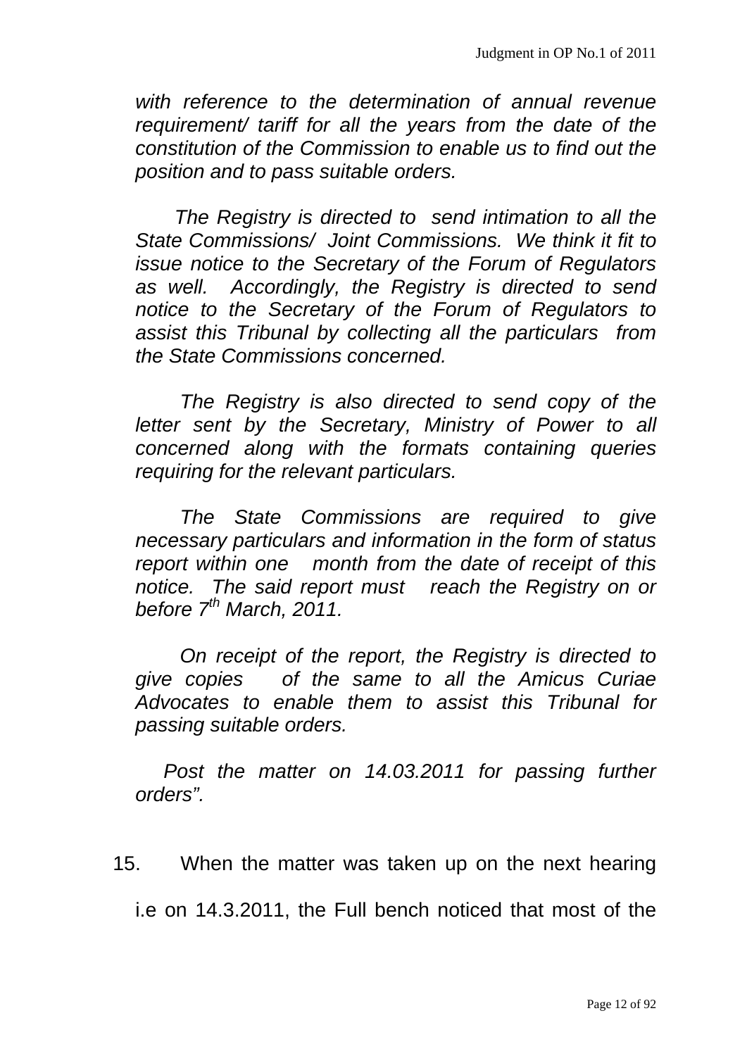*with reference to the determination of annual revenue requirement/ tariff for all the years from the date of the constitution of the Commission to enable us to find out the position and to pass suitable orders.*

*The Registry is directed to send intimation to all the State Commissions/ Joint Commissions. We think it fit to issue notice to the Secretary of the Forum of Regulators as well. Accordingly, the Registry is directed to send notice to the Secretary of the Forum of Regulators to assist this Tribunal by collecting all the particulars from the State Commissions concerned.*

*The Registry is also directed to send copy of the letter sent by the Secretary, Ministry of Power to all concerned along with the formats containing queries requiring for the relevant particulars.*

*The State Commissions are required to give necessary particulars and information in the form of status report within one month from the date of receipt of this notice. The said report must reach the Registry on or before 7th March, 2011.*

*On receipt of the report, the Registry is directed to give copies of the same to all the Amicus Curiae Advocates to enable them to assist this Tribunal for passing suitable orders.*

*Post the matter on 14.03.2011 for passing further orders".*

15. When the matter was taken up on the next hearing i.e on 14.3.2011, the Full bench noticed that most of the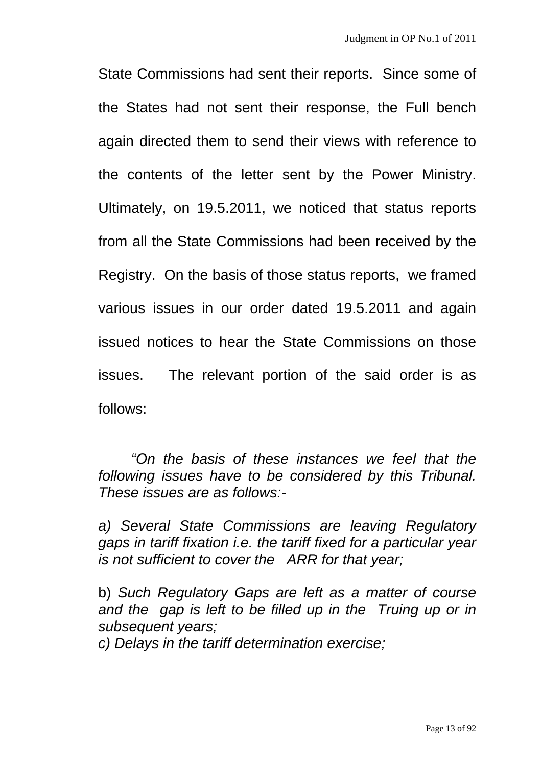State Commissions had sent their reports. Since some of the States had not sent their response, the Full bench again directed them to send their views with reference to the contents of the letter sent by the Power Ministry. Ultimately, on 19.5.2011, we noticed that status reports from all the State Commissions had been received by the Registry. On the basis of those status reports, we framed various issues in our order dated 19.5.2011 and again issued notices to hear the State Commissions on those issues. The relevant portion of the said order is as follows:

*"On the basis of these instances we feel that the following issues have to be considered by this Tribunal. These issues are as follows:-*

*a) Several State Commissions are leaving Regulatory gaps in tariff fixation i.e. the tariff fixed for a particular year is not sufficient to cover the ARR for that year;*

b) *Such Regulatory Gaps are left as a matter of course and the gap is left to be filled up in the Truing up or in subsequent years;*

*c) Delays in the tariff determination exercise;*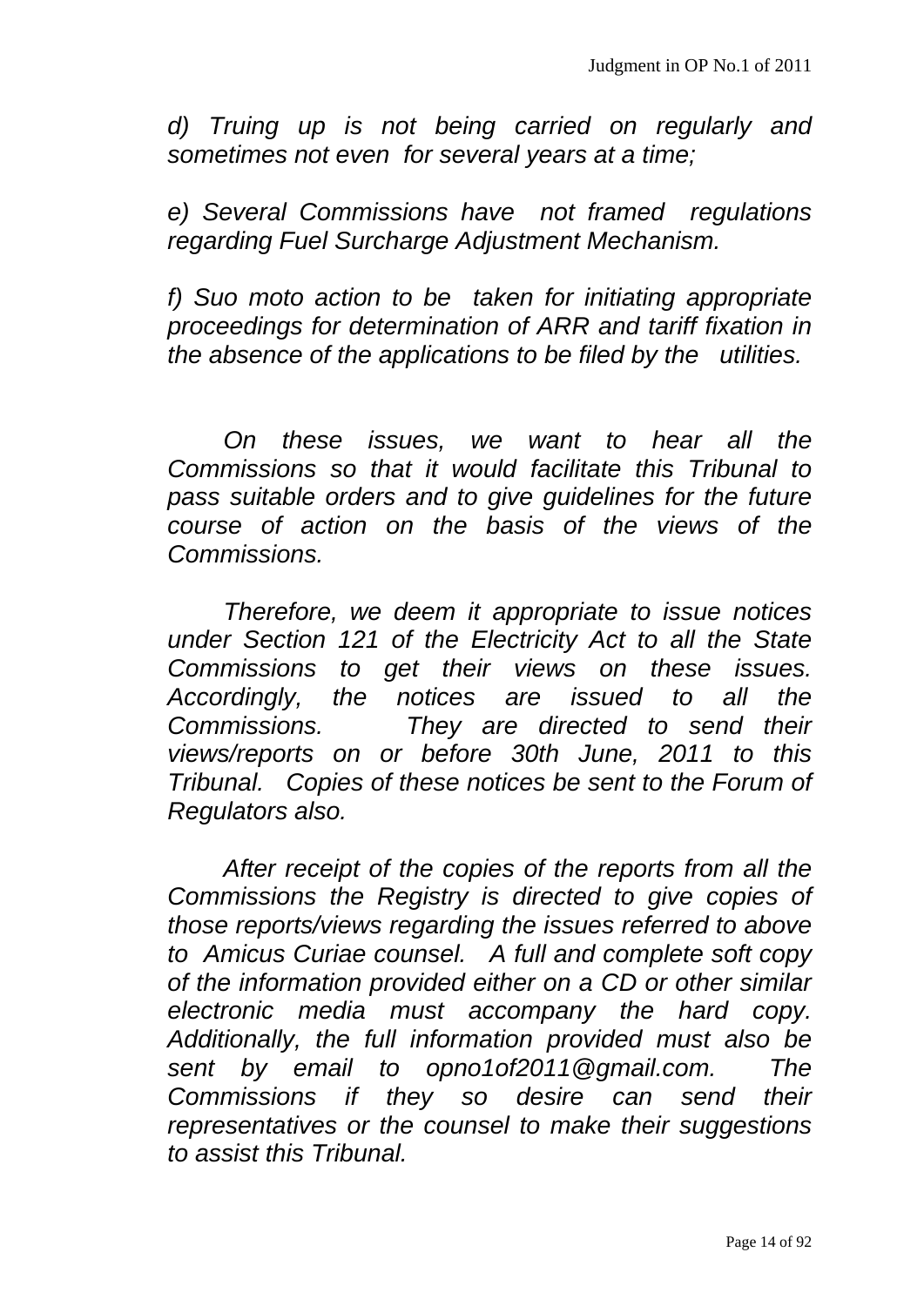*d) Truing up is not being carried on regularly and sometimes not even for several years at a time;*

*e) Several Commissions have not framed regulations regarding Fuel Surcharge Adjustment Mechanism.*

*f) Suo moto action to be taken for initiating appropriate proceedings for determination of ARR and tariff fixation in the absence of the applications to be filed by the utilities.*

*On these issues, we want to hear all the Commissions so that it would facilitate this Tribunal to pass suitable orders and to give guidelines for the future course of action on the basis of the views of the Commissions.*

*Therefore, we deem it appropriate to issue notices under Section 121 of the Electricity Act to all the State Commissions to get their views on these issues. Accordingly, the notices are issued to all the Commissions. They are directed to send their views/reports on or before 30th June, 2011 to this Tribunal. Copies of these notices be sent to the Forum of Regulators also.*

*After receipt of the copies of the reports from all the Commissions the Registry is directed to give copies of those reports/views regarding the issues referred to above to Amicus Curiae counsel. A full and complete soft copy of the information provided either on a CD or other similar electronic media must accompany the hard copy. Additionally, the full information provided must also be sent by email to opno1of2011@gmail.com. The Commissions if they so desire can send their representatives or the counsel to make their suggestions to assist this Tribunal.*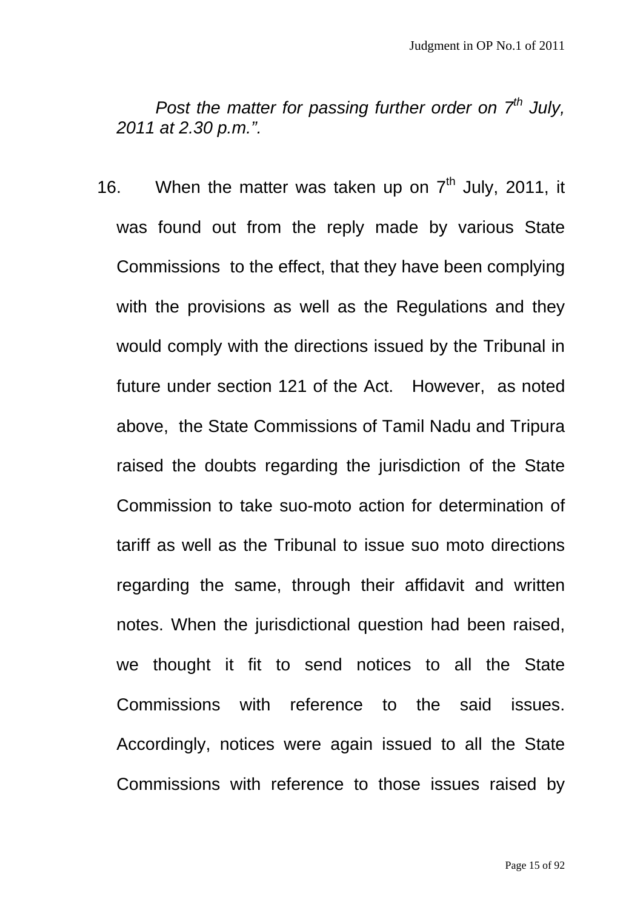*Post the matter for passing further order on 7th July, 2011 at 2.30 p.m.".*

16. When the matter was taken up on 7th July, 2011, it was found out from the reply made by various State Commissions to the effect, that they have been complying with the provisions as well as the Regulations and they would comply with the directions issued by the Tribunal in future under section 121 of the Act. However, as noted above, the State Commissions of Tamil Nadu and Tripura raised the doubts regarding the jurisdiction of the State Commission to take suo-moto action for determination of tariff as well as the Tribunal to issue suo moto directions regarding the same, through their affidavit and written notes. When the jurisdictional question had been raised, we thought it fit to send notices to all the State Commissions with reference to the said issues. Accordingly, notices were again issued to all the State Commissions with reference to those issues raised by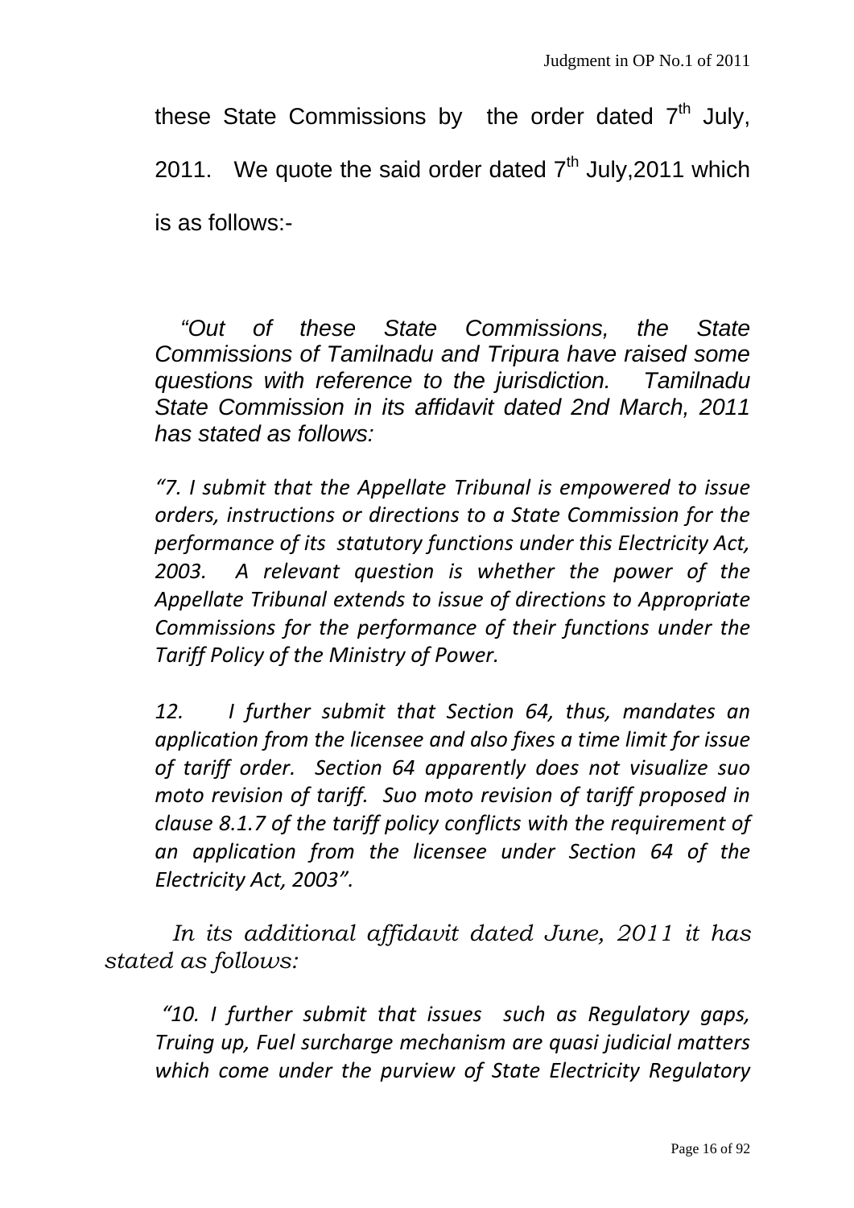these State Commissions by the order dated 7th July, 2011. We quote the said order dated 7th July,2011 which is as follows:-

> *"Out of these State Commissions, the State Commissions of Tamilnadu and Tripura have raised some questions with reference to the jurisdiction. Tamilnadu State Commission in its affidavit dated 2nd March, 2011 has stated as follows:*
>
> *"7. I submit that the Appellate Tribunal is empowered to issue orders, instructions or directions to a State Commission for the performance of its statutory functions under this Electricity Act, 2003. A relevant question is whether the power of the Appellate Tribunal extends to issue of directions to Appropriate Commissions for the performance of their functions under the Tariff Policy of the Ministry of Power.*
>
> *12. I further submit that Section 64, thus, mandates an application from the licensee and also fixes a time limit for issue of tariff order. Section 64 apparently does not visualize suo moto revision of tariff. Suo moto revision of tariff proposed in clause 8.1.7 of the tariff policy conflicts with the requirement of an application from the licensee under Section 64 of the Electricity Act, 2003".*
>
> *In its additional affidavit dated June, 2011 it has stated as follows:*
>
> *"10. I further submit that issues such as Regulatory gaps, Truing up, Fuel surcharge mechanism are quasi judicial matters which come under the purview of State Electricity Regulatory*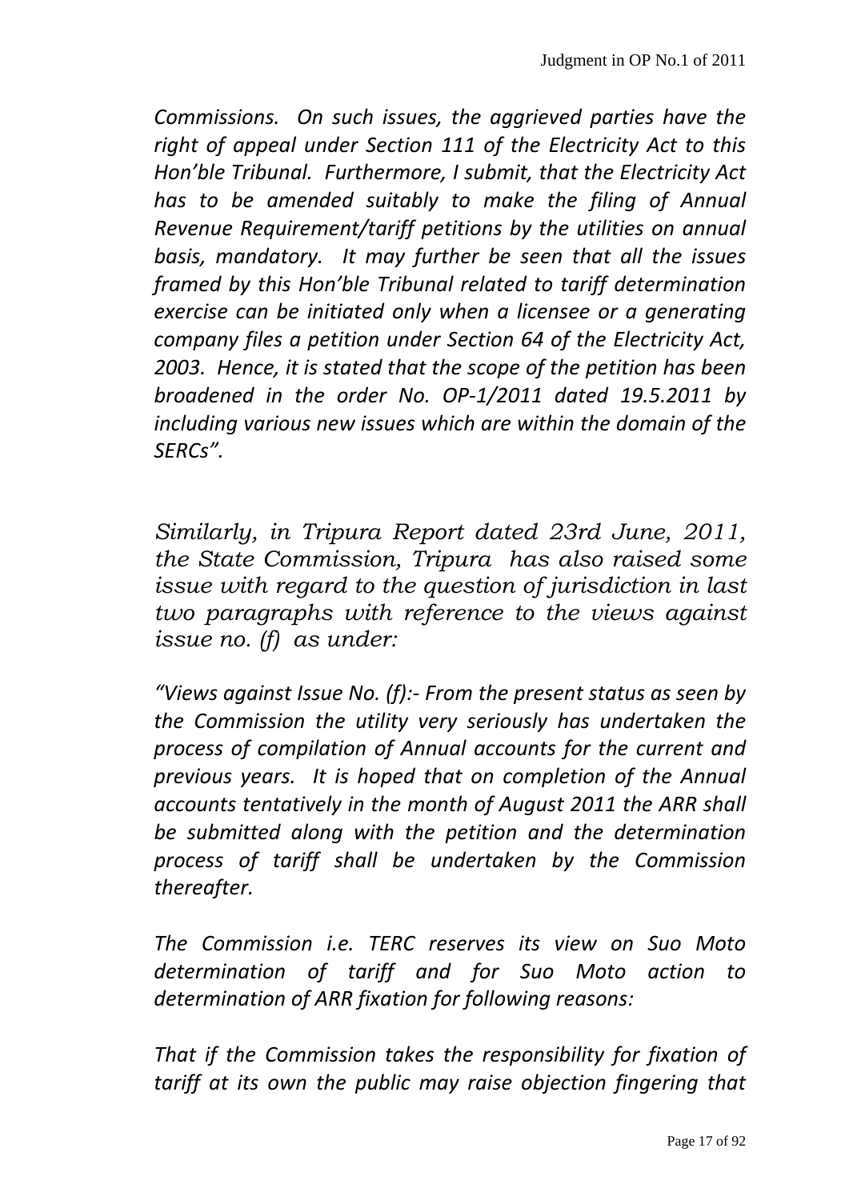*Commissions. On such issues, the aggrieved parties have the right of appeal under Section 111 of the Electricity Act to this Hon'ble Tribunal. Furthermore, I submit, that the Electricity Act has to be amended suitably to make the filing of Annual Revenue Requirement/tariff petitions by the utilities on annual basis, mandatory. It may further be seen that all the issues framed by this Hon'ble Tribunal related to tariff determination exercise can be initiated only when a licensee or a generating company files a petition under Section 64 of the Electricity Act, 2003. Hence, it is stated that the scope of the petition has been broadened in the order No. OP-1/2011 dated 19.5.2011 by including various new issues which are within the domain of the SERCs".*

*Similarly, in Tripura Report dated 23rd June, 2011, the State Commission, Tripura has also raised some issue with regard to the question of jurisdiction in last two paragraphs with reference to the views against issue no. (f) as under:*

*"Views against Issue No. (f):- From the present status as seen by the Commission the utility very seriously has undertaken the process of compilation of Annual accounts for the current and previous years. It is hoped that on completion of the Annual accounts tentatively in the month of August 2011 the ARR shall be submitted along with the petition and the determination process of tariff shall be undertaken by the Commission thereafter.*

*The Commission i.e. TERC reserves its view on Suo Moto determination of tariff and for Suo Moto action to determination of ARR fixation for following reasons:*

*That if the Commission takes the responsibility for fixation of tariff at its own the public may raise objection fingering that*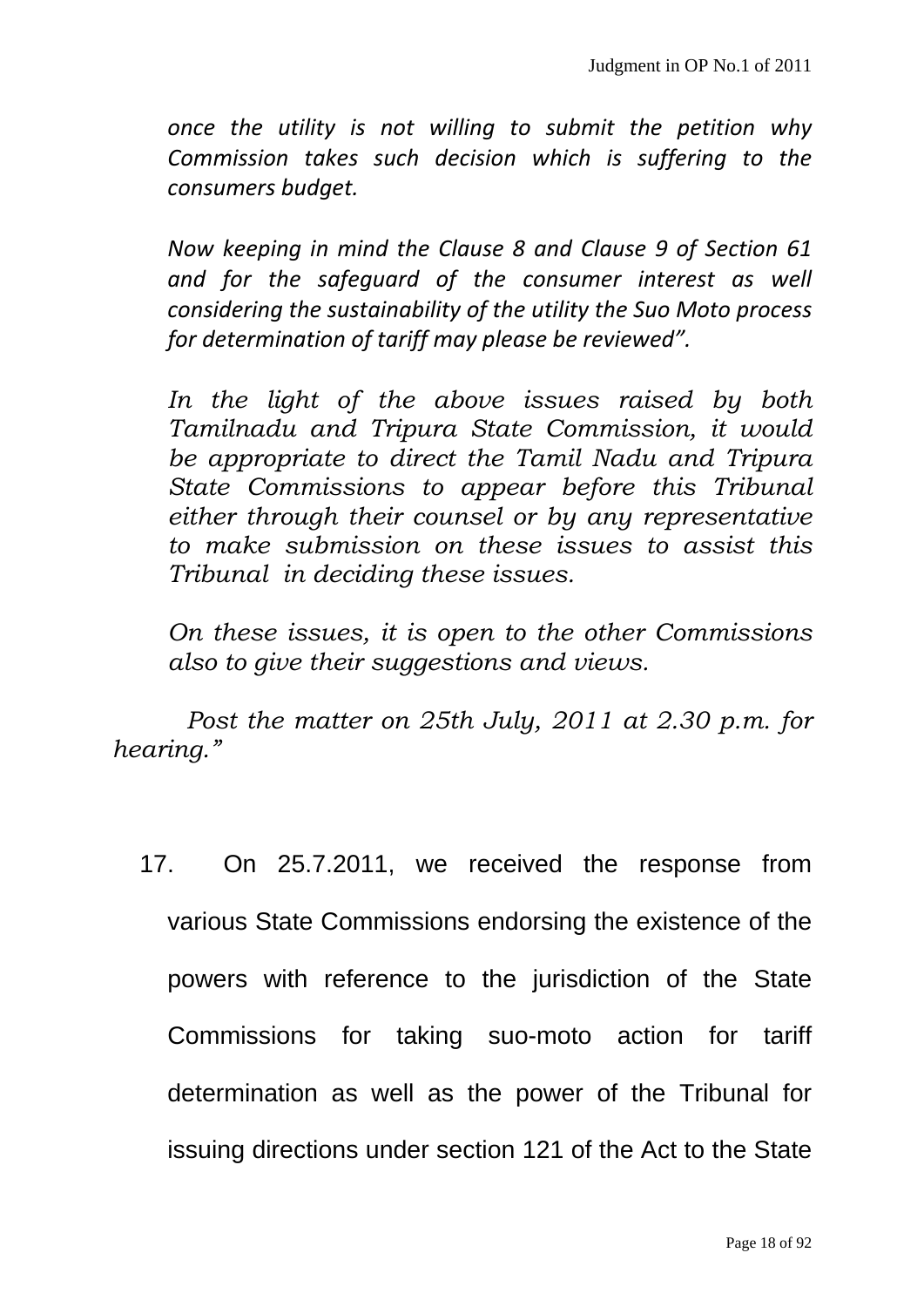*once the utility is not willing to submit the petition why Commission takes such decision which is suffering to the consumers budget.*

*Now keeping in mind the Clause 8 and Clause 9 of Section 61 and for the safeguard of the consumer interest as well considering the sustainability of the utility the Suo Moto process for determination of tariff may please be reviewed".*

*In the light of the above issues raised by both Tamilnadu and Tripura State Commission, it would be appropriate to direct the Tamil Nadu and Tripura State Commissions to appear before this Tribunal either through their counsel or by any representative to make submission on these issues to assist this Tribunal in deciding these issues.*

*On these issues, it is open to the other Commissions also to give their suggestions and views.*

*Post the matter on 25th July, 2011 at 2.30 p.m. for hearing."*

17. On 25.7.2011, we received the response from various State Commissions endorsing the existence of the powers with reference to the jurisdiction of the State Commissions for taking suo-moto action for tariff determination as well as the power of the Tribunal for issuing directions under section 121 of the Act to the State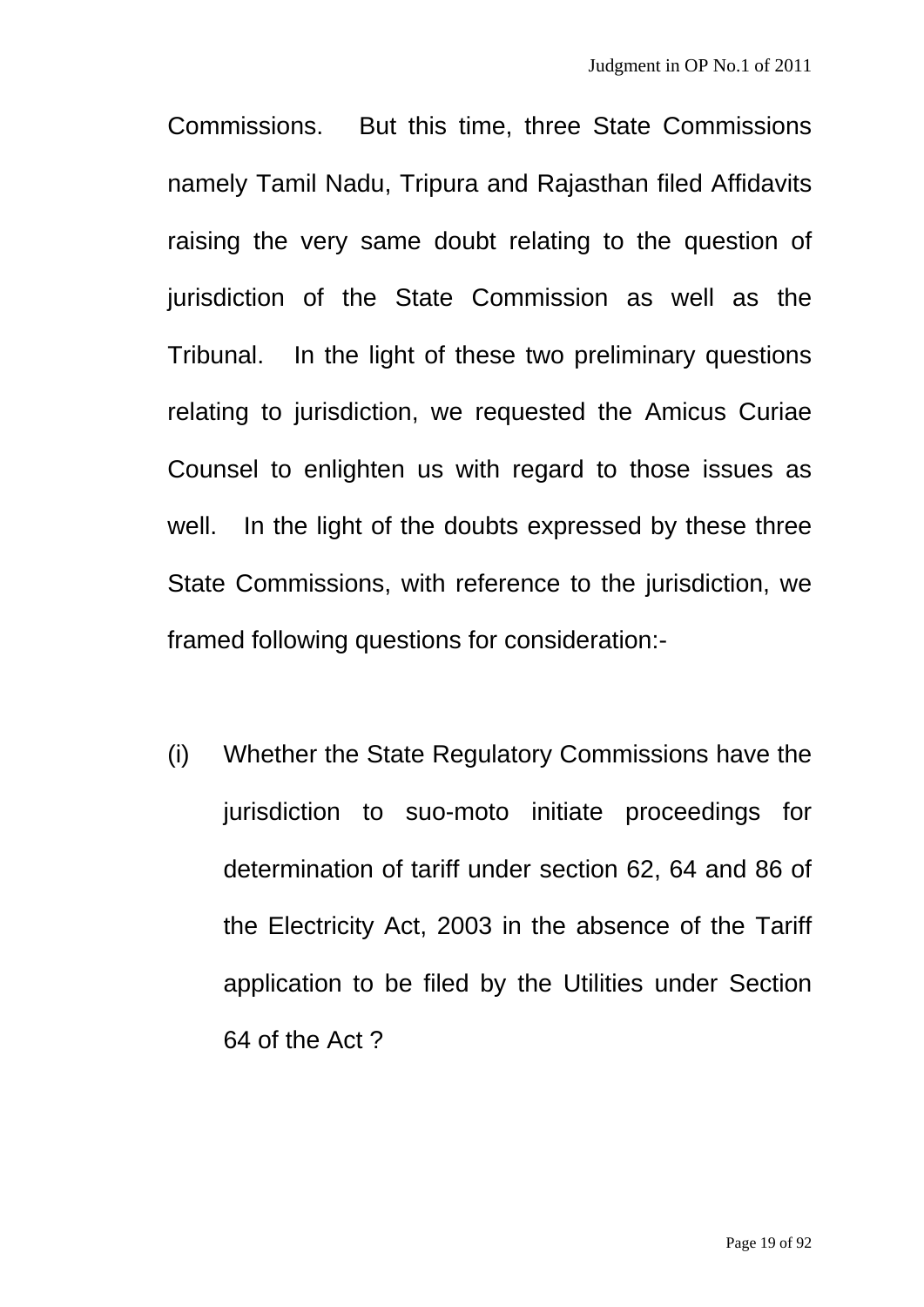Commissions. But this time, three State Commissions namely Tamil Nadu, Tripura and Rajasthan filed Affidavits raising the very same doubt relating to the question of jurisdiction of the State Commission as well as the Tribunal. In the light of these two preliminary questions relating to jurisdiction, we requested the Amicus Curiae Counsel to enlighten us with regard to those issues as well. In the light of the doubts expressed by these three State Commissions, with reference to the jurisdiction, we framed following questions for consideration:-

(i) Whether the State Regulatory Commissions have the jurisdiction to suo-moto initiate proceedings for determination of tariff under section 62, 64 and 86 of the Electricity Act, 2003 in the absence of the Tariff application to be filed by the Utilities under Section 64 of the Act ?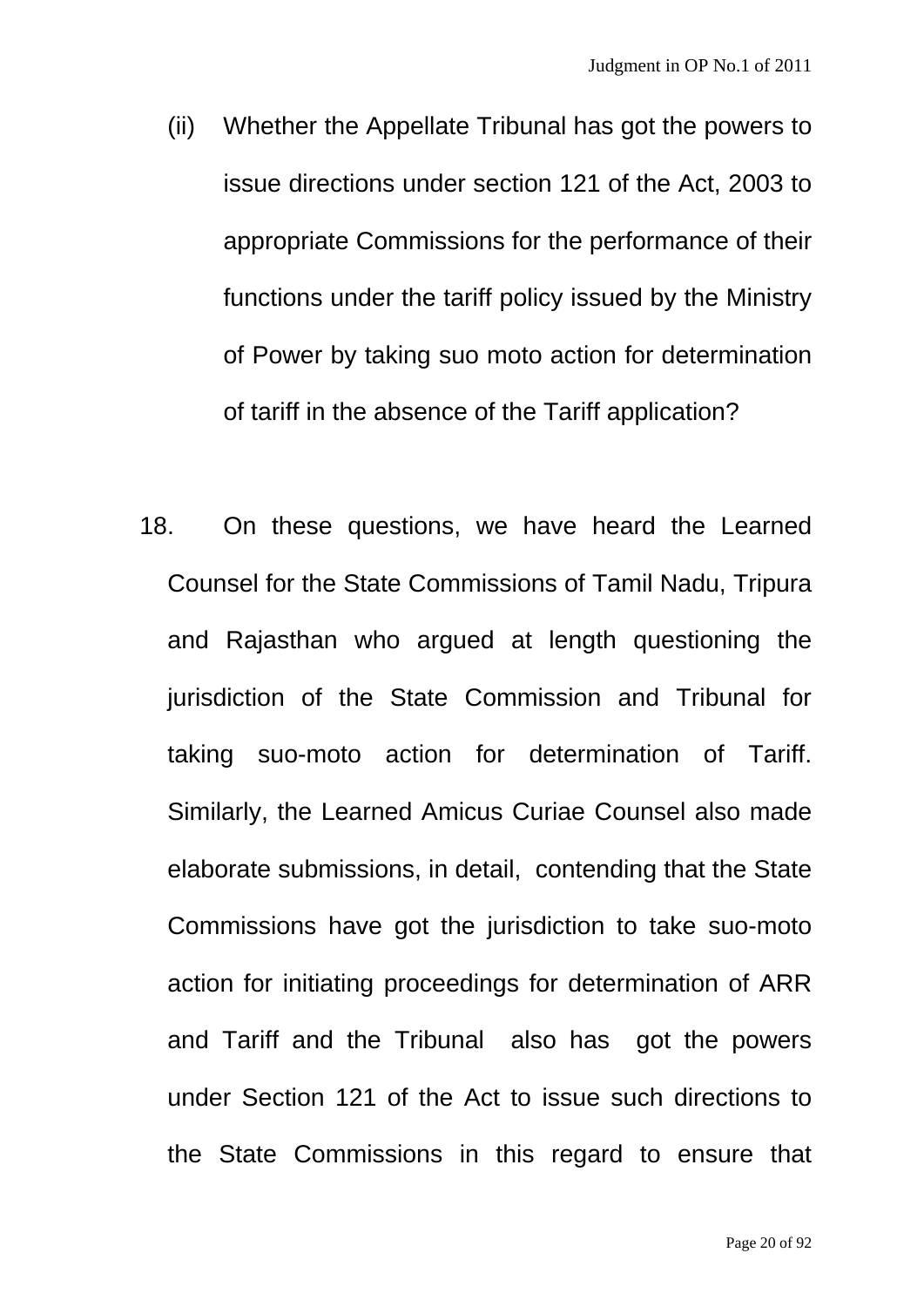(ii) Whether the Appellate Tribunal has got the powers to issue directions under section 121 of the Act, 2003 to appropriate Commissions for the performance of their functions under the tariff policy issued by the Ministry of Power by taking suo moto action for determination of tariff in the absence of the Tariff application?

18. On these questions, we have heard the Learned Counsel for the State Commissions of Tamil Nadu, Tripura and Rajasthan who argued at length questioning the jurisdiction of the State Commission and Tribunal for taking suo-moto action for determination of Tariff. Similarly, the Learned Amicus Curiae Counsel also made elaborate submissions, in detail, contending that the State Commissions have got the jurisdiction to take suo-moto action for initiating proceedings for determination of ARR and Tariff and the Tribunal also has got the powers under Section 121 of the Act to issue such directions to the State Commissions in this regard to ensure that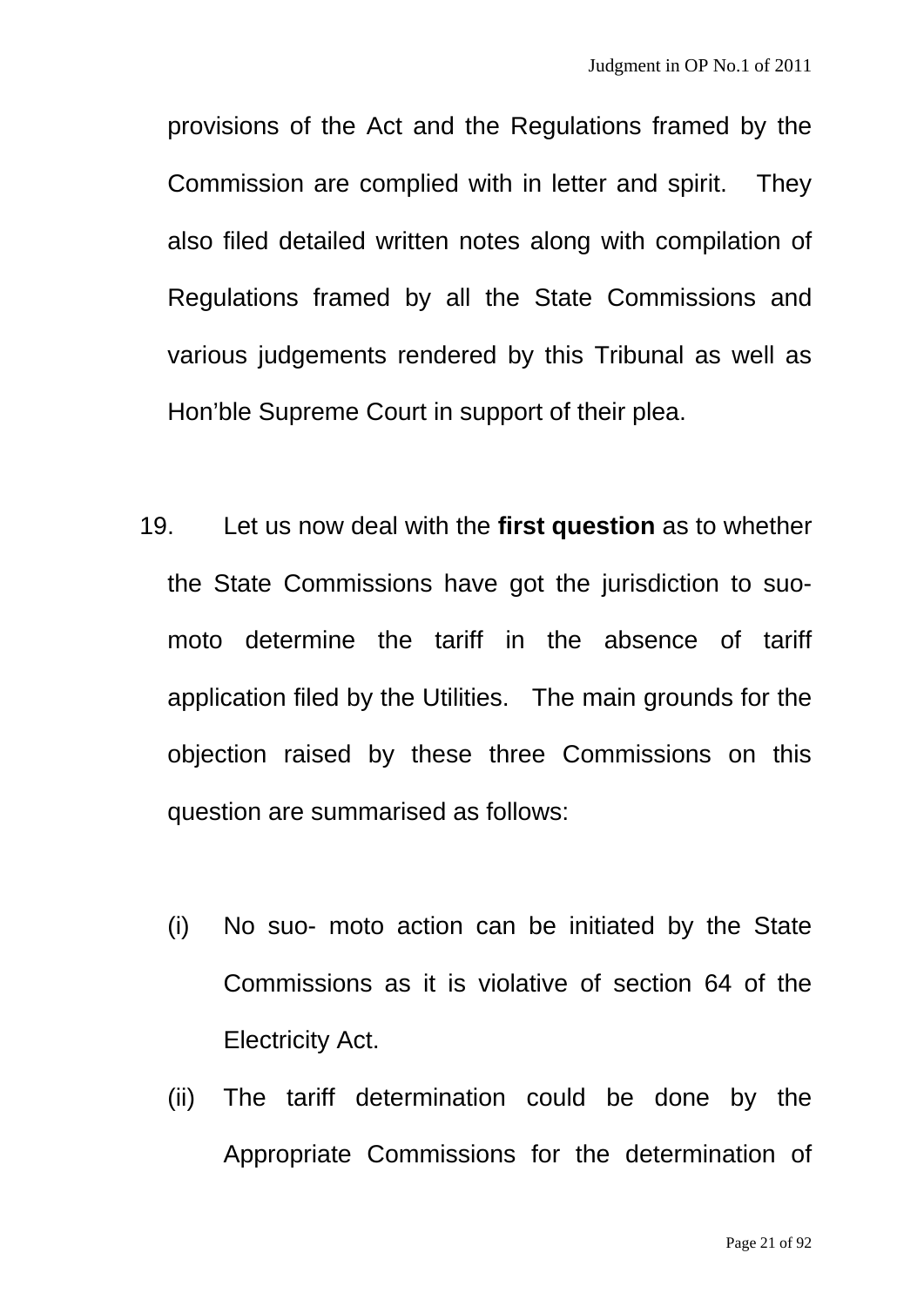provisions of the Act and the Regulations framed by the Commission are complied with in letter and spirit. They also filed detailed written notes along with compilation of Regulations framed by all the State Commissions and various judgements rendered by this Tribunal as well as Hon'ble Supreme Court in support of their plea.

19. Let us now deal with the **first question** as to whether the State Commissions have got the jurisdiction to suo-moto determine the tariff in the absence of tariff application filed by the Utilities. The main grounds for the objection raised by these three Commissions on this question are summarised as follows:

   (i) No suo- moto action can be initiated by the State Commissions as it is violative of section 64 of the Electricity Act.

   (ii) The tariff determination could be done by the Appropriate Commissions for the determination of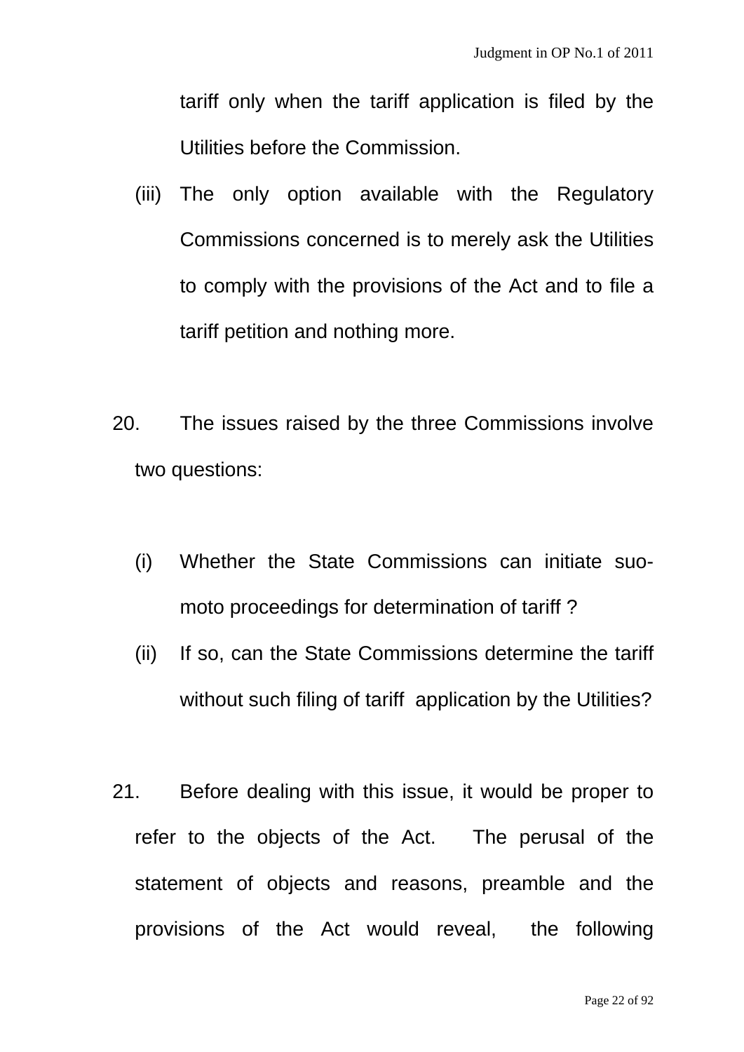tariff only when the tariff application is filed by the Utilities before the Commission.

(iii) The only option available with the Regulatory Commissions concerned is to merely ask the Utilities to comply with the provisions of the Act and to file a tariff petition and nothing more.

20. The issues raised by the three Commissions involve two questions:

(i) Whether the State Commissions can initiate suo-moto proceedings for determination of tariff ?

(ii) If so, can the State Commissions determine the tariff without such filing of tariff application by the Utilities?

21. Before dealing with this issue, it would be proper to refer to the objects of the Act. The perusal of the statement of objects and reasons, preamble and the provisions of the Act would reveal, the following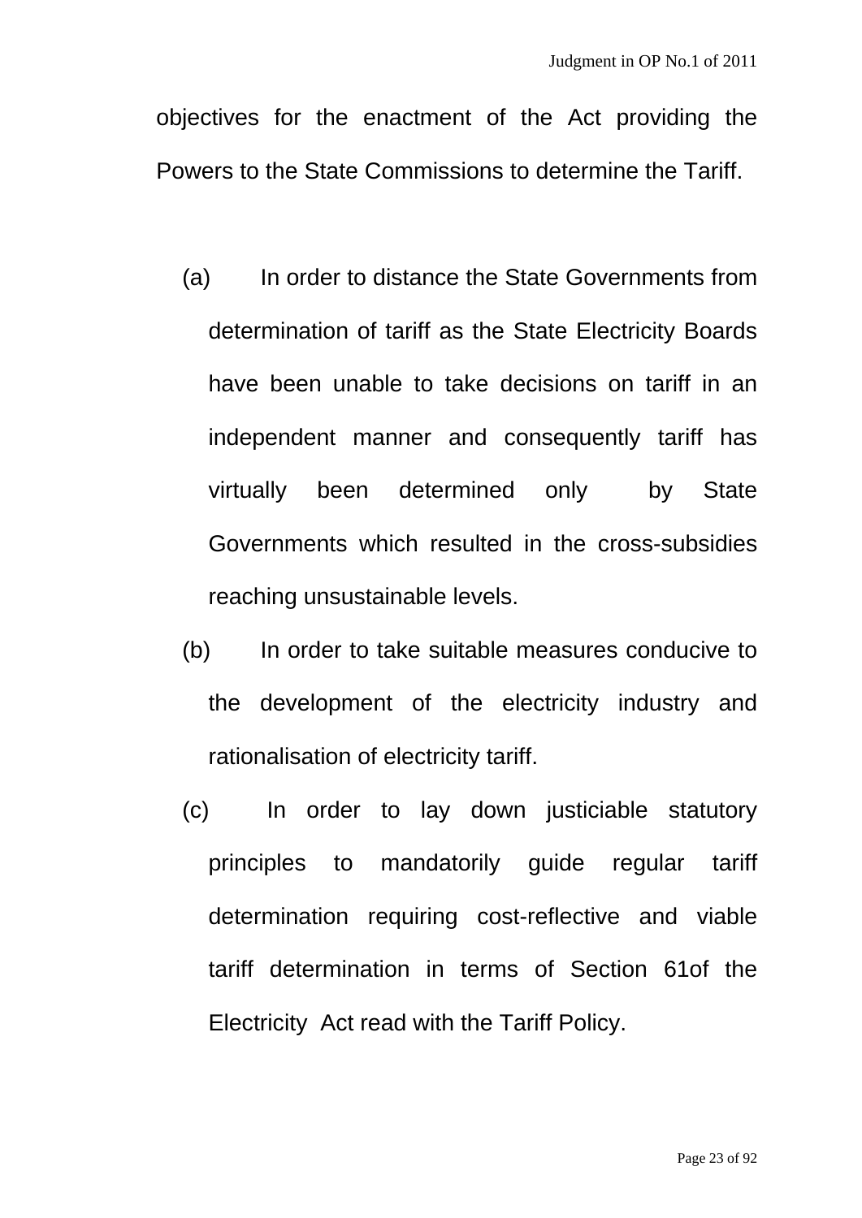objectives for the enactment of the Act providing the Powers to the State Commissions to determine the Tariff.

(a) In order to distance the State Governments from determination of tariff as the State Electricity Boards have been unable to take decisions on tariff in an independent manner and consequently tariff has virtually been determined only by State Governments which resulted in the cross-subsidies reaching unsustainable levels.

(b) In order to take suitable measures conducive to the development of the electricity industry and rationalisation of electricity tariff.

(c) In order to lay down justiciable statutory principles to mandatorily guide regular tariff determination requiring cost-reflective and viable tariff determination in terms of Section 61of the Electricity Act read with the Tariff Policy.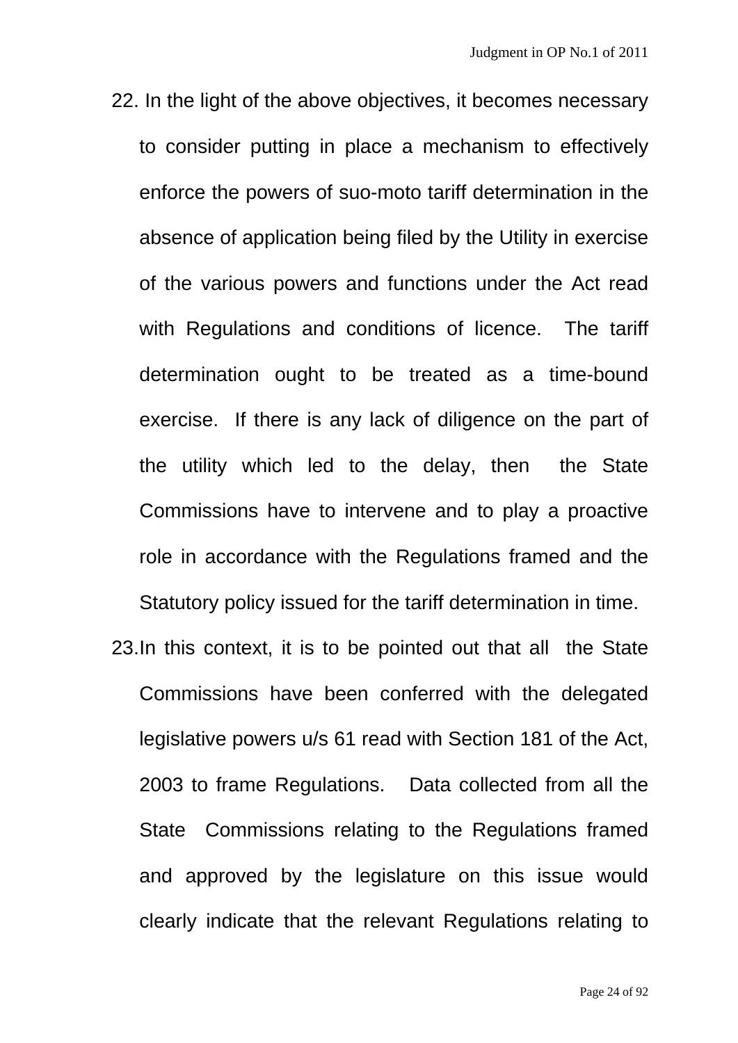22. In the light of the above objectives, it becomes necessary to consider putting in place a mechanism to effectively enforce the powers of suo-moto tariff determination in the absence of application being filed by the Utility in exercise of the various powers and functions under the Act read with Regulations and conditions of licence. The tariff determination ought to be treated as a time-bound exercise. If there is any lack of diligence on the part of the utility which led to the delay, then the State Commissions have to intervene and to play a proactive role in accordance with the Regulations framed and the Statutory policy issued for the tariff determination in time.

23. In this context, it is to be pointed out that all the State Commissions have been conferred with the delegated legislative powers u/s 61 read with Section 181 of the Act, 2003 to frame Regulations. Data collected from all the State Commissions relating to the Regulations framed and approved by the legislature on this issue would clearly indicate that the relevant Regulations relating to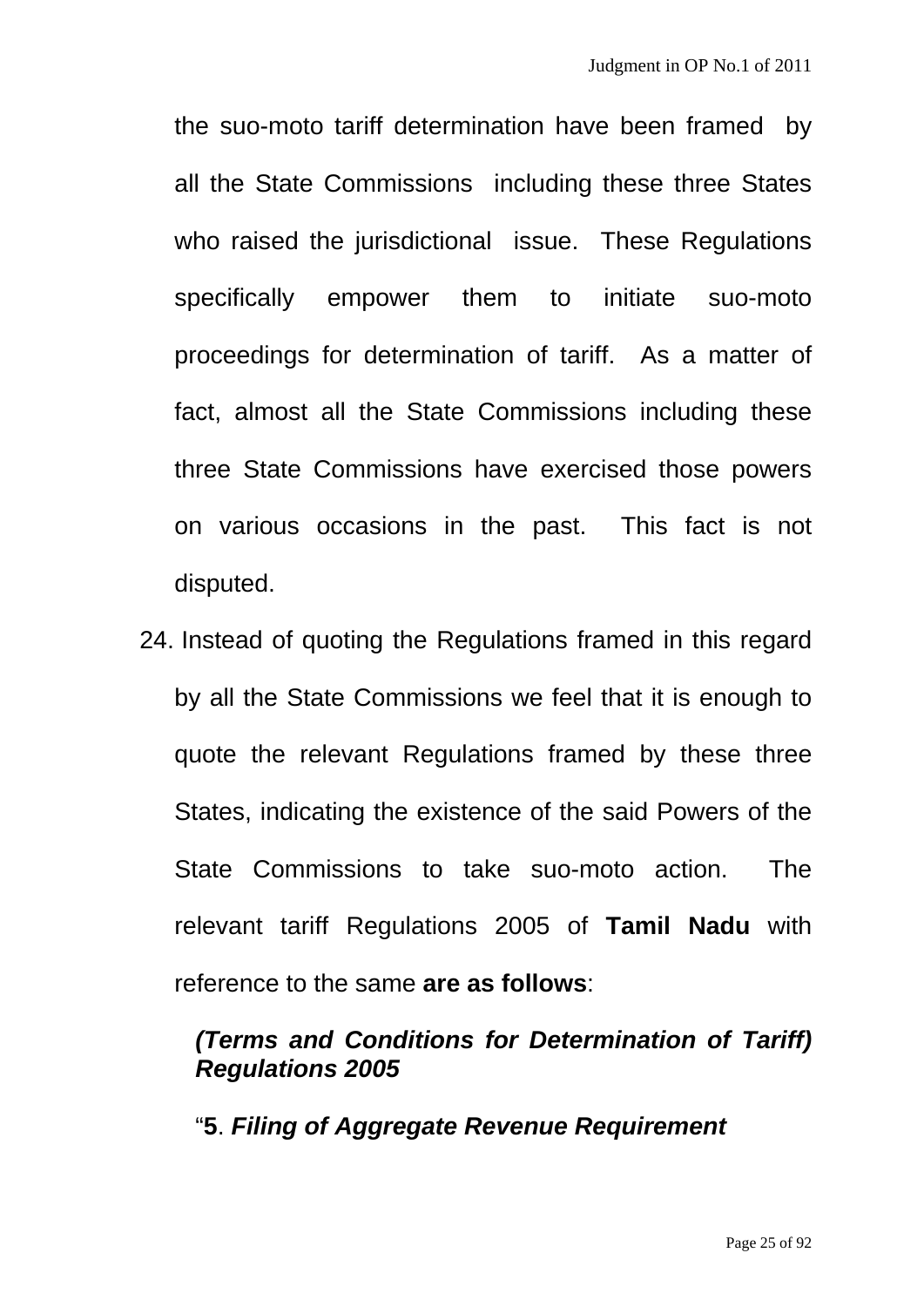the suo-moto tariff determination have been framed by all the State Commissions including these three States who raised the jurisdictional issue. These Regulations specifically empower them to initiate suo-moto proceedings for determination of tariff. As a matter of fact, almost all the State Commissions including these three State Commissions have exercised those powers on various occasions in the past. This fact is not disputed.

24. Instead of quoting the Regulations framed in this regard by all the State Commissions we feel that it is enough to quote the relevant Regulations framed by these three States, indicating the existence of the said Powers of the State Commissions to take suo-moto action. The relevant tariff Regulations 2005 of **Tamil Nadu** with reference to the same **are as follows**:

***(Terms and Conditions for Determination of Tariff) Regulations 2005***

"**5**. ***Filing of Aggregate Revenue Requirement***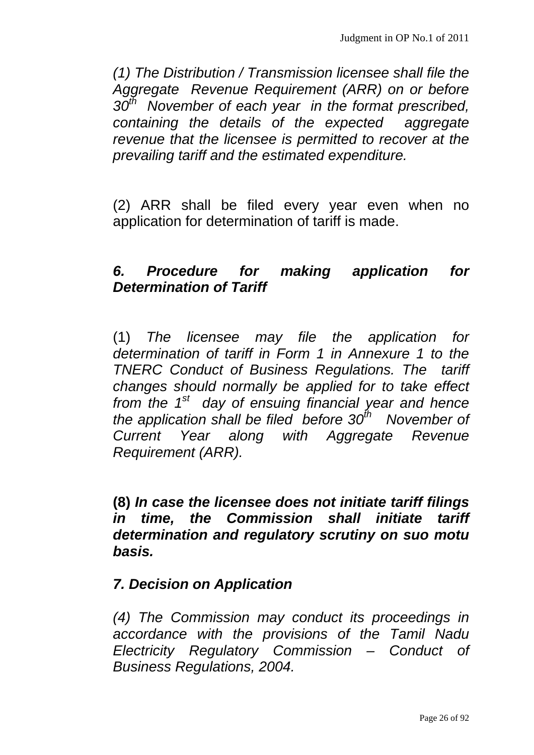*(1) The Distribution / Transmission licensee shall file the Aggregate Revenue Requirement (ARR) on or before 30th November of each year in the format prescribed, containing the details of the expected aggregate revenue that the licensee is permitted to recover at the prevailing tariff and the estimated expenditure.*

(2) ARR shall be filed every year even when no application for determination of tariff is made.

***6. Procedure for making application for Determination of Tariff***

(1) *The licensee may file the application for determination of tariff in Form 1 in Annexure 1 to the TNERC Conduct of Business Regulations. The tariff changes should normally be applied for to take effect from the 1st day of ensuing financial year and hence the application shall be filed before 30th November of Current Year along with Aggregate Revenue Requirement (ARR).*

**(8)** ***In case the licensee does not initiate tariff filings in time, the Commission shall initiate tariff determination and regulatory scrutiny on suo motu basis.***

***7. Decision on Application***

*(4) The Commission may conduct its proceedings in accordance with the provisions of the Tamil Nadu Electricity Regulatory Commission – Conduct of Business Regulations, 2004.*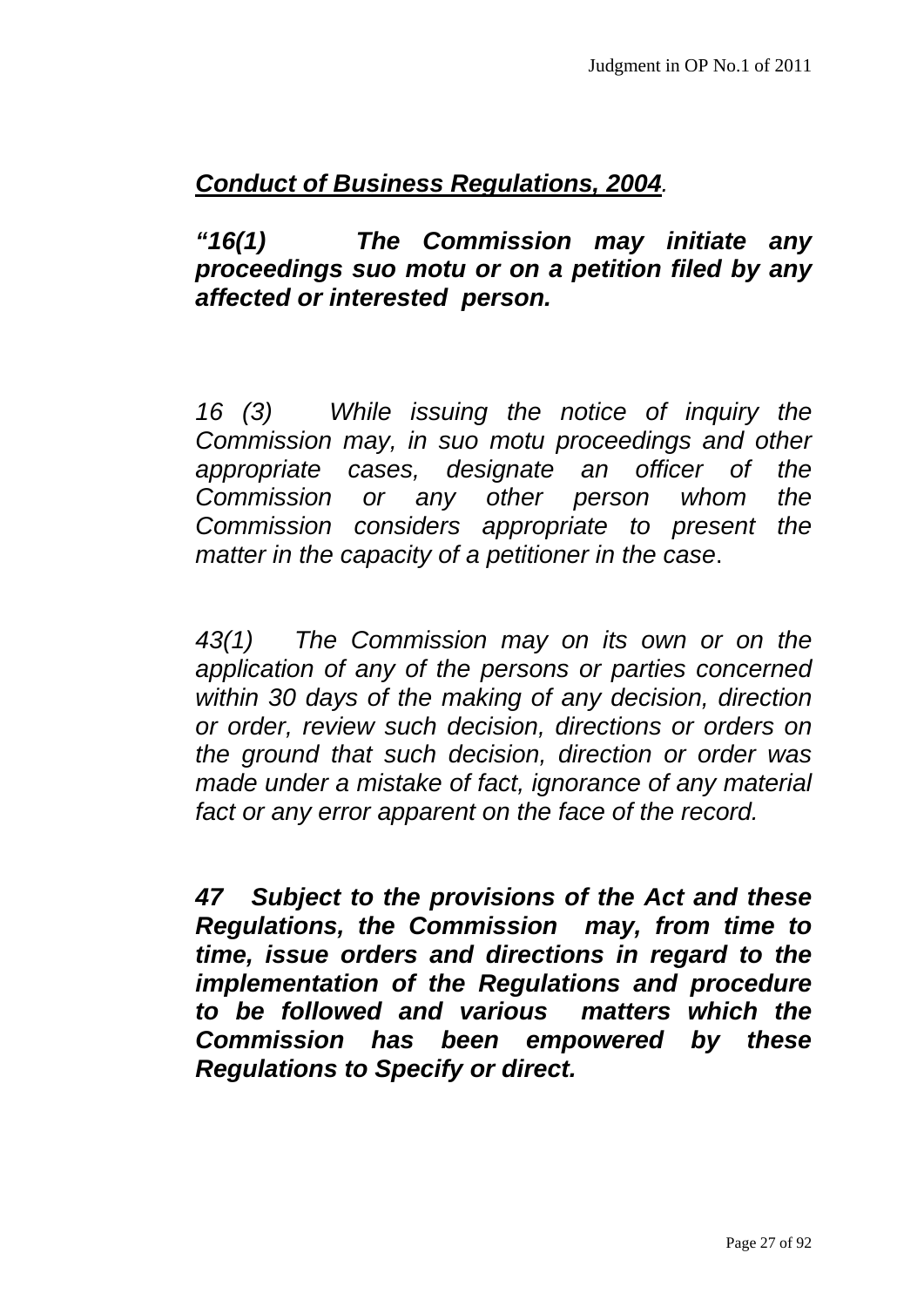***Conduct of Business Regulations, 2004***.

***"16(1) The Commission may initiate any proceedings suo motu or on a petition filed by any affected or interested person.***

*16 (3) While issuing the notice of inquiry the Commission may, in suo motu proceedings and other appropriate cases, designate an officer of the Commission or any other person whom the Commission considers appropriate to present the matter in the capacity of a petitioner in the case*.

*43(1) The Commission may on its own or on the application of any of the persons or parties concerned within 30 days of the making of any decision, direction or order, review such decision, directions or orders on the ground that such decision, direction or order was made under a mistake of fact, ignorance of any material fact or any error apparent on the face of the record.*

***47 Subject to the provisions of the Act and these Regulations, the Commission may, from time to time, issue orders and directions in regard to the implementation of the Regulations and procedure to be followed and various matters which the Commission has been empowered by these Regulations to Specify or direct.***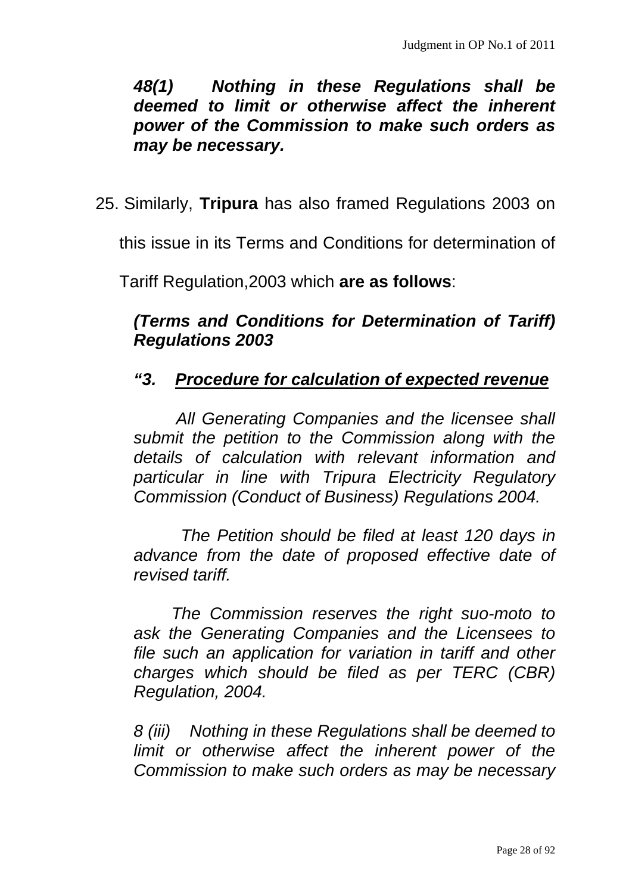***48(1) Nothing in these Regulations shall be deemed to limit or otherwise affect the inherent power of the Commission to make such orders as may be necessary.***

25. Similarly, **Tripura** has also framed Regulations 2003 on this issue in its Terms and Conditions for determination of Tariff Regulation,2003 which **are as follows**:

***(Terms and Conditions for Determination of Tariff) Regulations 2003***

***"3. <u>Procedure for calculation of expected revenue</u>***

*All Generating Companies and the licensee shall submit the petition to the Commission along with the details of calculation with relevant information and particular in line with Tripura Electricity Regulatory Commission (Conduct of Business) Regulations 2004.*

*The Petition should be filed at least 120 days in advance from the date of proposed effective date of revised tariff.*

*The Commission reserves the right suo-moto to ask the Generating Companies and the Licensees to file such an application for variation in tariff and other charges which should be filed as per TERC (CBR) Regulation, 2004.*

*8 (iii) Nothing in these Regulations shall be deemed to limit or otherwise affect the inherent power of the Commission to make such orders as may be necessary*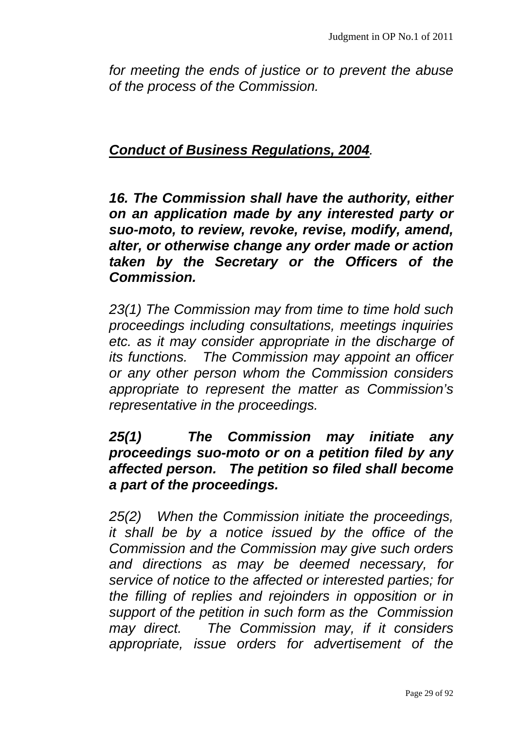*for meeting the ends of justice or to prevent the abuse of the process of the Commission.*

***Conduct of Business Regulations, 2004****.*

***16. The Commission shall have the authority, either on an application made by any interested party or suo-moto, to review, revoke, revise, modify, amend, alter, or otherwise change any order made or action taken by the Secretary or the Officers of the Commission.***

*23(1) The Commission may from time to time hold such proceedings including consultations, meetings inquiries etc. as it may consider appropriate in the discharge of its functions. The Commission may appoint an officer or any other person whom the Commission considers appropriate to represent the matter as Commission's representative in the proceedings.*

***25(1) The Commission may initiate any proceedings suo-moto or on a petition filed by any affected person. The petition so filed shall become a part of the proceedings.***

*25(2) When the Commission initiate the proceedings, it shall be by a notice issued by the office of the Commission and the Commission may give such orders and directions as may be deemed necessary, for service of notice to the affected or interested parties; for the filling of replies and rejoinders in opposition or in support of the petition in such form as the Commission may direct. The Commission may, if it considers appropriate, issue orders for advertisement of the*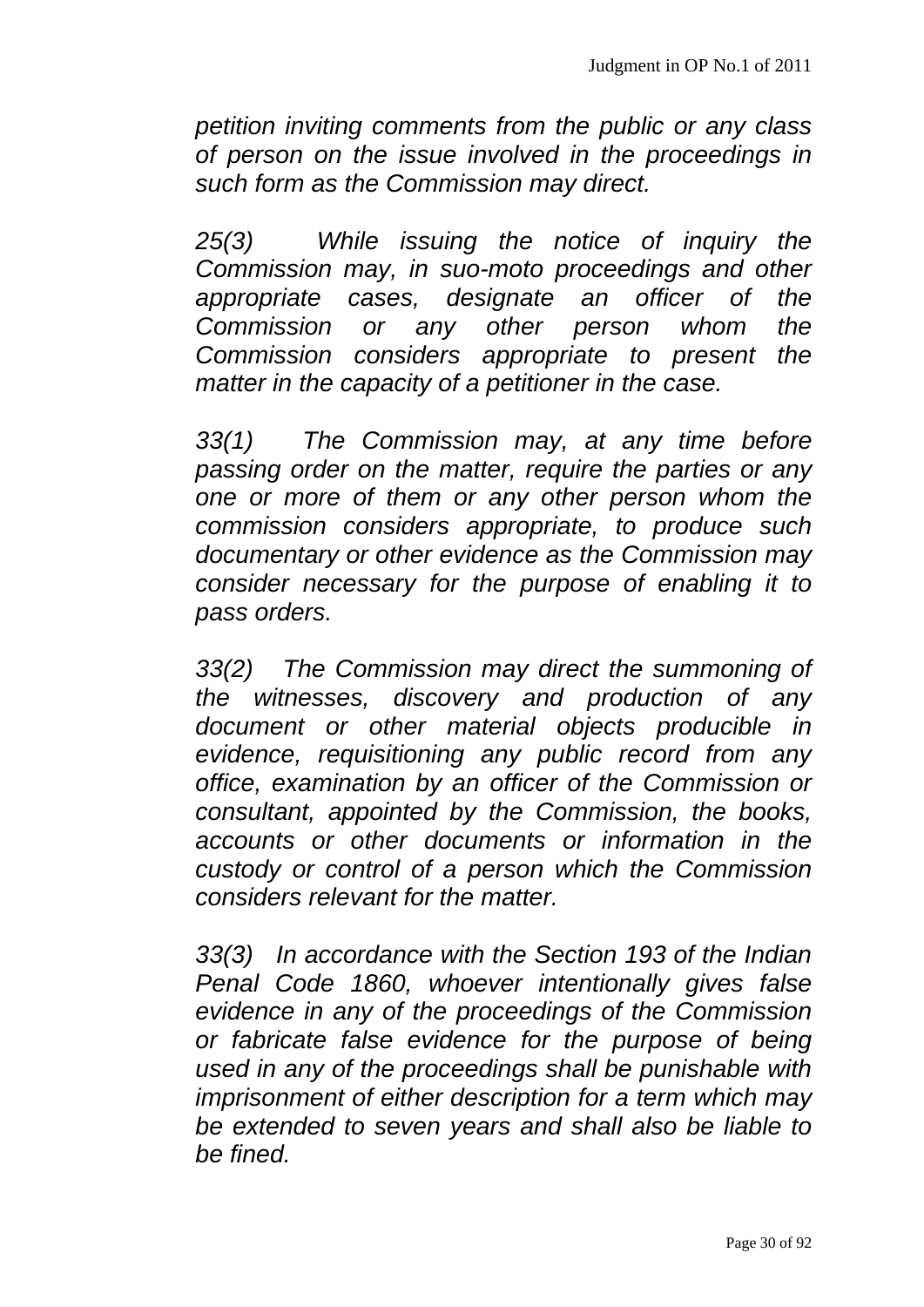*petition inviting comments from the public or any class of person on the issue involved in the proceedings in such form as the Commission may direct.*

*25(3) While issuing the notice of inquiry the Commission may, in suo-moto proceedings and other appropriate cases, designate an officer of the Commission or any other person whom the Commission considers appropriate to present the matter in the capacity of a petitioner in the case.*

*33(1) The Commission may, at any time before passing order on the matter, require the parties or any one or more of them or any other person whom the commission considers appropriate, to produce such documentary or other evidence as the Commission may consider necessary for the purpose of enabling it to pass orders.*

*33(2) The Commission may direct the summoning of the witnesses, discovery and production of any document or other material objects producible in evidence, requisitioning any public record from any office, examination by an officer of the Commission or consultant, appointed by the Commission, the books, accounts or other documents or information in the custody or control of a person which the Commission considers relevant for the matter.*

*33(3) In accordance with the Section 193 of the Indian Penal Code 1860, whoever intentionally gives false evidence in any of the proceedings of the Commission or fabricate false evidence for the purpose of being used in any of the proceedings shall be punishable with imprisonment of either description for a term which may be extended to seven years and shall also be liable to be fined.*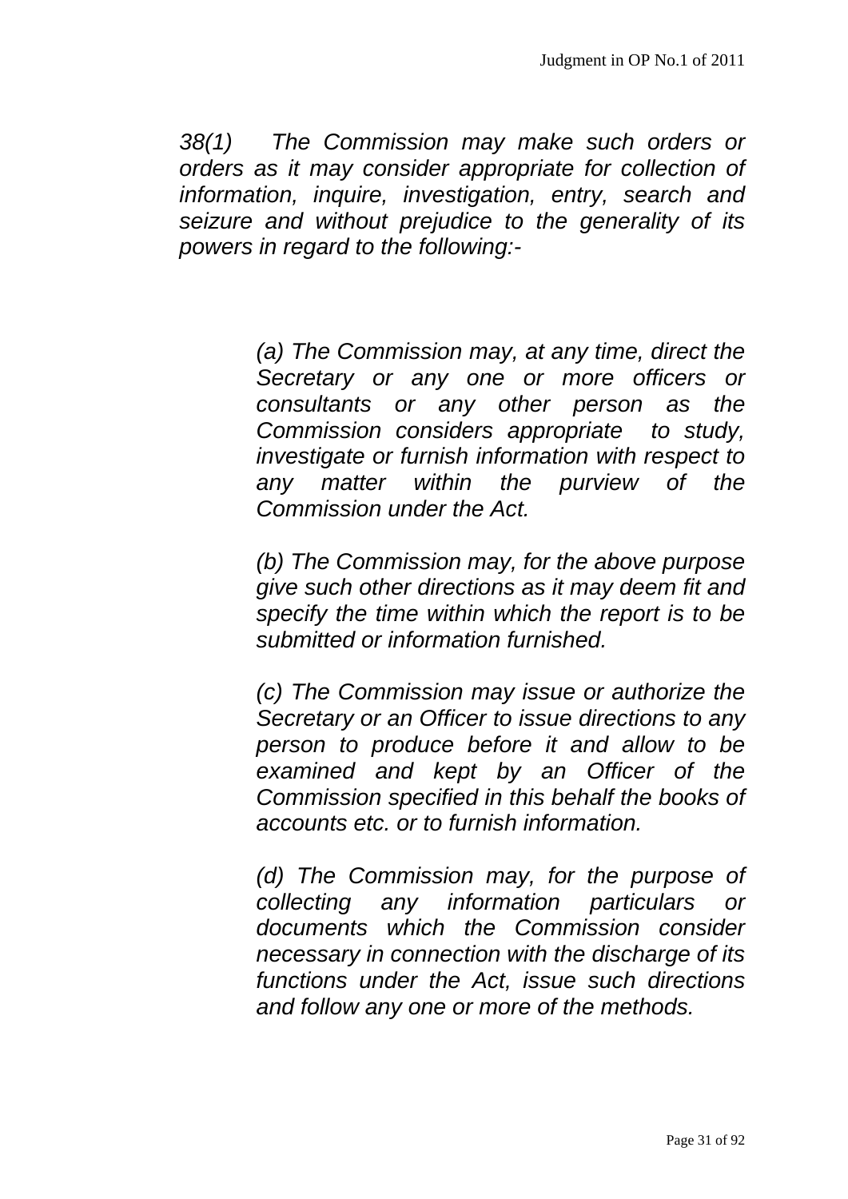*38(1) The Commission may make such orders or orders as it may consider appropriate for collection of information, inquire, investigation, entry, search and seizure and without prejudice to the generality of its powers in regard to the following:-*

> *(a) The Commission may, at any time, direct the Secretary or any one or more officers or consultants or any other person as the Commission considers appropriate to study, investigate or furnish information with respect to any matter within the purview of the Commission under the Act.*
>
> *(b) The Commission may, for the above purpose give such other directions as it may deem fit and specify the time within which the report is to be submitted or information furnished.*
>
> *(c) The Commission may issue or authorize the Secretary or an Officer to issue directions to any person to produce before it and allow to be examined and kept by an Officer of the Commission specified in this behalf the books of accounts etc. or to furnish information.*
>
> *(d) The Commission may, for the purpose of collecting any information particulars or documents which the Commission consider necessary in connection with the discharge of its functions under the Act, issue such directions and follow any one or more of the methods.*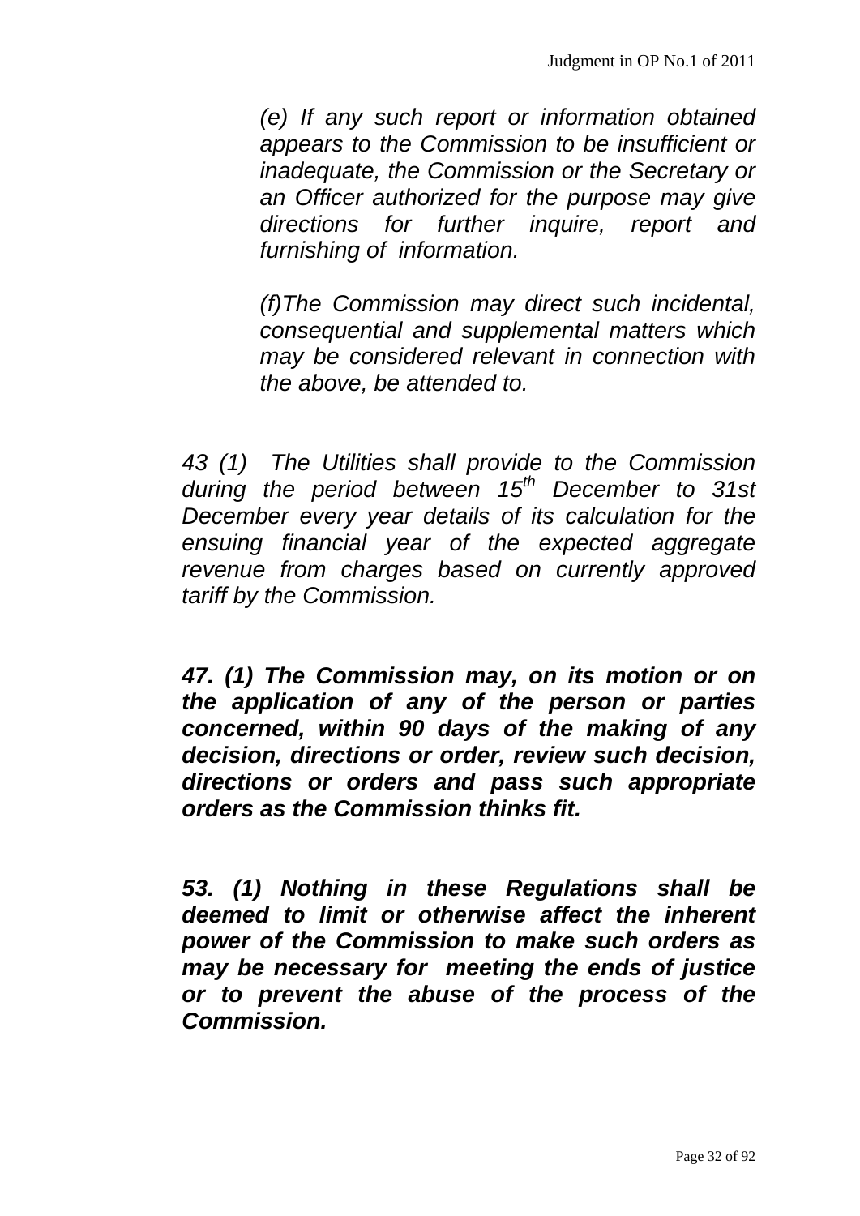*(e) If any such report or information obtained appears to the Commission to be insufficient or inadequate, the Commission or the Secretary or an Officer authorized for the purpose may give directions for further inquire, report and furnishing of information.*

*(f)The Commission may direct such incidental, consequential and supplemental matters which may be considered relevant in connection with the above, be attended to.*

*43 (1) The Utilities shall provide to the Commission during the period between 15th December to 31st December every year details of its calculation for the ensuing financial year of the expected aggregate revenue from charges based on currently approved tariff by the Commission.*

***47. (1) The Commission may, on its motion or on the application of any of the person or parties concerned, within 90 days of the making of any decision, directions or order, review such decision, directions or orders and pass such appropriate orders as the Commission thinks fit.***

***53. (1) Nothing in these Regulations shall be deemed to limit or otherwise affect the inherent power of the Commission to make such orders as may be necessary for meeting the ends of justice or to prevent the abuse of the process of the Commission.***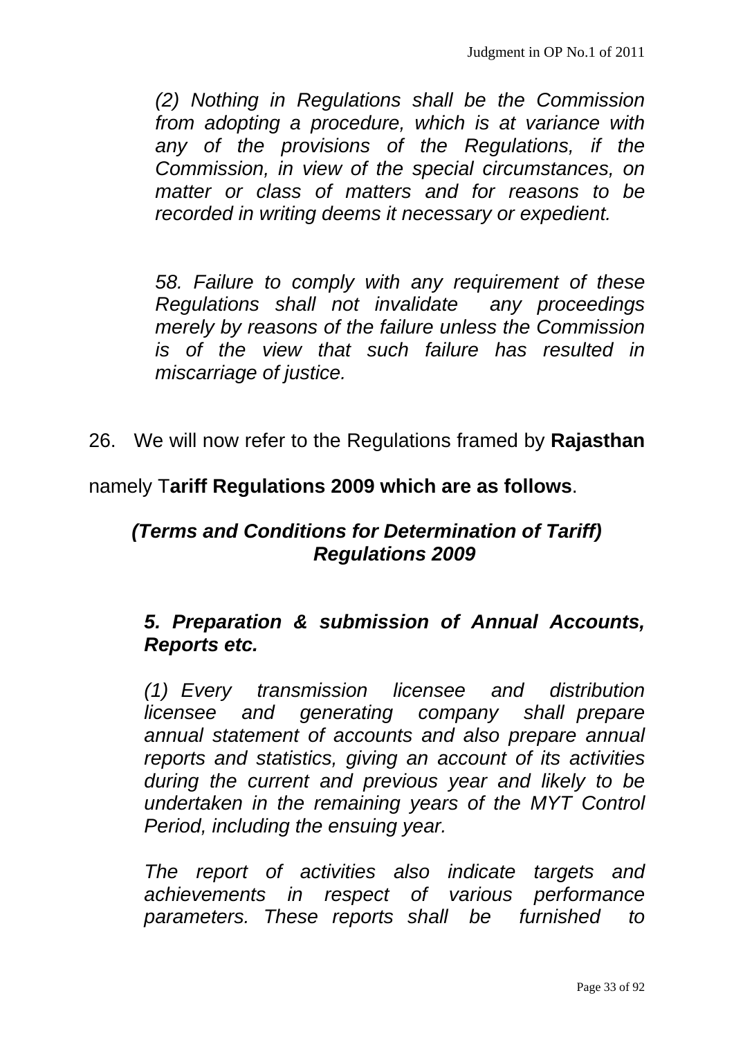*(2) Nothing in Regulations shall be the Commission from adopting a procedure, which is at variance with any of the provisions of the Regulations, if the Commission, in view of the special circumstances, on matter or class of matters and for reasons to be recorded in writing deems it necessary or expedient.*

*58. Failure to comply with any requirement of these Regulations shall not invalidate any proceedings merely by reasons of the failure unless the Commission is of the view that such failure has resulted in miscarriage of justice.*

26. We will now refer to the Regulations framed by **Rajasthan** namely T**ariff Regulations 2009 which are as follows**.

***(Terms and Conditions for Determination of Tariff) Regulations 2009***

***5. Preparation & submission of Annual Accounts, Reports etc.***

*(1) Every transmission licensee and distribution licensee and generating company shall prepare annual statement of accounts and also prepare annual reports and statistics, giving an account of its activities during the current and previous year and likely to be undertaken in the remaining years of the MYT Control Period, including the ensuing year.*

*The report of activities also indicate targets and achievements in respect of various performance parameters. These reports shall be furnished to*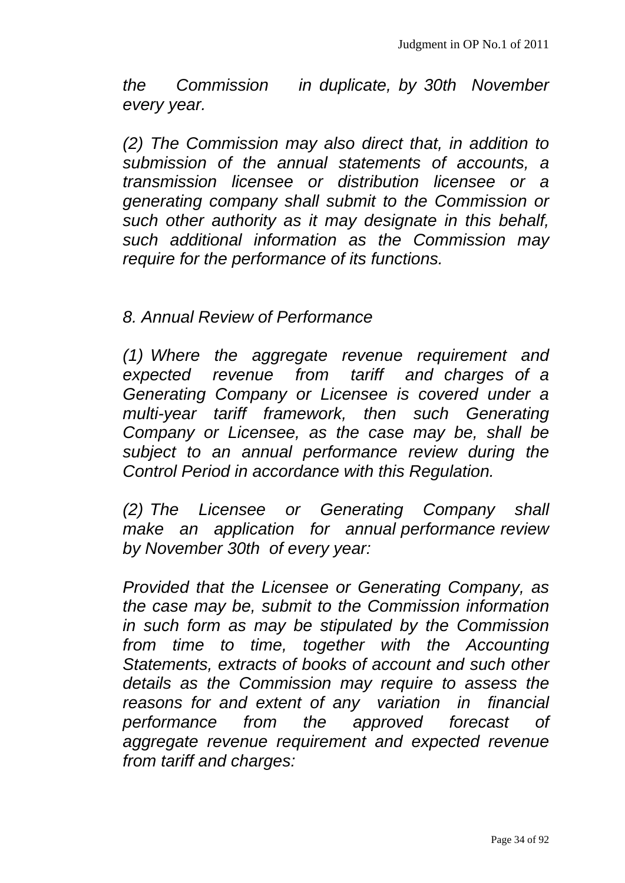*the Commission in duplicate, by 30th November every year.*

*(2) The Commission may also direct that, in addition to submission of the annual statements of accounts, a transmission licensee or distribution licensee or a generating company shall submit to the Commission or such other authority as it may designate in this behalf, such additional information as the Commission may require for the performance of its functions.*

*8. Annual Review of Performance*

*(1) Where the aggregate revenue requirement and expected revenue from tariff and charges of a Generating Company or Licensee is covered under a multi-year tariff framework, then such Generating Company or Licensee, as the case may be, shall be subject to an annual performance review during the Control Period in accordance with this Regulation.*

*(2) The Licensee or Generating Company shall make an application for annual performance review by November 30th of every year:*

*Provided that the Licensee or Generating Company, as the case may be, submit to the Commission information in such form as may be stipulated by the Commission from time to time, together with the Accounting Statements, extracts of books of account and such other details as the Commission may require to assess the reasons for and extent of any variation in financial performance from the approved forecast of aggregate revenue requirement and expected revenue from tariff and charges:*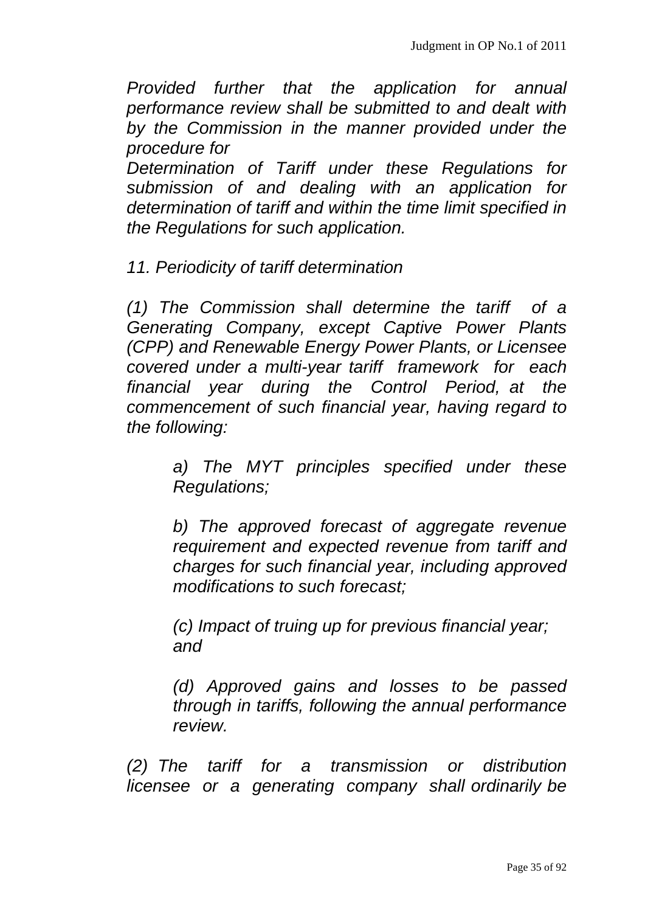*Provided further that the application for annual performance review shall be submitted to and dealt with by the Commission in the manner provided under the procedure for*
*Determination of Tariff under these Regulations for submission of and dealing with an application for determination of tariff and within the time limit specified in the Regulations for such application.*

*11. Periodicity of tariff determination*

*(1) The Commission shall determine the tariff of a Generating Company, except Captive Power Plants (CPP) and Renewable Energy Power Plants, or Licensee covered under a multi-year tariff framework for each financial year during the Control Period, at the commencement of such financial year, having regard to the following:*

> *a) The MYT principles specified under these Regulations;*
>
> *b) The approved forecast of aggregate revenue requirement and expected revenue from tariff and charges for such financial year, including approved modifications to such forecast;*
>
> *(c) Impact of truing up for previous financial year; and*
>
> *(d) Approved gains and losses to be passed through in tariffs, following the annual performance review.*

*(2) The tariff for a transmission or distribution licensee or a generating company shall ordinarily be*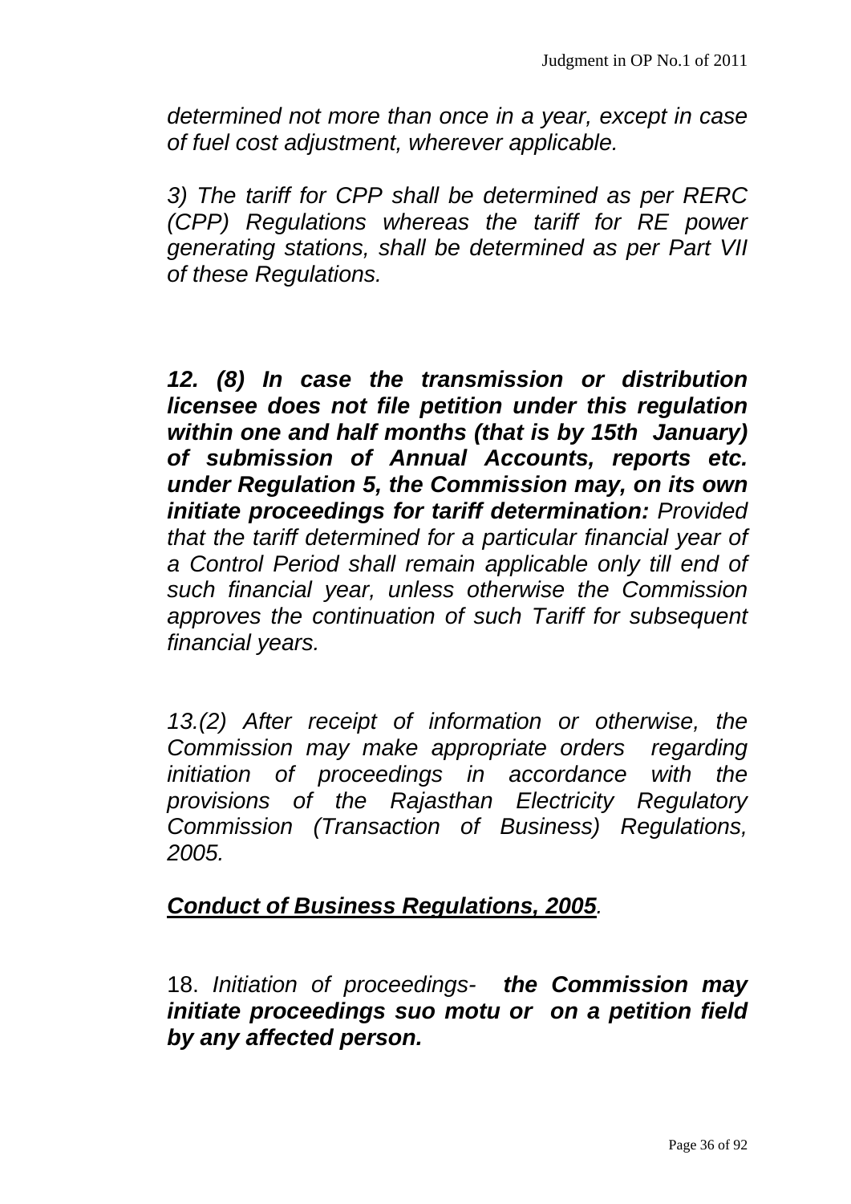*determined not more than once in a year, except in case of fuel cost adjustment, wherever applicable.*

*3) The tariff for CPP shall be determined as per RERC (CPP) Regulations whereas the tariff for RE power generating stations, shall be determined as per Part VII of these Regulations.*

***12. (8) In case the transmission or distribution licensee does not file petition under this regulation within one and half months (that is by 15th January) of submission of Annual Accounts, reports etc. under Regulation 5, the Commission may, on its own initiate proceedings for tariff determination:*** *Provided that the tariff determined for a particular financial year of a Control Period shall remain applicable only till end of such financial year, unless otherwise the Commission approves the continuation of such Tariff for subsequent financial years.*

*13.(2) After receipt of information or otherwise, the Commission may make appropriate orders regarding initiation of proceedings in accordance with the provisions of the Rajasthan Electricity Regulatory Commission (Transaction of Business) Regulations, 2005.*

***<u>Conduct of Business Regulations, 2005</u>****.*

18. *Initiation of proceedings-* ***the Commission may initiate proceedings suo motu or on a petition field by any affected person.***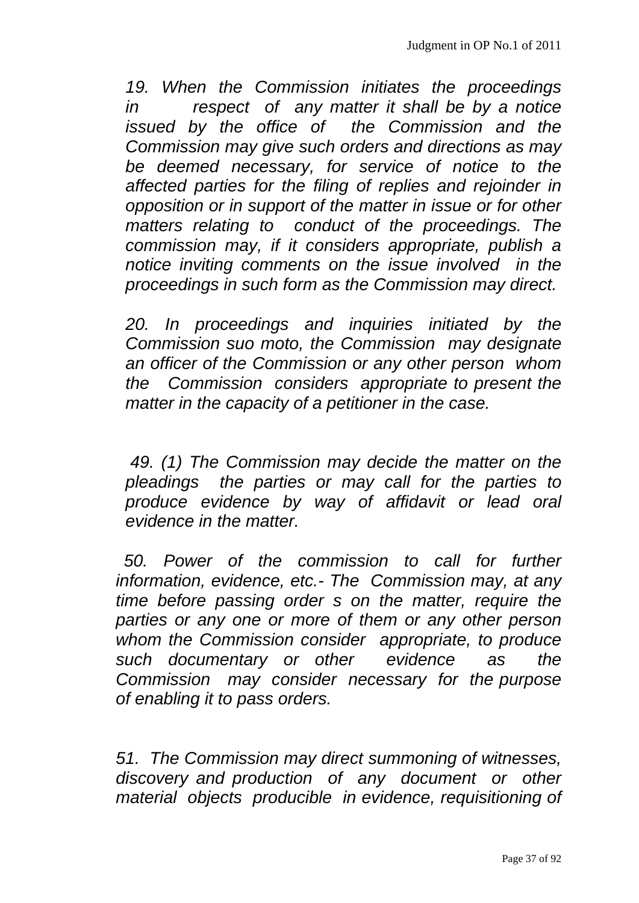*19. When the Commission initiates the proceedings in respect of any matter it shall be by a notice issued by the office of the Commission and the Commission may give such orders and directions as may be deemed necessary, for service of notice to the affected parties for the filing of replies and rejoinder in opposition or in support of the matter in issue or for other matters relating to conduct of the proceedings. The commission may, if it considers appropriate, publish a notice inviting comments on the issue involved in the proceedings in such form as the Commission may direct.*

*20. In proceedings and inquiries initiated by the Commission suo moto, the Commission may designate an officer of the Commission or any other person whom the Commission considers appropriate to present the matter in the capacity of a petitioner in the case.*

*49. (1) The Commission may decide the matter on the pleadings the parties or may call for the parties to produce evidence by way of affidavit or lead oral evidence in the matter.*

*50. Power of the commission to call for further information, evidence, etc.- The Commission may, at any time before passing order s on the matter, require the parties or any one or more of them or any other person whom the Commission consider appropriate, to produce such documentary or other evidence as the Commission may consider necessary for the purpose of enabling it to pass orders.*

*51. The Commission may direct summoning of witnesses, discovery and production of any document or other material objects producible in evidence, requisitioning of*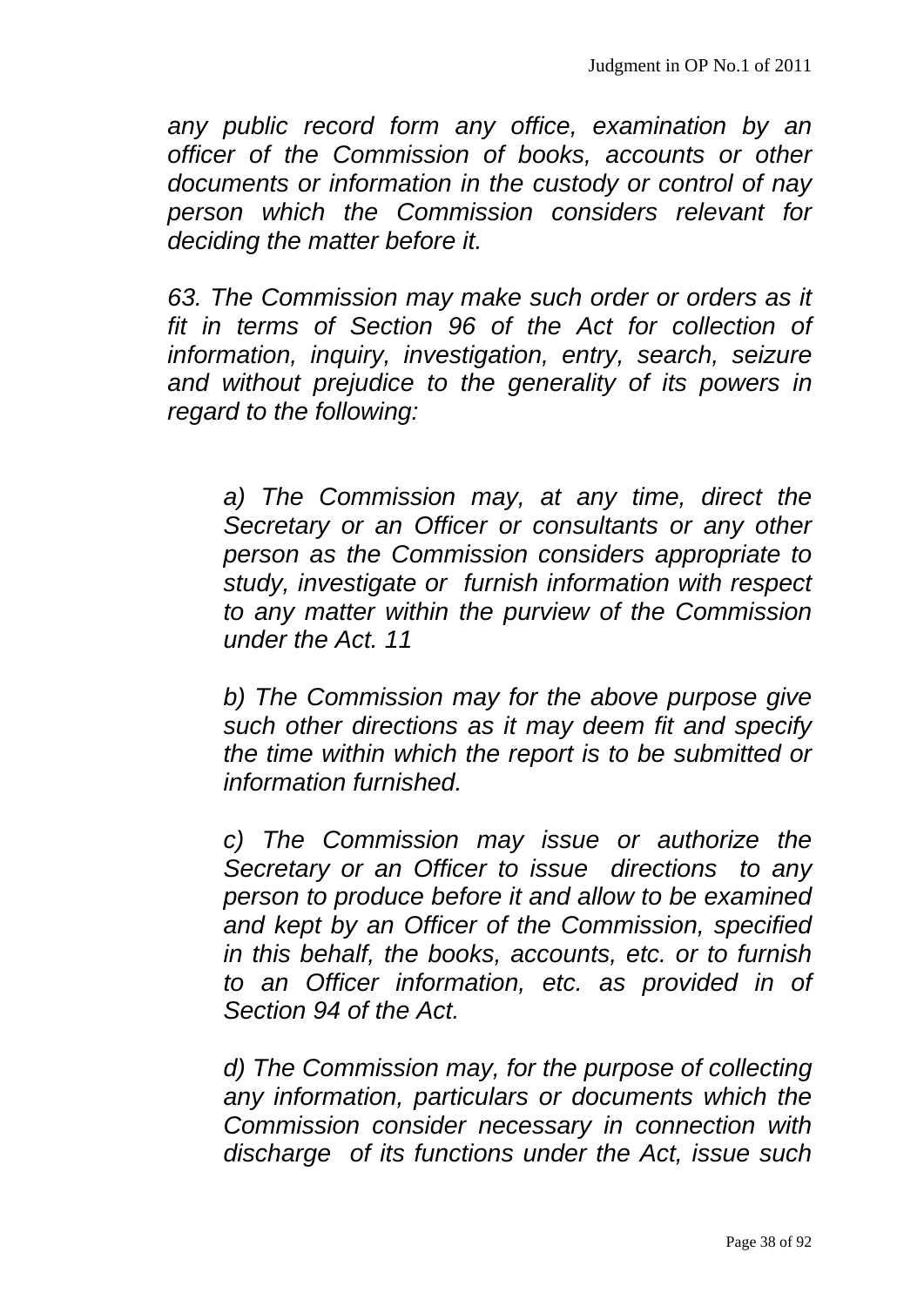*any public record form any office, examination by an officer of the Commission of books, accounts or other documents or information in the custody or control of nay person which the Commission considers relevant for deciding the matter before it.*

*63. The Commission may make such order or orders as it fit in terms of Section 96 of the Act for collection of information, inquiry, investigation, entry, search, seizure and without prejudice to the generality of its powers in regard to the following:*

> *a) The Commission may, at any time, direct the Secretary or an Officer or consultants or any other person as the Commission considers appropriate to study, investigate or furnish information with respect to any matter within the purview of the Commission under the Act. 11*
>
> *b) The Commission may for the above purpose give such other directions as it may deem fit and specify the time within which the report is to be submitted or information furnished.*
>
> *c) The Commission may issue or authorize the Secretary or an Officer to issue directions to any person to produce before it and allow to be examined and kept by an Officer of the Commission, specified in this behalf, the books, accounts, etc. or to furnish to an Officer information, etc. as provided in of Section 94 of the Act.*
>
> *d) The Commission may, for the purpose of collecting any information, particulars or documents which the Commission consider necessary in connection with discharge of its functions under the Act, issue such*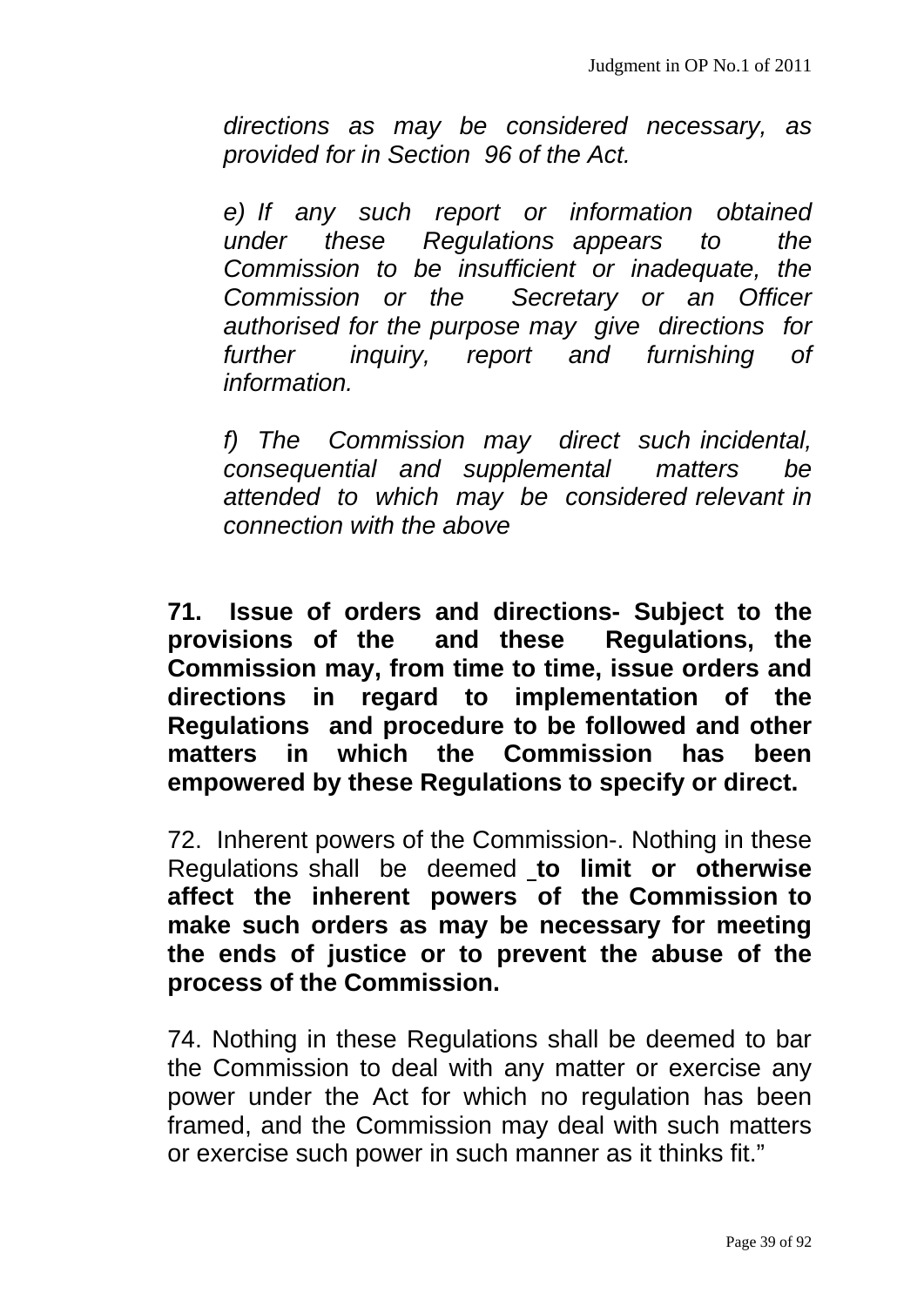*directions as may be considered necessary, as provided for in Section 96 of the Act.*

*e) If any such report or information obtained under these Regulations appears to the Commission to be insufficient or inadequate, the Commission or the Secretary or an Officer authorised for the purpose may give directions for further inquiry, report and furnishing of information.*

*f) The Commission may direct such incidental, consequential and supplemental matters be attended to which may be considered relevant in connection with the above*

**71. Issue of orders and directions- Subject to the provisions of the and these Regulations, the Commission may, from time to time, issue orders and directions in regard to implementation of the Regulations and procedure to be followed and other matters in which the Commission has been empowered by these Regulations to specify or direct.**

72. Inherent powers of the Commission-. Nothing in these Regulations shall be deemed **to limit or otherwise affect the inherent powers of the Commission to make such orders as may be necessary for meeting the ends of justice or to prevent the abuse of the process of the Commission.**

74. Nothing in these Regulations shall be deemed to bar the Commission to deal with any matter or exercise any power under the Act for which no regulation has been framed, and the Commission may deal with such matters or exercise such power in such manner as it thinks fit."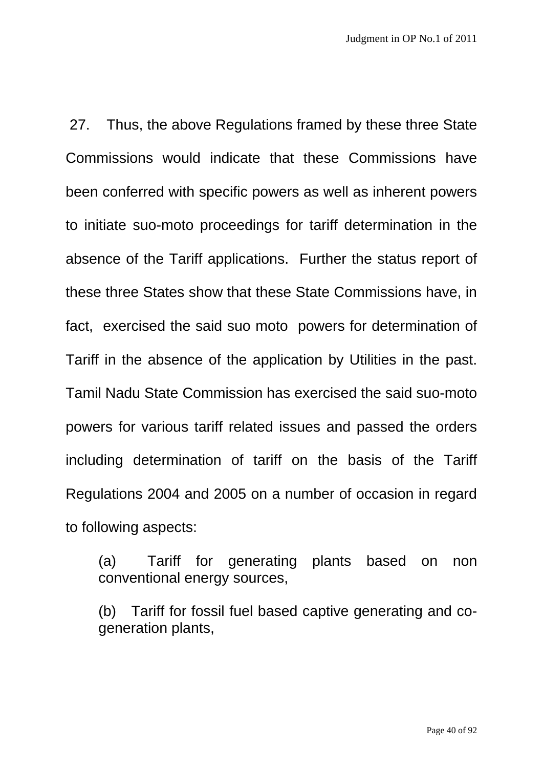27. Thus, the above Regulations framed by these three State Commissions would indicate that these Commissions have been conferred with specific powers as well as inherent powers to initiate suo-moto proceedings for tariff determination in the absence of the Tariff applications. Further the status report of these three States show that these State Commissions have, in fact, exercised the said suo moto powers for determination of Tariff in the absence of the application by Utilities in the past. Tamil Nadu State Commission has exercised the said suo-moto powers for various tariff related issues and passed the orders including determination of tariff on the basis of the Tariff Regulations 2004 and 2005 on a number of occasion in regard to following aspects:

(a) Tariff for generating plants based on non conventional energy sources,

(b) Tariff for fossil fuel based captive generating and co-generation plants,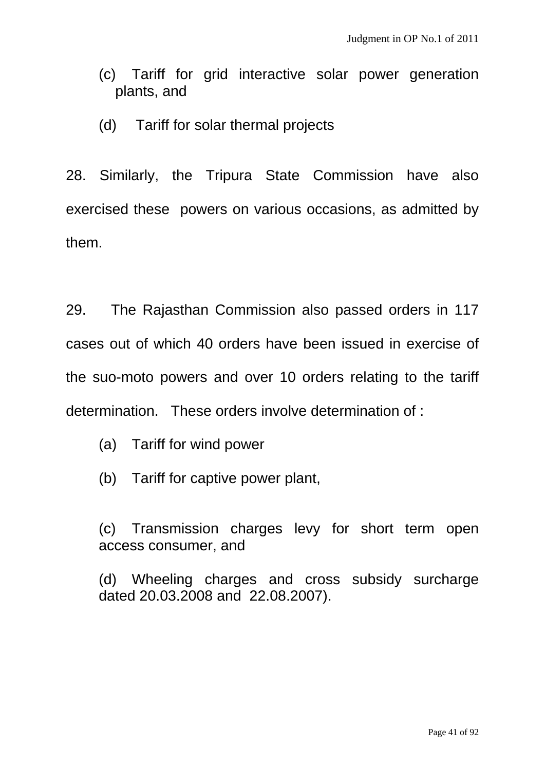(c) Tariff for grid interactive solar power generation plants, and

(d) Tariff for solar thermal projects

28. Similarly, the Tripura State Commission have also exercised these powers on various occasions, as admitted by them.

29. The Rajasthan Commission also passed orders in 117 cases out of which 40 orders have been issued in exercise of the suo-moto powers and over 10 orders relating to the tariff determination. These orders involve determination of :

(a) Tariff for wind power

(b) Tariff for captive power plant,

(c) Transmission charges levy for short term open access consumer, and

(d) Wheeling charges and cross subsidy surcharge dated 20.03.2008 and 22.08.2007).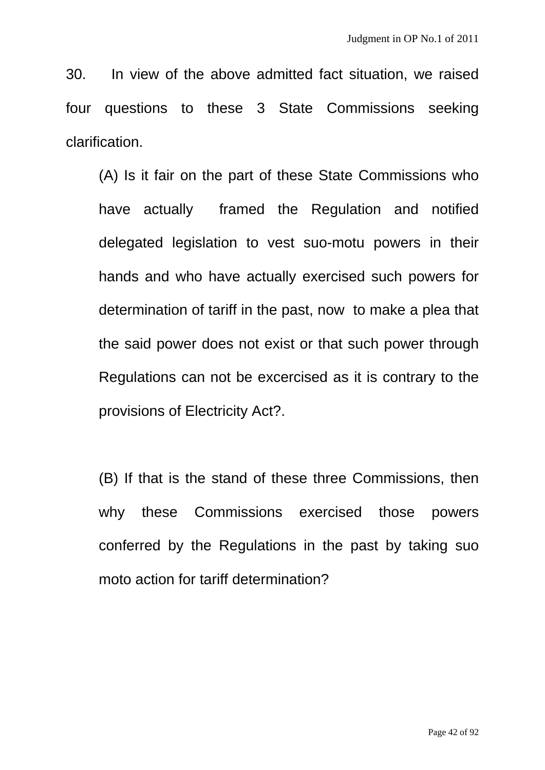30. In view of the above admitted fact situation, we raised four questions to these 3 State Commissions seeking clarification.

(A) Is it fair on the part of these State Commissions who have actually framed the Regulation and notified delegated legislation to vest suo-motu powers in their hands and who have actually exercised such powers for determination of tariff in the past, now to make a plea that the said power does not exist or that such power through Regulations can not be excercised as it is contrary to the provisions of Electricity Act?.

(B) If that is the stand of these three Commissions, then why these Commissions exercised those powers conferred by the Regulations in the past by taking suo moto action for tariff determination?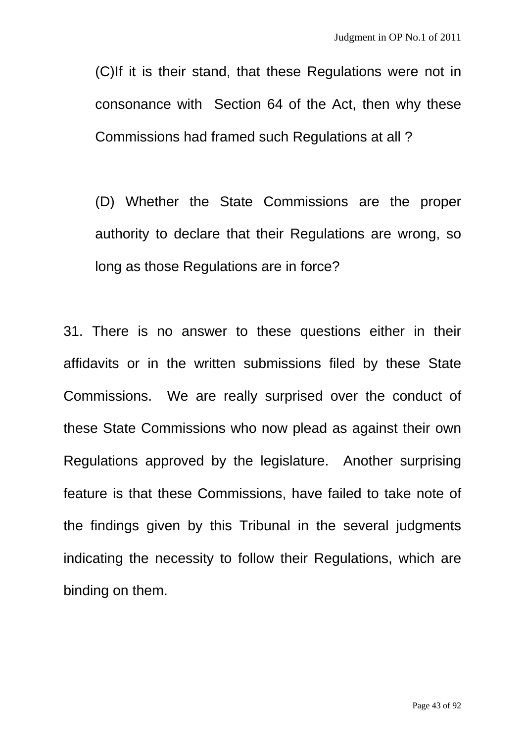(C)If it is their stand, that these Regulations were not in consonance with Section 64 of the Act, then why these Commissions had framed such Regulations at all ?

(D) Whether the State Commissions are the proper authority to declare that their Regulations are wrong, so long as those Regulations are in force?

31. There is no answer to these questions either in their affidavits or in the written submissions filed by these State Commissions. We are really surprised over the conduct of these State Commissions who now plead as against their own Regulations approved by the legislature. Another surprising feature is that these Commissions, have failed to take note of the findings given by this Tribunal in the several judgments indicating the necessity to follow their Regulations, which are binding on them.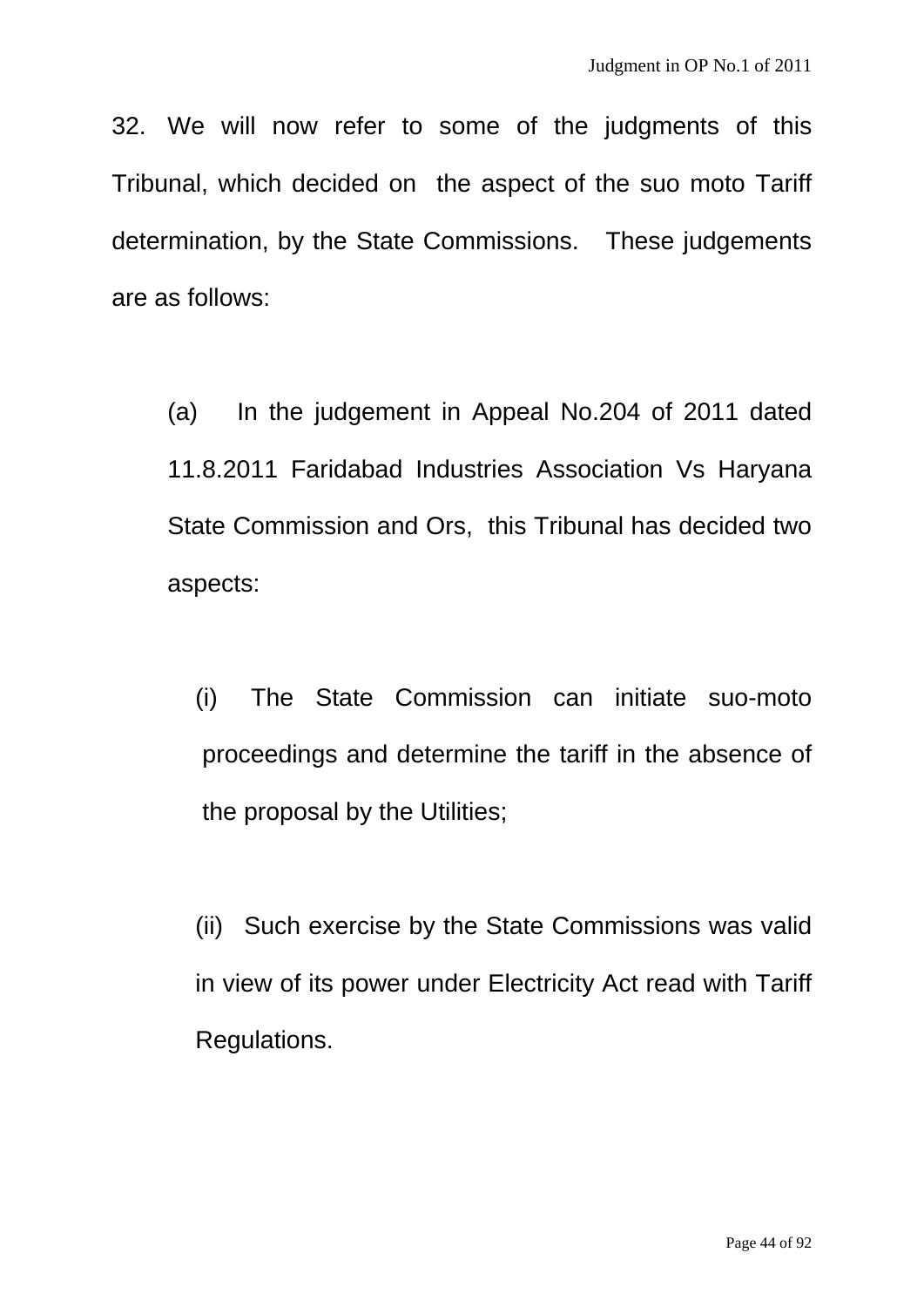32. We will now refer to some of the judgments of this Tribunal, which decided on the aspect of the suo moto Tariff determination, by the State Commissions. These judgements are as follows:

(a) In the judgement in Appeal No.204 of 2011 dated 11.8.2011 Faridabad Industries Association Vs Haryana State Commission and Ors, this Tribunal has decided two aspects:

(i) The State Commission can initiate suo-moto proceedings and determine the tariff in the absence of the proposal by the Utilities;

(ii) Such exercise by the State Commissions was valid in view of its power under Electricity Act read with Tariff Regulations.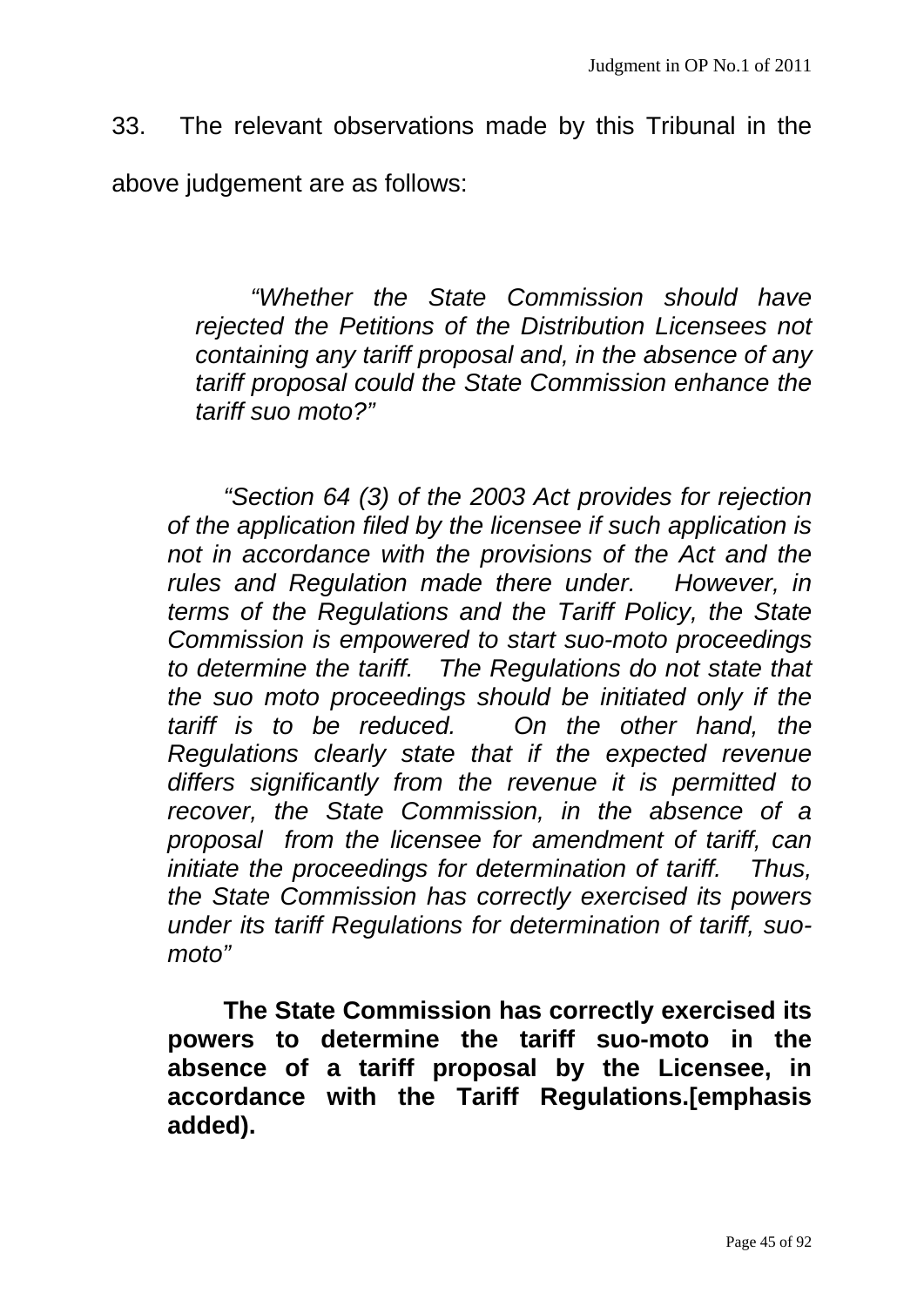33. The relevant observations made by this Tribunal in the above judgement are as follows:

> *"Whether the State Commission should have rejected the Petitions of the Distribution Licensees not containing any tariff proposal and, in the absence of any tariff proposal could the State Commission enhance the tariff suo moto?"*

> *"Section 64 (3) of the 2003 Act provides for rejection of the application filed by the licensee if such application is not in accordance with the provisions of the Act and the rules and Regulation made there under. However, in terms of the Regulations and the Tariff Policy, the State Commission is empowered to start suo-moto proceedings to determine the tariff. The Regulations do not state that the suo moto proceedings should be initiated only if the tariff is to be reduced. On the other hand, the Regulations clearly state that if the expected revenue differs significantly from the revenue it is permitted to recover, the State Commission, in the absence of a proposal from the licensee for amendment of tariff, can initiate the proceedings for determination of tariff. Thus, the State Commission has correctly exercised its powers under its tariff Regulations for determination of tariff, suo-moto"*

> **The State Commission has correctly exercised its powers to determine the tariff suo-moto in the absence of a tariff proposal by the Licensee, in accordance with the Tariff Regulations.[emphasis added).**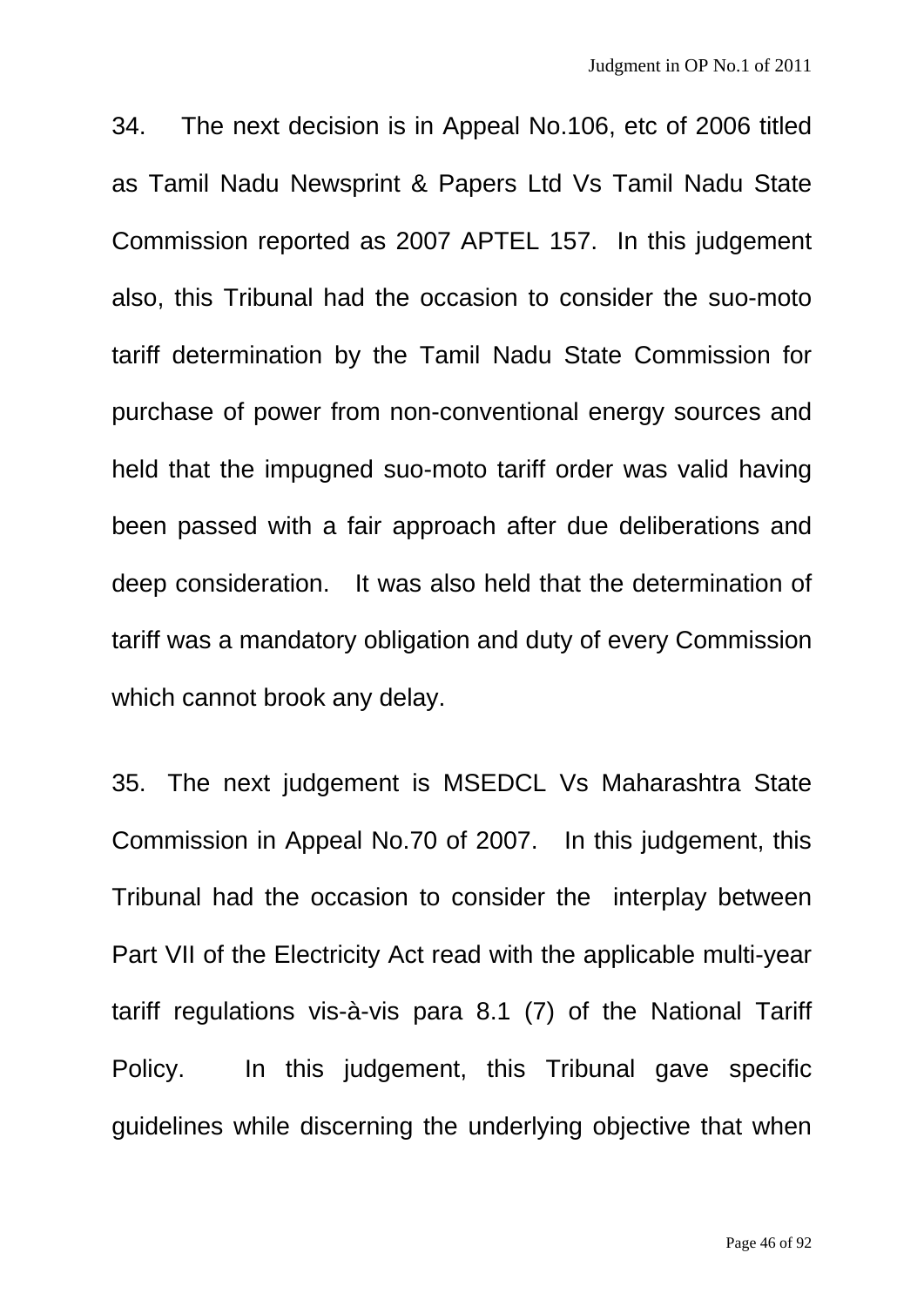34. The next decision is in Appeal No.106, etc of 2006 titled as Tamil Nadu Newsprint & Papers Ltd Vs Tamil Nadu State Commission reported as 2007 APTEL 157. In this judgement also, this Tribunal had the occasion to consider the suo-moto tariff determination by the Tamil Nadu State Commission for purchase of power from non-conventional energy sources and held that the impugned suo-moto tariff order was valid having been passed with a fair approach after due deliberations and deep consideration. It was also held that the determination of tariff was a mandatory obligation and duty of every Commission which cannot brook any delay.

35. The next judgement is MSEDCL Vs Maharashtra State Commission in Appeal No.70 of 2007. In this judgement, this Tribunal had the occasion to consider the interplay between Part VII of the Electricity Act read with the applicable multi-year tariff regulations vis-à-vis para 8.1 (7) of the National Tariff Policy. In this judgement, this Tribunal gave specific guidelines while discerning the underlying objective that when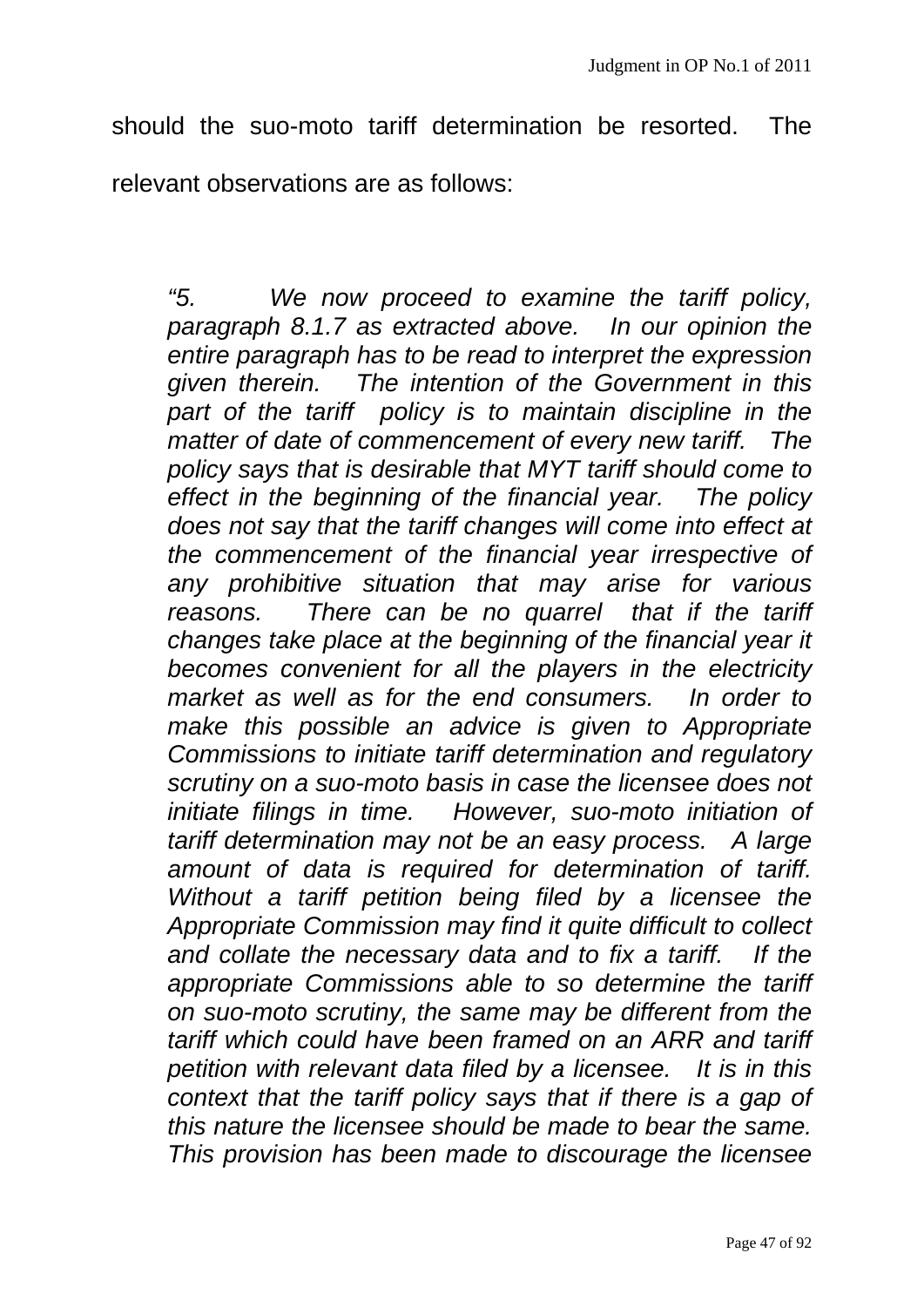should the suo-moto tariff determination be resorted. The relevant observations are as follows:

> *"5. We now proceed to examine the tariff policy, paragraph 8.1.7 as extracted above. In our opinion the entire paragraph has to be read to interpret the expression given therein. The intention of the Government in this part of the tariff policy is to maintain discipline in the matter of date of commencement of every new tariff. The policy says that is desirable that MYT tariff should come to effect in the beginning of the financial year. The policy does not say that the tariff changes will come into effect at the commencement of the financial year irrespective of any prohibitive situation that may arise for various reasons. There can be no quarrel that if the tariff changes take place at the beginning of the financial year it becomes convenient for all the players in the electricity market as well as for the end consumers. In order to make this possible an advice is given to Appropriate Commissions to initiate tariff determination and regulatory scrutiny on a suo-moto basis in case the licensee does not initiate filings in time. However, suo-moto initiation of tariff determination may not be an easy process. A large amount of data is required for determination of tariff. Without a tariff petition being filed by a licensee the Appropriate Commission may find it quite difficult to collect and collate the necessary data and to fix a tariff. If the appropriate Commissions able to so determine the tariff on suo-moto scrutiny, the same may be different from the tariff which could have been framed on an ARR and tariff petition with relevant data filed by a licensee. It is in this context that the tariff policy says that if there is a gap of this nature the licensee should be made to bear the same. This provision has been made to discourage the licensee*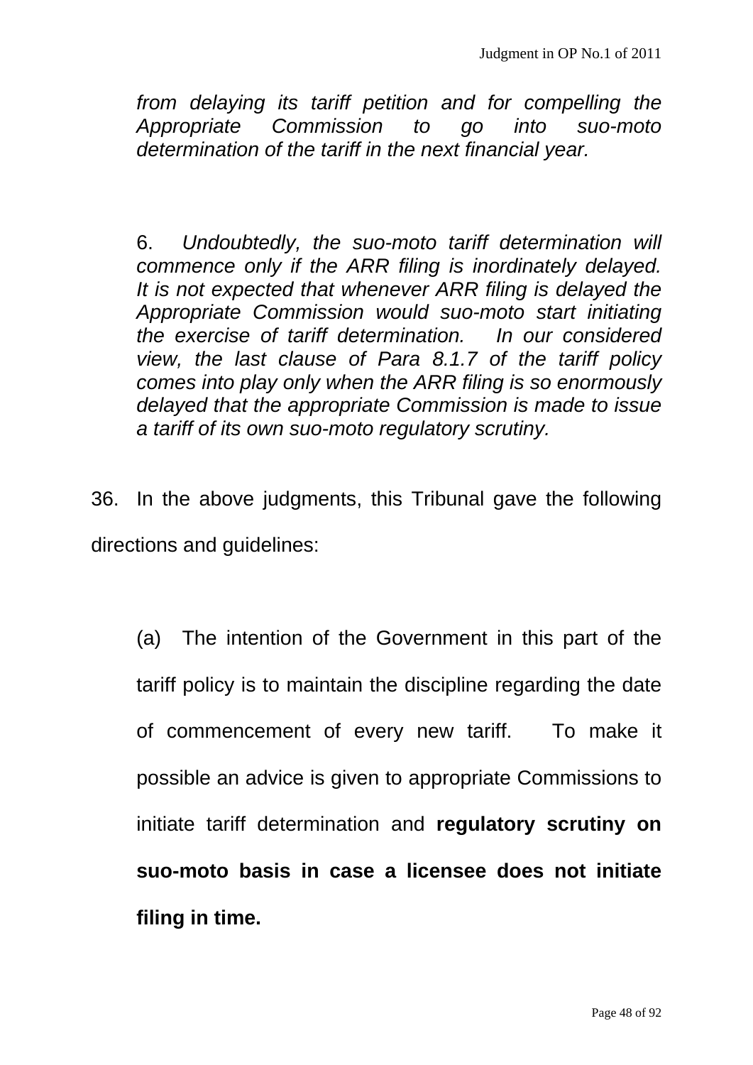*from delaying its tariff petition and for compelling the Appropriate Commission to go into suo-moto determination of the tariff in the next financial year.*

6. *Undoubtedly, the suo-moto tariff determination will commence only if the ARR filing is inordinately delayed. It is not expected that whenever ARR filing is delayed the Appropriate Commission would suo-moto start initiating the exercise of tariff determination. In our considered view, the last clause of Para 8.1.7 of the tariff policy comes into play only when the ARR filing is so enormously delayed that the appropriate Commission is made to issue a tariff of its own suo-moto regulatory scrutiny.*

36. In the above judgments, this Tribunal gave the following directions and guidelines:

(a) The intention of the Government in this part of the tariff policy is to maintain the discipline regarding the date of commencement of every new tariff. To make it possible an advice is given to appropriate Commissions to initiate tariff determination and **regulatory scrutiny on suo-moto basis in case a licensee does not initiate filing in time.**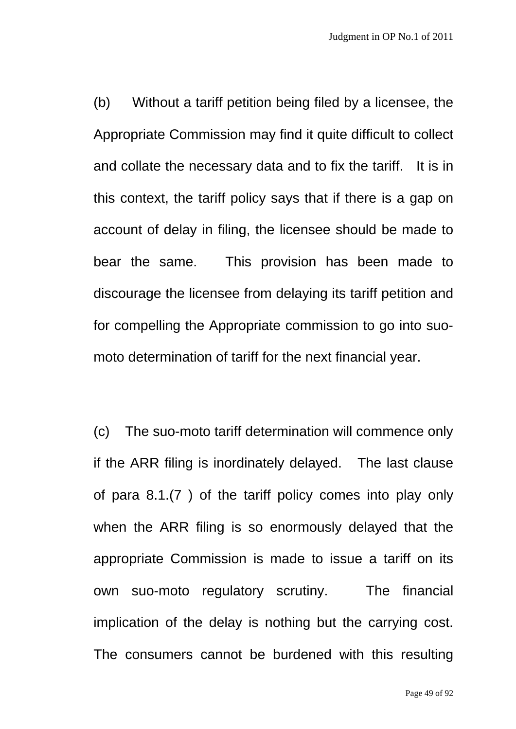(b) Without a tariff petition being filed by a licensee, the Appropriate Commission may find it quite difficult to collect and collate the necessary data and to fix the tariff. It is in this context, the tariff policy says that if there is a gap on account of delay in filing, the licensee should be made to bear the same. This provision has been made to discourage the licensee from delaying its tariff petition and for compelling the Appropriate commission to go into suo-moto determination of tariff for the next financial year.

(c) The suo-moto tariff determination will commence only if the ARR filing is inordinately delayed. The last clause of para 8.1.(7 ) of the tariff policy comes into play only when the ARR filing is so enormously delayed that the appropriate Commission is made to issue a tariff on its own suo-moto regulatory scrutiny. The financial implication of the delay is nothing but the carrying cost. The consumers cannot be burdened with this resulting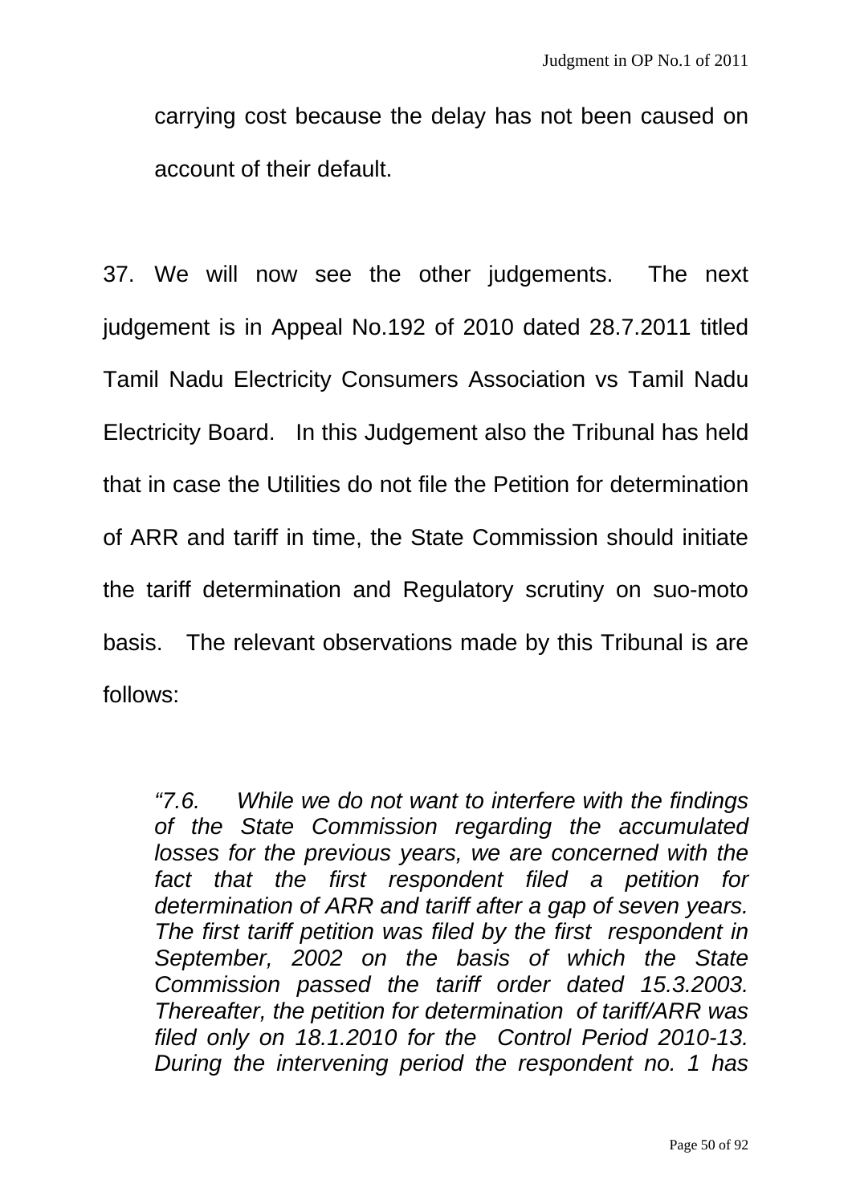carrying cost because the delay has not been caused on account of their default.

37. We will now see the other judgements. The next judgement is in Appeal No.192 of 2010 dated 28.7.2011 titled Tamil Nadu Electricity Consumers Association vs Tamil Nadu Electricity Board. In this Judgement also the Tribunal has held that in case the Utilities do not file the Petition for determination of ARR and tariff in time, the State Commission should initiate the tariff determination and Regulatory scrutiny on suo-moto basis. The relevant observations made by this Tribunal is are follows:

> *"7.6. While we do not want to interfere with the findings of the State Commission regarding the accumulated losses for the previous years, we are concerned with the fact that the first respondent filed a petition for determination of ARR and tariff after a gap of seven years. The first tariff petition was filed by the first respondent in September, 2002 on the basis of which the State Commission passed the tariff order dated 15.3.2003. Thereafter, the petition for determination of tariff/ARR was filed only on 18.1.2010 for the Control Period 2010-13. During the intervening period the respondent no. 1 has*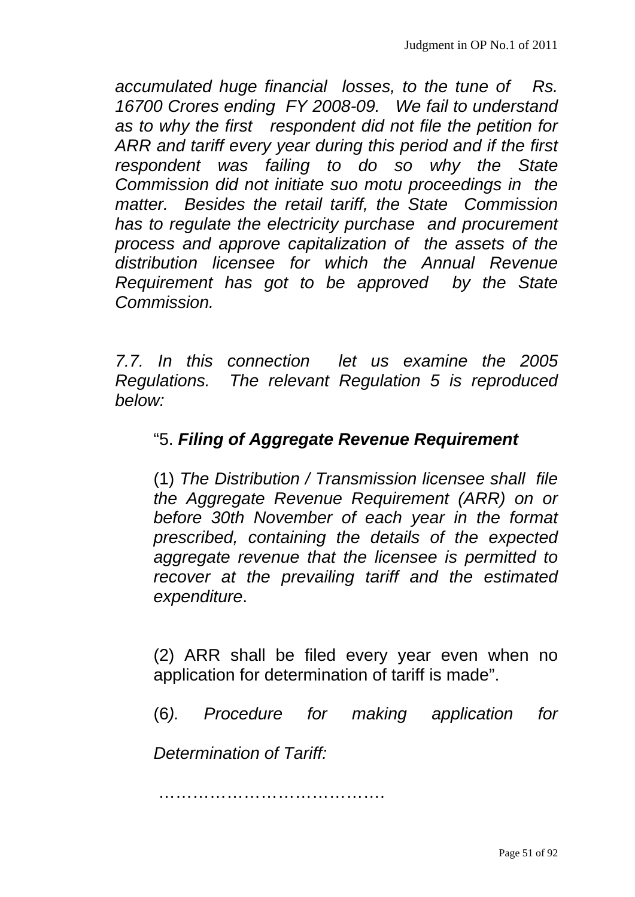*accumulated huge financial losses, to the tune of Rs. 16700 Crores ending FY 2008-09. We fail to understand as to why the first respondent did not file the petition for ARR and tariff every year during this period and if the first respondent was failing to do so why the State Commission did not initiate suo motu proceedings in the matter. Besides the retail tariff, the State Commission has to regulate the electricity purchase and procurement process and approve capitalization of the assets of the distribution licensee for which the Annual Revenue Requirement has got to be approved by the State Commission.*

*7.7. In this connection let us examine the 2005 Regulations. The relevant Regulation 5 is reproduced below:*

> "5. ***Filing of Aggregate Revenue Requirement***
>
> (1) *The Distribution / Transmission licensee shall file the Aggregate Revenue Requirement (ARR) on or before 30th November of each year in the format prescribed, containing the details of the expected aggregate revenue that the licensee is permitted to recover at the prevailing tariff and the estimated expenditure*.
>
> (2) ARR shall be filed every year even when no application for determination of tariff is made".
>
> (6*). Procedure for making application for Determination of Tariff:*
>
> ………………………………….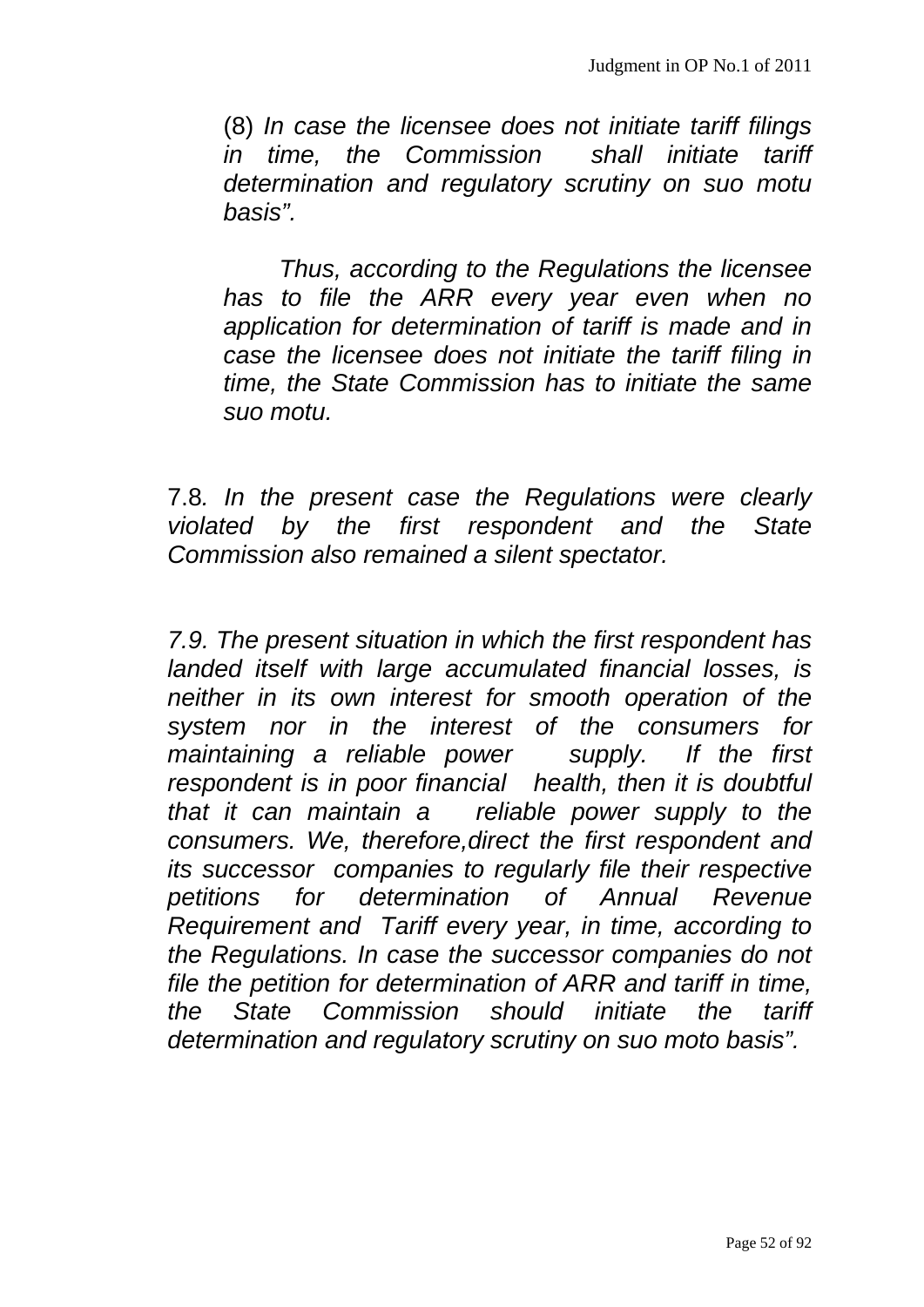(8) *In case the licensee does not initiate tariff filings in time, the Commission shall initiate tariff determination and regulatory scrutiny on suo motu basis".*

*Thus, according to the Regulations the licensee has to file the ARR every year even when no application for determination of tariff is made and in case the licensee does not initiate the tariff filing in time, the State Commission has to initiate the same suo motu.*

7.8. *In the present case the Regulations were clearly violated by the first respondent and the State Commission also remained a silent spectator.*

*7.9. The present situation in which the first respondent has landed itself with large accumulated financial losses, is neither in its own interest for smooth operation of the system nor in the interest of the consumers for maintaining a reliable power supply. If the first respondent is in poor financial health, then it is doubtful that it can maintain a reliable power supply to the consumers. We, therefore,direct the first respondent and its successor companies to regularly file their respective petitions for determination of Annual Revenue Requirement and Tariff every year, in time, according to the Regulations. In case the successor companies do not file the petition for determination of ARR and tariff in time, the State Commission should initiate the tariff determination and regulatory scrutiny on suo moto basis".*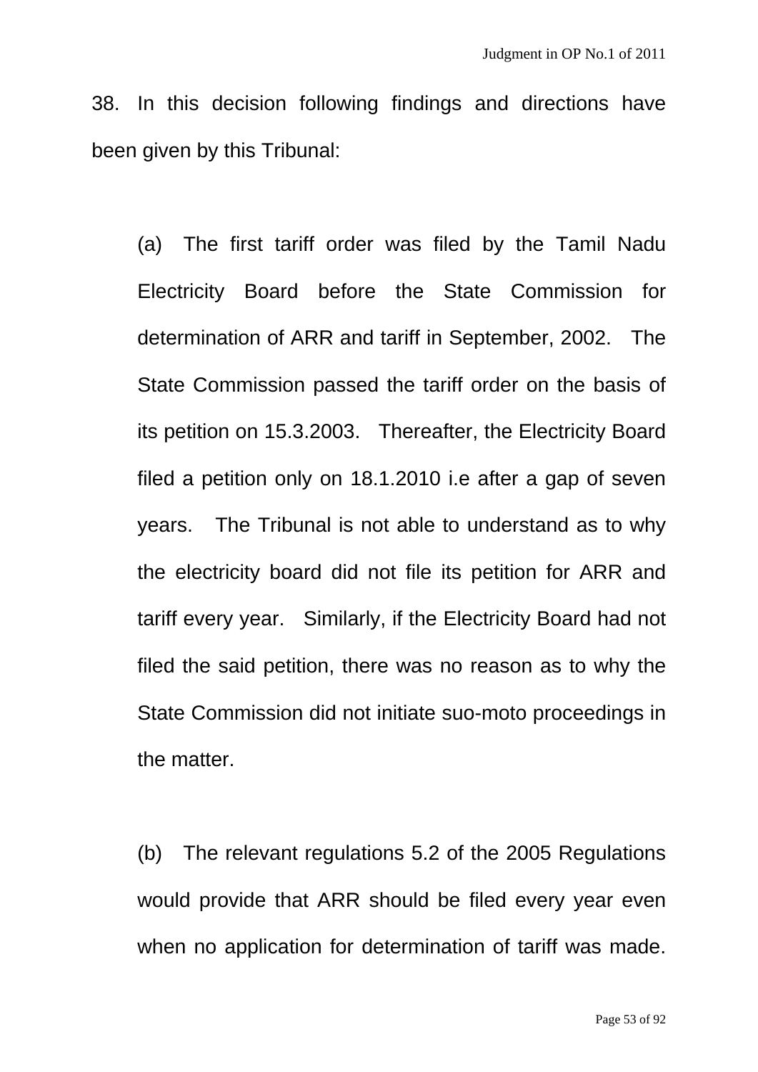38. In this decision following findings and directions have been given by this Tribunal:

(a) The first tariff order was filed by the Tamil Nadu Electricity Board before the State Commission for determination of ARR and tariff in September, 2002. The State Commission passed the tariff order on the basis of its petition on 15.3.2003. Thereafter, the Electricity Board filed a petition only on 18.1.2010 i.e after a gap of seven years. The Tribunal is not able to understand as to why the electricity board did not file its petition for ARR and tariff every year. Similarly, if the Electricity Board had not filed the said petition, there was no reason as to why the State Commission did not initiate suo-moto proceedings in the matter.

(b) The relevant regulations 5.2 of the 2005 Regulations would provide that ARR should be filed every year even when no application for determination of tariff was made.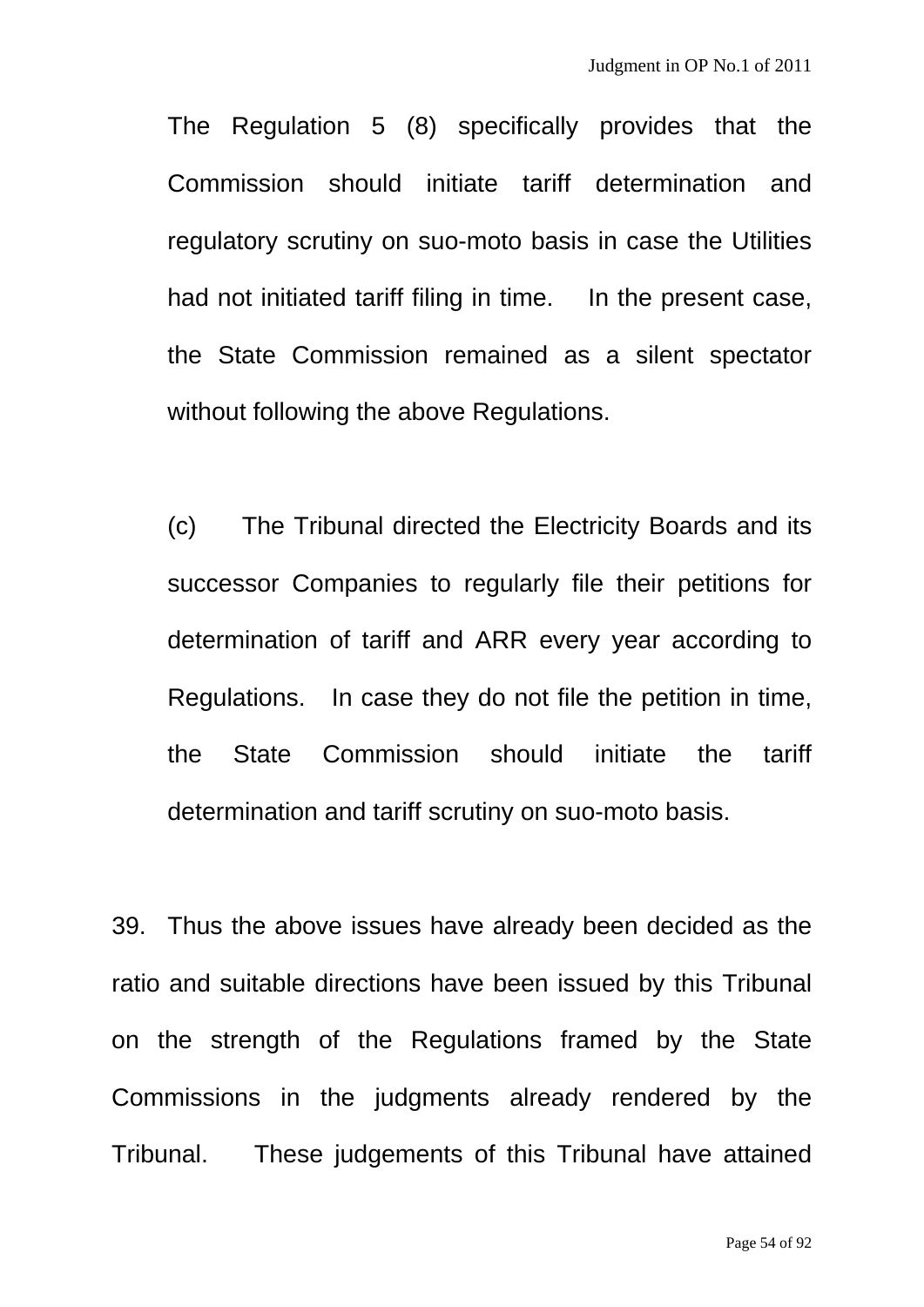The Regulation 5 (8) specifically provides that the Commission should initiate tariff determination and regulatory scrutiny on suo-moto basis in case the Utilities had not initiated tariff filing in time. In the present case, the State Commission remained as a silent spectator without following the above Regulations.

(c) The Tribunal directed the Electricity Boards and its successor Companies to regularly file their petitions for determination of tariff and ARR every year according to Regulations. In case they do not file the petition in time, the State Commission should initiate the tariff determination and tariff scrutiny on suo-moto basis.

39. Thus the above issues have already been decided as the ratio and suitable directions have been issued by this Tribunal on the strength of the Regulations framed by the State Commissions in the judgments already rendered by the Tribunal. These judgements of this Tribunal have attained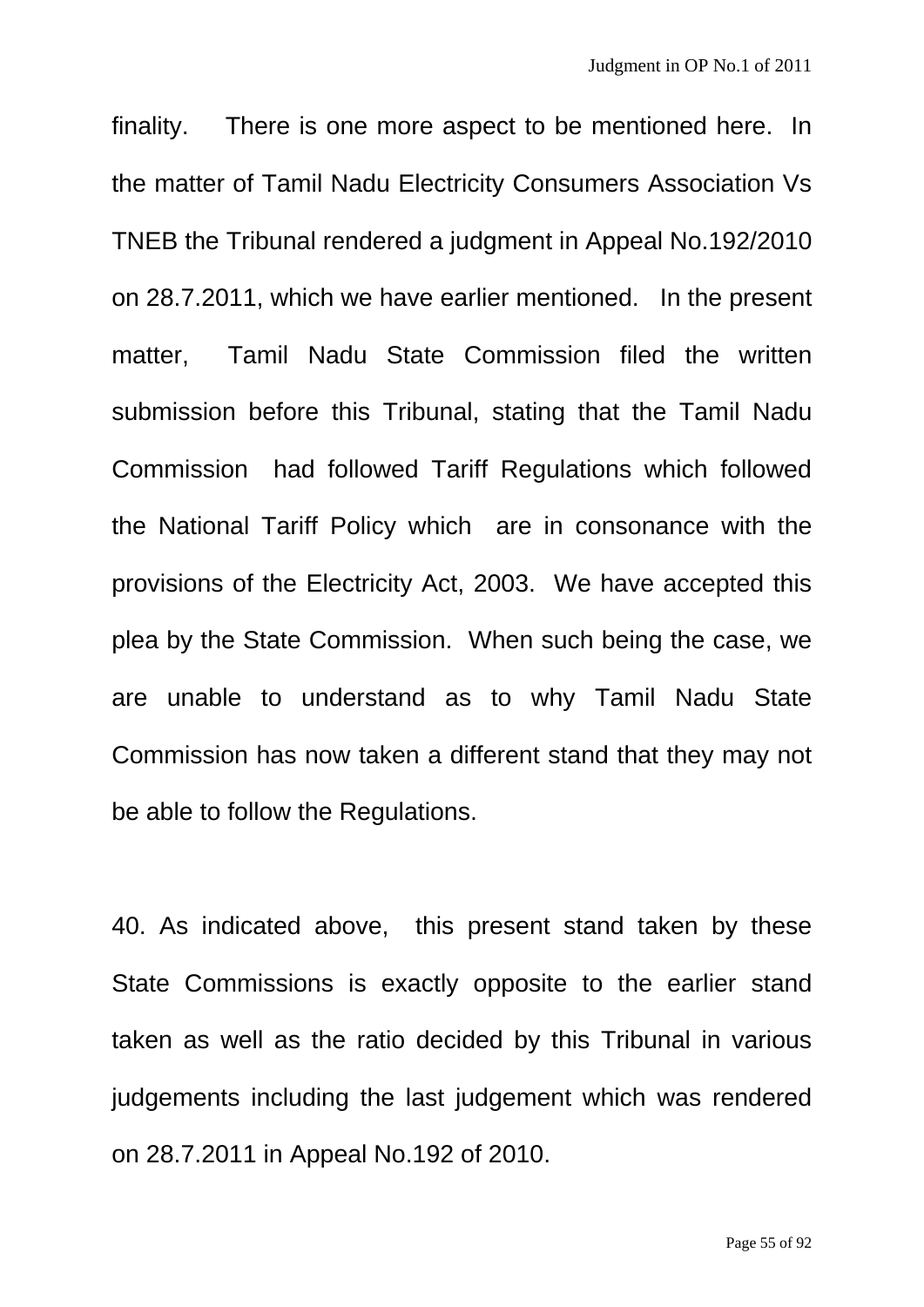finality. There is one more aspect to be mentioned here. In the matter of Tamil Nadu Electricity Consumers Association Vs TNEB the Tribunal rendered a judgment in Appeal No.192/2010 on 28.7.2011, which we have earlier mentioned. In the present matter, Tamil Nadu State Commission filed the written submission before this Tribunal, stating that the Tamil Nadu Commission had followed Tariff Regulations which followed the National Tariff Policy which are in consonance with the provisions of the Electricity Act, 2003. We have accepted this plea by the State Commission. When such being the case, we are unable to understand as to why Tamil Nadu State Commission has now taken a different stand that they may not be able to follow the Regulations.

40. As indicated above, this present stand taken by these State Commissions is exactly opposite to the earlier stand taken as well as the ratio decided by this Tribunal in various judgements including the last judgement which was rendered on 28.7.2011 in Appeal No.192 of 2010.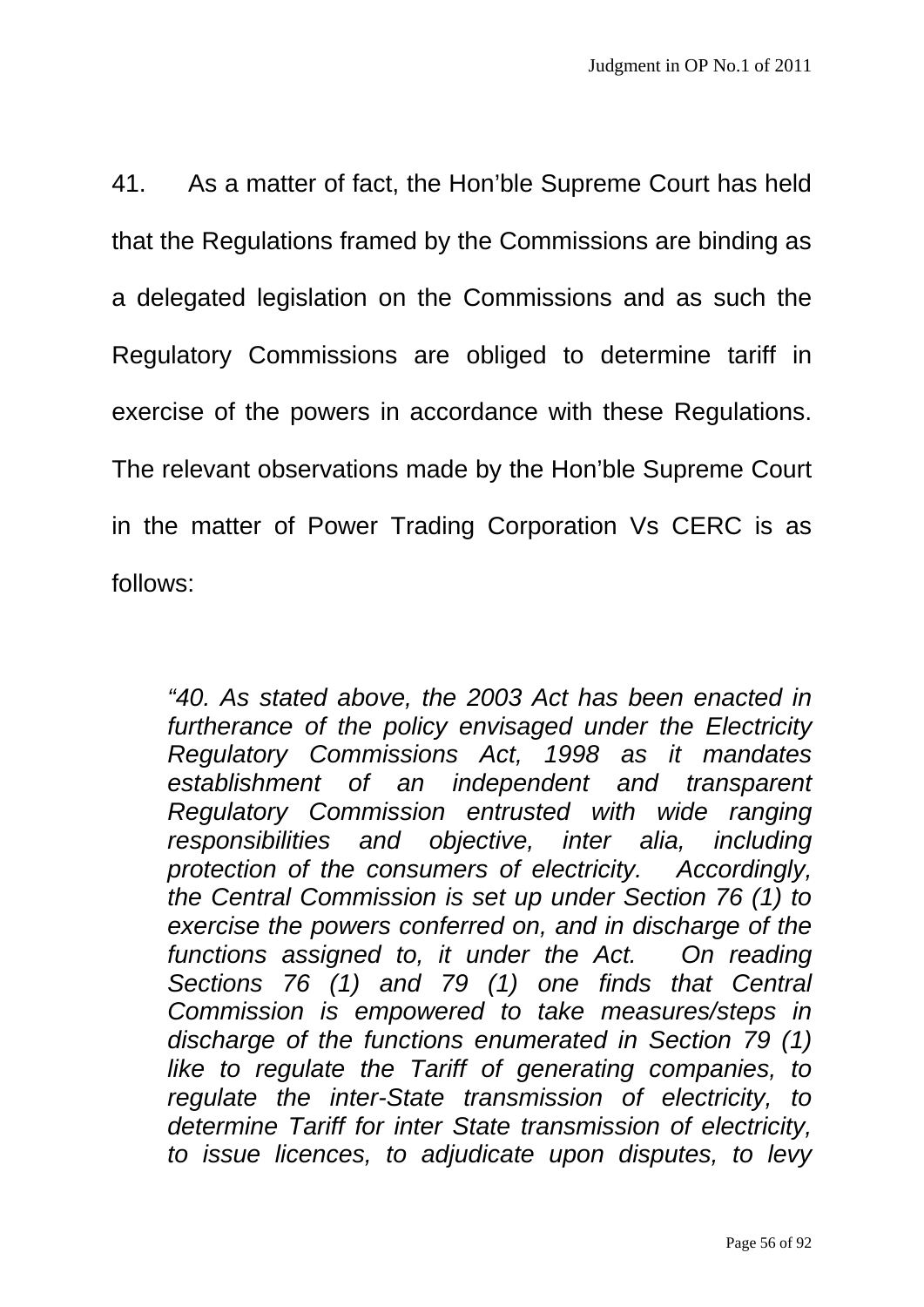41. As a matter of fact, the Hon'ble Supreme Court has held that the Regulations framed by the Commissions are binding as a delegated legislation on the Commissions and as such the Regulatory Commissions are obliged to determine tariff in exercise of the powers in accordance with these Regulations. The relevant observations made by the Hon'ble Supreme Court in the matter of Power Trading Corporation Vs CERC is as follows:

> *"40. As stated above, the 2003 Act has been enacted in furtherance of the policy envisaged under the Electricity Regulatory Commissions Act, 1998 as it mandates establishment of an independent and transparent Regulatory Commission entrusted with wide ranging responsibilities and objective, inter alia, including protection of the consumers of electricity. Accordingly, the Central Commission is set up under Section 76 (1) to exercise the powers conferred on, and in discharge of the functions assigned to, it under the Act. On reading Sections 76 (1) and 79 (1) one finds that Central Commission is empowered to take measures/steps in discharge of the functions enumerated in Section 79 (1) like to regulate the Tariff of generating companies, to regulate the inter-State transmission of electricity, to determine Tariff for inter State transmission of electricity, to issue licences, to adjudicate upon disputes, to levy*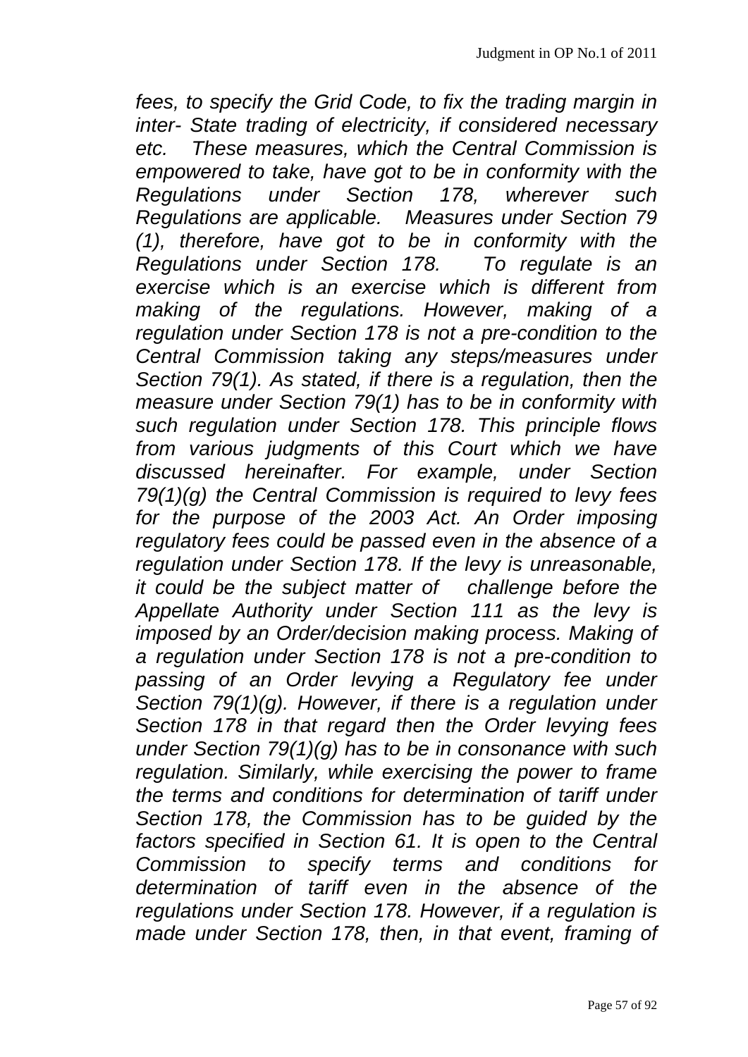*fees, to specify the Grid Code, to fix the trading margin in inter- State trading of electricity, if considered necessary etc. These measures, which the Central Commission is empowered to take, have got to be in conformity with the Regulations under Section 178, wherever such Regulations are applicable. Measures under Section 79 (1), therefore, have got to be in conformity with the Regulations under Section 178. To regulate is an exercise which is an exercise which is different from making of the regulations. However, making of a regulation under Section 178 is not a pre-condition to the Central Commission taking any steps/measures under Section 79(1). As stated, if there is a regulation, then the measure under Section 79(1) has to be in conformity with such regulation under Section 178. This principle flows from various judgments of this Court which we have discussed hereinafter. For example, under Section 79(1)(g) the Central Commission is required to levy fees for the purpose of the 2003 Act. An Order imposing regulatory fees could be passed even in the absence of a regulation under Section 178. If the levy is unreasonable, it could be the subject matter of challenge before the Appellate Authority under Section 111 as the levy is imposed by an Order/decision making process. Making of a regulation under Section 178 is not a pre-condition to passing of an Order levying a Regulatory fee under Section 79(1)(g). However, if there is a regulation under Section 178 in that regard then the Order levying fees under Section 79(1)(g) has to be in consonance with such regulation. Similarly, while exercising the power to frame the terms and conditions for determination of tariff under Section 178, the Commission has to be guided by the factors specified in Section 61. It is open to the Central Commission to specify terms and conditions for determination of tariff even in the absence of the regulations under Section 178. However, if a regulation is made under Section 178, then, in that event, framing of*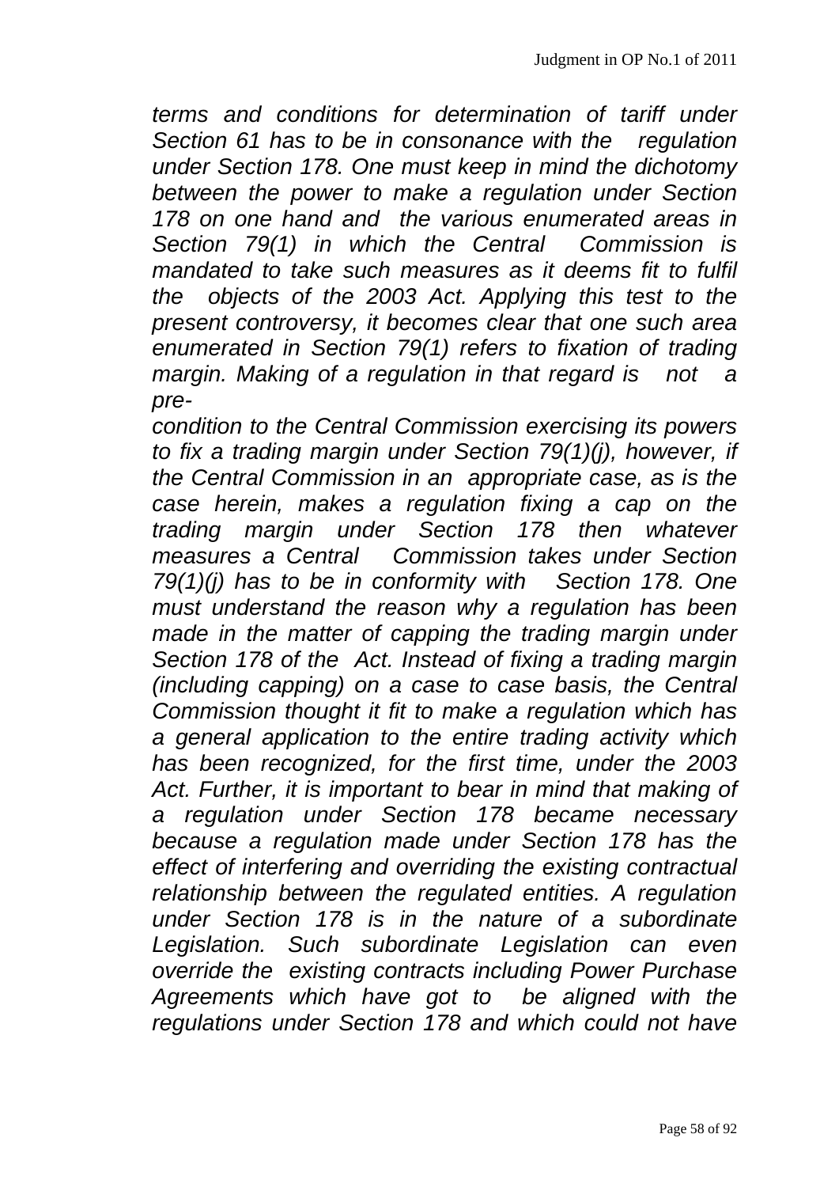*terms and conditions for determination of tariff under Section 61 has to be in consonance with the regulation under Section 178. One must keep in mind the dichotomy between the power to make a regulation under Section 178 on one hand and the various enumerated areas in Section 79(1) in which the Central Commission is mandated to take such measures as it deems fit to fulfil the objects of the 2003 Act. Applying this test to the present controversy, it becomes clear that one such area enumerated in Section 79(1) refers to fixation of trading margin. Making of a regulation in that regard is not a pre-condition to the Central Commission exercising its powers to fix a trading margin under Section 79(1)(j), however, if the Central Commission in an appropriate case, as is the case herein, makes a regulation fixing a cap on the trading margin under Section 178 then whatever measures a Central Commission takes under Section 79(1)(j) has to be in conformity with Section 178. One must understand the reason why a regulation has been made in the matter of capping the trading margin under Section 178 of the Act. Instead of fixing a trading margin (including capping) on a case to case basis, the Central Commission thought it fit to make a regulation which has a general application to the entire trading activity which has been recognized, for the first time, under the 2003 Act. Further, it is important to bear in mind that making of a regulation under Section 178 became necessary because a regulation made under Section 178 has the effect of interfering and overriding the existing contractual relationship between the regulated entities. A regulation under Section 178 is in the nature of a subordinate Legislation. Such subordinate Legislation can even override the existing contracts including Power Purchase Agreements which have got to be aligned with the regulations under Section 178 and which could not have*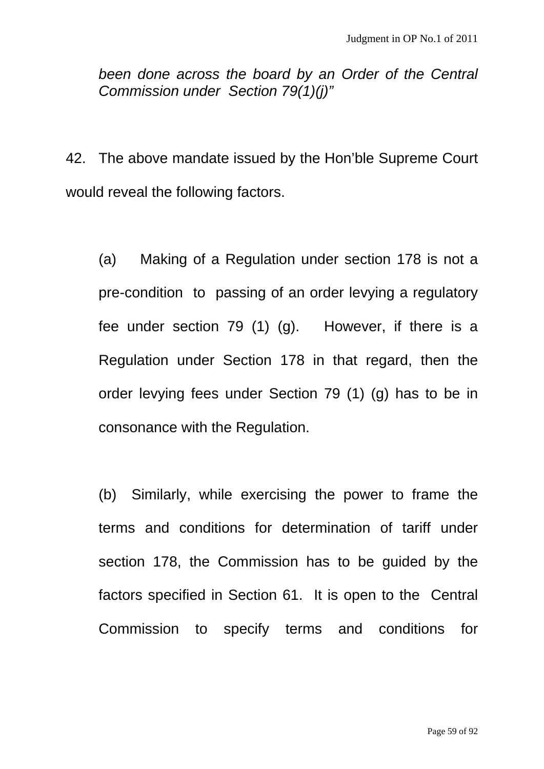*been done across the board by an Order of the Central Commission under Section 79(1)(j)"*

42. The above mandate issued by the Hon'ble Supreme Court would reveal the following factors.

(a) Making of a Regulation under section 178 is not a pre-condition to passing of an order levying a regulatory fee under section 79 (1) (g). However, if there is a Regulation under Section 178 in that regard, then the order levying fees under Section 79 (1) (g) has to be in consonance with the Regulation.

(b) Similarly, while exercising the power to frame the terms and conditions for determination of tariff under section 178, the Commission has to be guided by the factors specified in Section 61. It is open to the Central Commission to specify terms and conditions for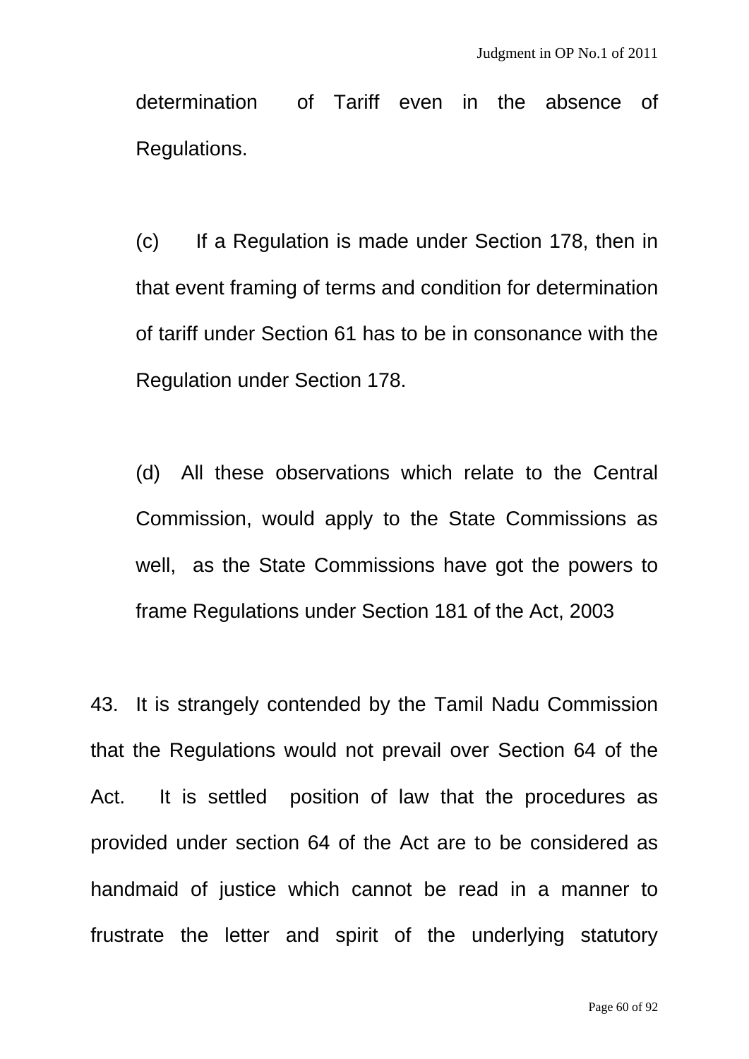determination of Tariff even in the absence of Regulations.

(c) If a Regulation is made under Section 178, then in that event framing of terms and condition for determination of tariff under Section 61 has to be in consonance with the Regulation under Section 178.

(d) All these observations which relate to the Central Commission, would apply to the State Commissions as well, as the State Commissions have got the powers to frame Regulations under Section 181 of the Act, 2003

43. It is strangely contended by the Tamil Nadu Commission that the Regulations would not prevail over Section 64 of the Act. It is settled position of law that the procedures as provided under section 64 of the Act are to be considered as handmaid of justice which cannot be read in a manner to frustrate the letter and spirit of the underlying statutory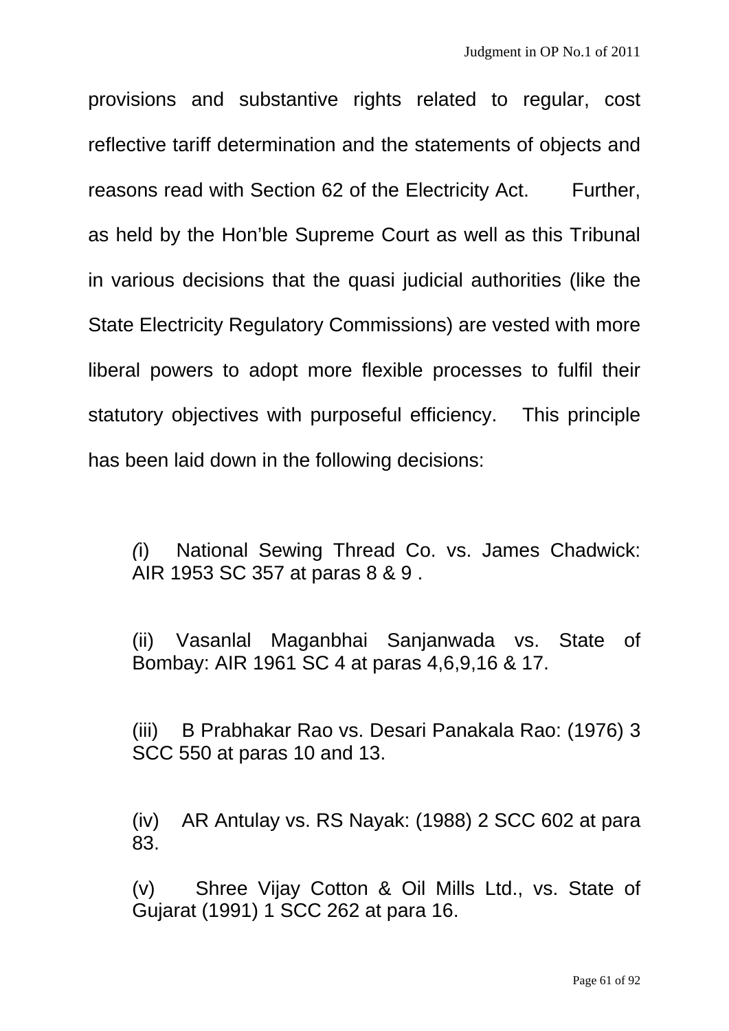provisions and substantive rights related to regular, cost reflective tariff determination and the statements of objects and reasons read with Section 62 of the Electricity Act. Further, as held by the Hon'ble Supreme Court as well as this Tribunal in various decisions that the quasi judicial authorities (like the State Electricity Regulatory Commissions) are vested with more liberal powers to adopt more flexible processes to fulfil their statutory objectives with purposeful efficiency. This principle has been laid down in the following decisions:

(i) National Sewing Thread Co. vs. James Chadwick: AIR 1953 SC 357 at paras 8 & 9 .

(ii) Vasanlal Maganbhai Sanjanwada vs. State of Bombay: AIR 1961 SC 4 at paras 4,6,9,16 & 17.

(iii) B Prabhakar Rao vs. Desari Panakala Rao: (1976) 3 SCC 550 at paras 10 and 13.

(iv) AR Antulay vs. RS Nayak: (1988) 2 SCC 602 at para 83.

(v) Shree Vijay Cotton & Oil Mills Ltd., vs. State of Gujarat (1991) 1 SCC 262 at para 16.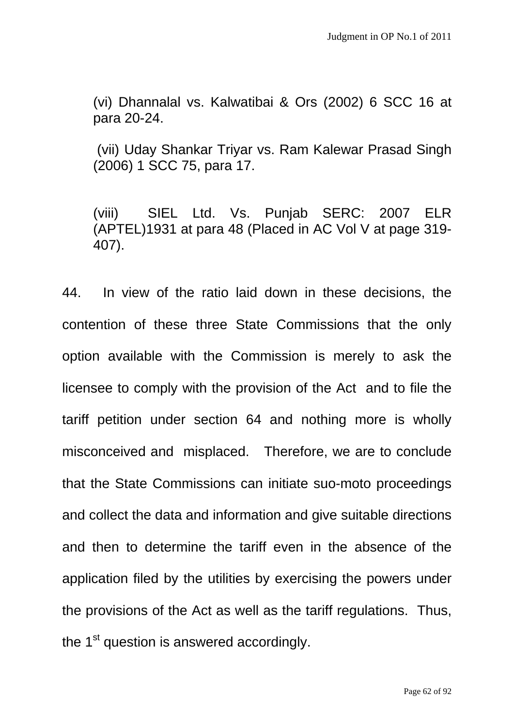(vi) Dhannalal vs. Kalwatibai & Ors (2002) 6 SCC 16 at para 20-24.

(vii) Uday Shankar Triyar vs. Ram Kalewar Prasad Singh (2006) 1 SCC 75, para 17.

(viii) SIEL Ltd. Vs. Punjab SERC: 2007 ELR (APTEL)1931 at para 48 (Placed in AC Vol V at page 319-407).

44. In view of the ratio laid down in these decisions, the contention of these three State Commissions that the only option available with the Commission is merely to ask the licensee to comply with the provision of the Act and to file the tariff petition under section 64 and nothing more is wholly misconceived and misplaced. Therefore, we are to conclude that the State Commissions can initiate suo-moto proceedings and collect the data and information and give suitable directions and then to determine the tariff even in the absence of the application filed by the utilities by exercising the powers under the provisions of the Act as well as the tariff regulations. Thus, the 1st question is answered accordingly.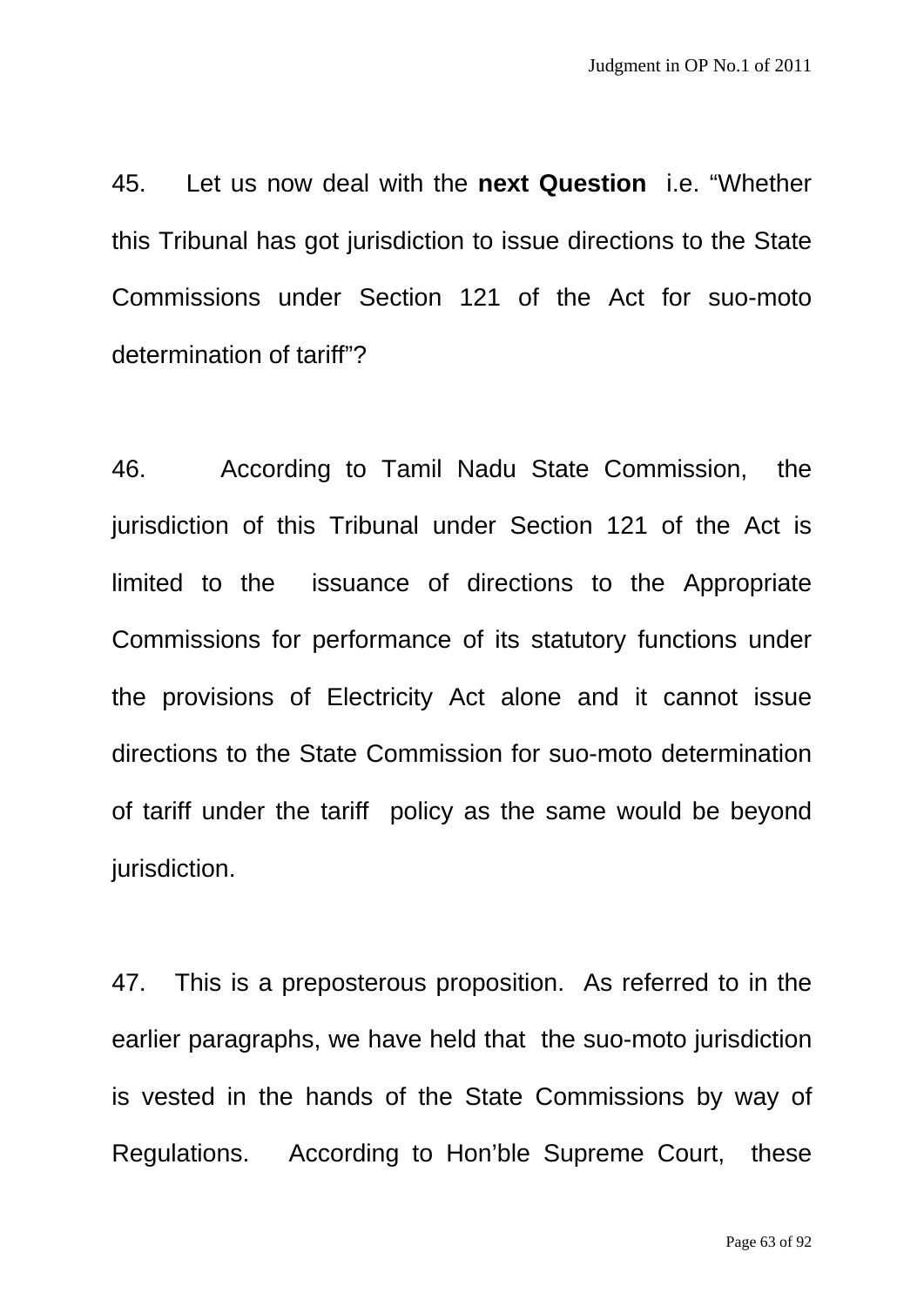45. Let us now deal with the **next Question** i.e. "Whether this Tribunal has got jurisdiction to issue directions to the State Commissions under Section 121 of the Act for suo-moto determination of tariff"?

46. According to Tamil Nadu State Commission, the jurisdiction of this Tribunal under Section 121 of the Act is limited to the issuance of directions to the Appropriate Commissions for performance of its statutory functions under the provisions of Electricity Act alone and it cannot issue directions to the State Commission for suo-moto determination of tariff under the tariff policy as the same would be beyond jurisdiction.

47. This is a preposterous proposition. As referred to in the earlier paragraphs, we have held that the suo-moto jurisdiction is vested in the hands of the State Commissions by way of Regulations. According to Hon'ble Supreme Court, these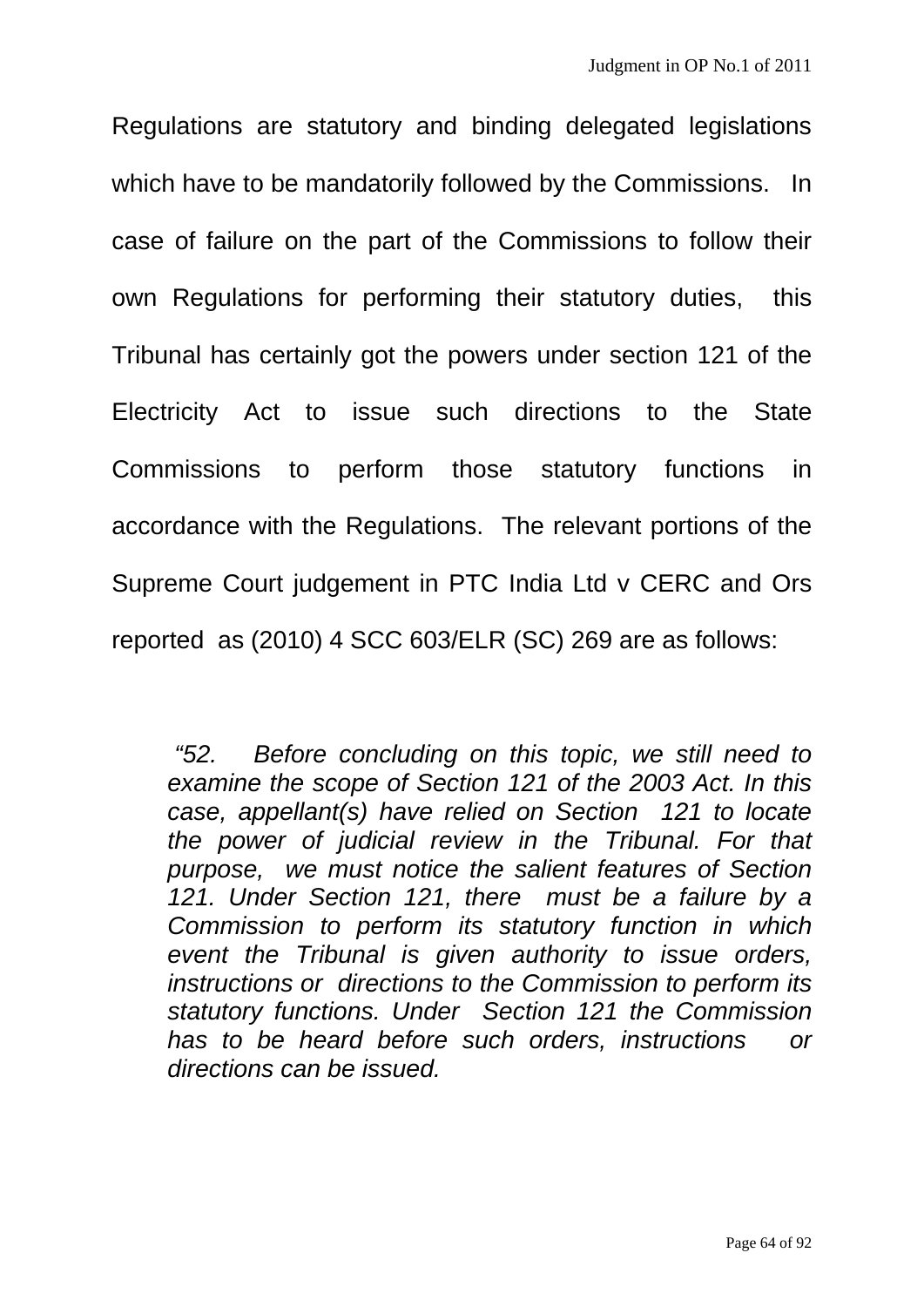Regulations are statutory and binding delegated legislations which have to be mandatorily followed by the Commissions. In case of failure on the part of the Commissions to follow their own Regulations for performing their statutory duties, this Tribunal has certainly got the powers under section 121 of the Electricity Act to issue such directions to the State Commissions to perform those statutory functions in accordance with the Regulations. The relevant portions of the Supreme Court judgement in PTC India Ltd v CERC and Ors reported as (2010) 4 SCC 603/ELR (SC) 269 are as follows:

> *"52. Before concluding on this topic, we still need to examine the scope of Section 121 of the 2003 Act. In this case, appellant(s) have relied on Section 121 to locate the power of judicial review in the Tribunal. For that purpose, we must notice the salient features of Section 121. Under Section 121, there must be a failure by a Commission to perform its statutory function in which event the Tribunal is given authority to issue orders, instructions or directions to the Commission to perform its statutory functions. Under Section 121 the Commission has to be heard before such orders, instructions or directions can be issued.*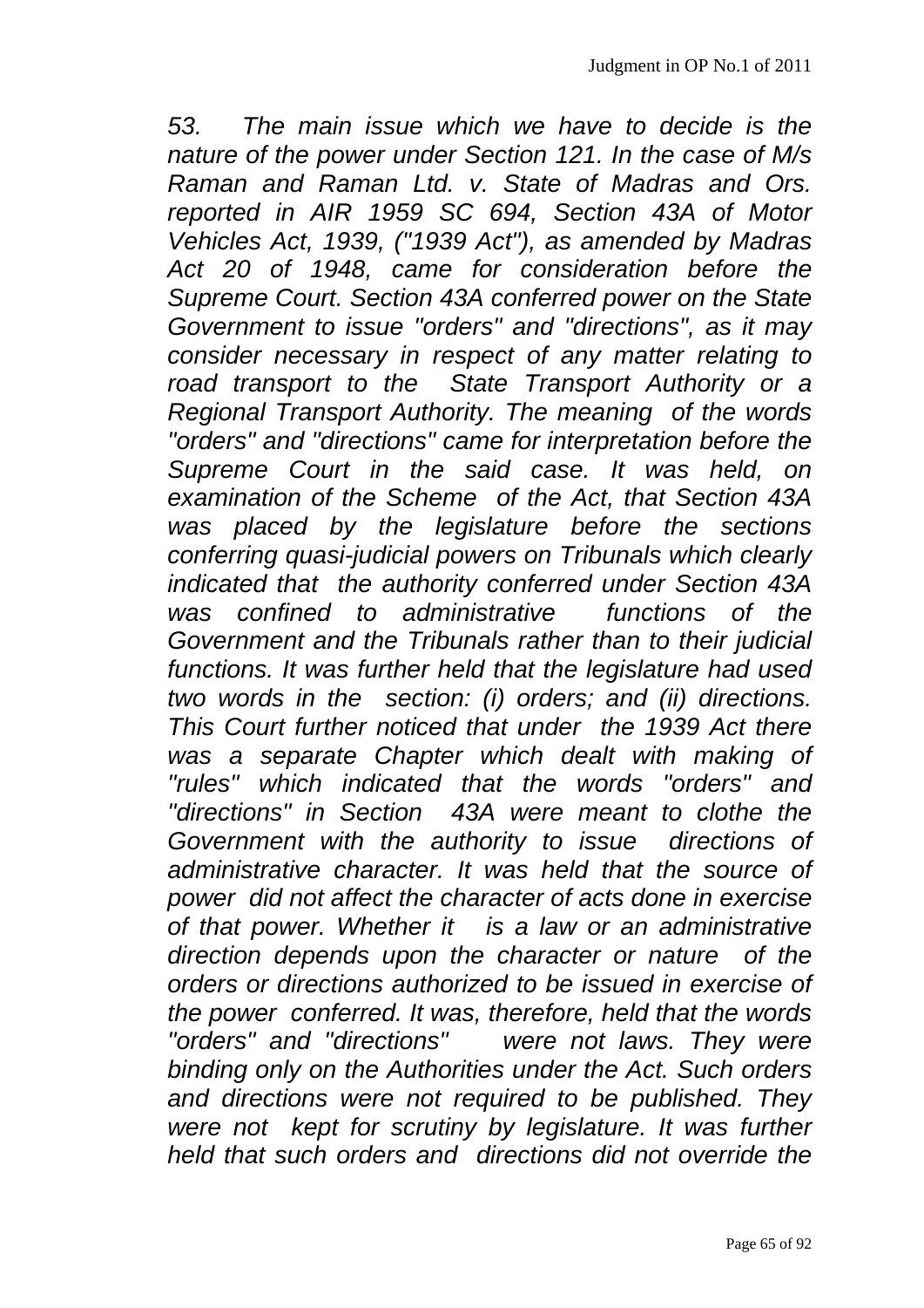*53. The main issue which we have to decide is the nature of the power under Section 121. In the case of M/s Raman and Raman Ltd. v. State of Madras and Ors. reported in AIR 1959 SC 694, Section 43A of Motor Vehicles Act, 1939, ("1939 Act"), as amended by Madras Act 20 of 1948, came for consideration before the Supreme Court. Section 43A conferred power on the State Government to issue "orders" and "directions", as it may consider necessary in respect of any matter relating to road transport to the State Transport Authority or a Regional Transport Authority. The meaning of the words "orders" and "directions" came for interpretation before the Supreme Court in the said case. It was held, on examination of the Scheme of the Act, that Section 43A was placed by the legislature before the sections conferring quasi-judicial powers on Tribunals which clearly indicated that the authority conferred under Section 43A was confined to administrative functions of the Government and the Tribunals rather than to their judicial functions. It was further held that the legislature had used two words in the section: (i) orders; and (ii) directions. This Court further noticed that under the 1939 Act there was a separate Chapter which dealt with making of "rules" which indicated that the words "orders" and "directions" in Section 43A were meant to clothe the Government with the authority to issue directions of administrative character. It was held that the source of power did not affect the character of acts done in exercise of that power. Whether it is a law or an administrative direction depends upon the character or nature of the orders or directions authorized to be issued in exercise of the power conferred. It was, therefore, held that the words "orders" and "directions" were not laws. They were binding only on the Authorities under the Act. Such orders and directions were not required to be published. They were not kept for scrutiny by legislature. It was further held that such orders and directions did not override the*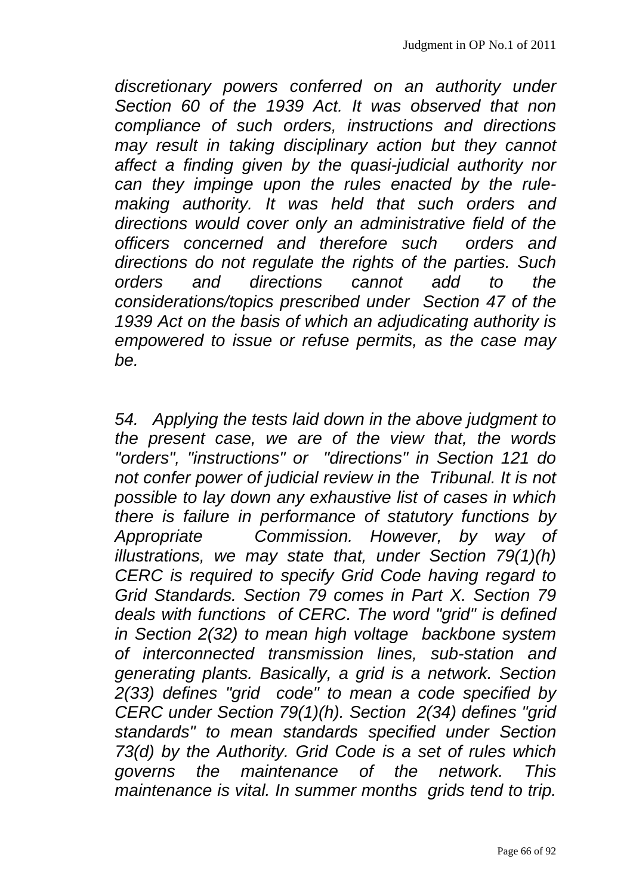*discretionary powers conferred on an authority under Section 60 of the 1939 Act. It was observed that non compliance of such orders, instructions and directions may result in taking disciplinary action but they cannot affect a finding given by the quasi-judicial authority nor can they impinge upon the rules enacted by the rule-making authority. It was held that such orders and directions would cover only an administrative field of the officers concerned and therefore such orders and directions do not regulate the rights of the parties. Such orders and directions cannot add to the considerations/topics prescribed under Section 47 of the 1939 Act on the basis of which an adjudicating authority is empowered to issue or refuse permits, as the case may be.*

*54. Applying the tests laid down in the above judgment to the present case, we are of the view that, the words "orders", "instructions" or "directions" in Section 121 do not confer power of judicial review in the Tribunal. It is not possible to lay down any exhaustive list of cases in which there is failure in performance of statutory functions by Appropriate Commission. However, by way of illustrations, we may state that, under Section 79(1)(h) CERC is required to specify Grid Code having regard to Grid Standards. Section 79 comes in Part X. Section 79 deals with functions of CERC. The word "grid" is defined in Section 2(32) to mean high voltage backbone system of interconnected transmission lines, sub-station and generating plants. Basically, a grid is a network. Section 2(33) defines "grid code" to mean a code specified by CERC under Section 79(1)(h). Section 2(34) defines "grid standards" to mean standards specified under Section 73(d) by the Authority. Grid Code is a set of rules which governs the maintenance of the network. This maintenance is vital. In summer months grids tend to trip.*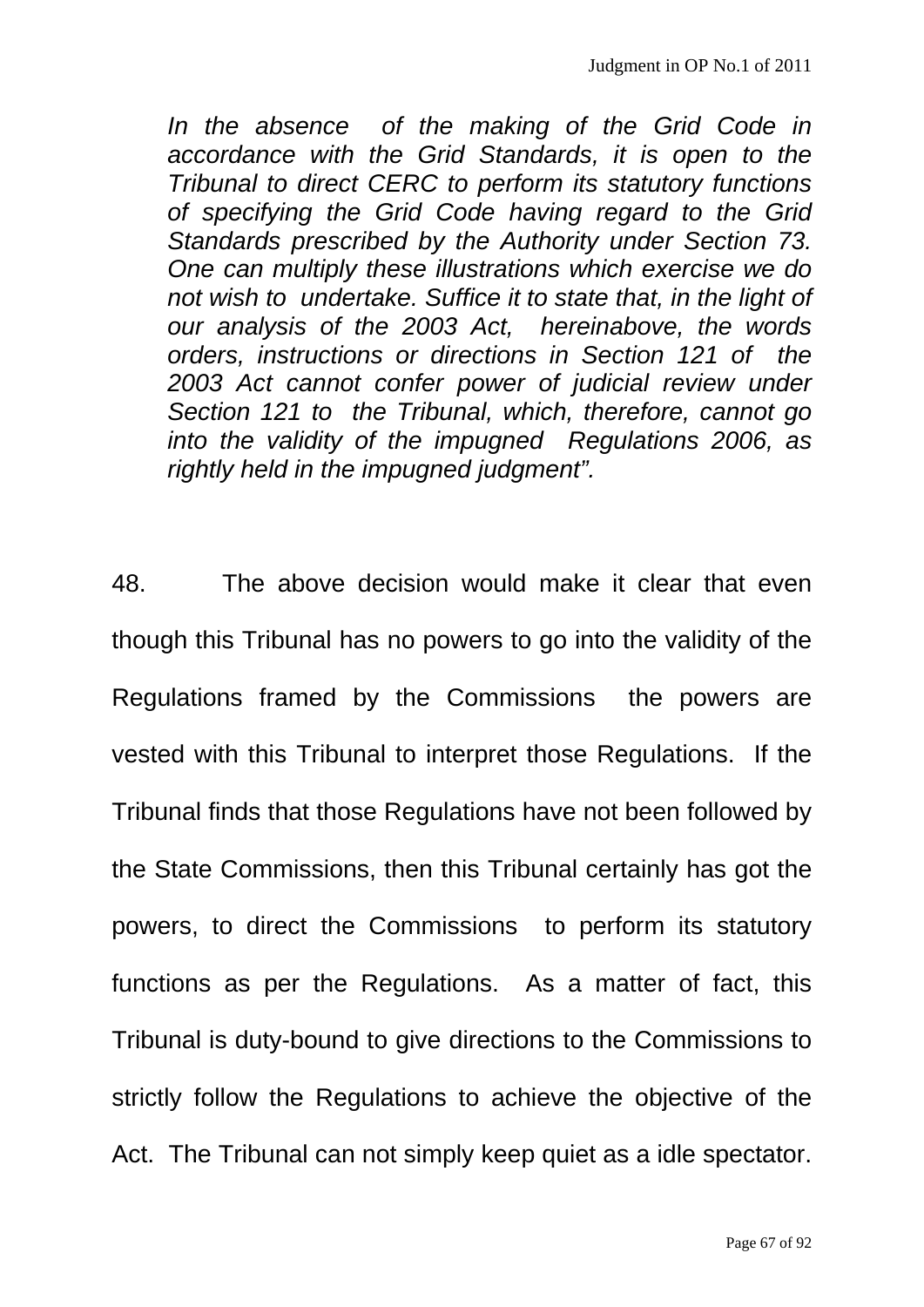*In the absence of the making of the Grid Code in accordance with the Grid Standards, it is open to the Tribunal to direct CERC to perform its statutory functions of specifying the Grid Code having regard to the Grid Standards prescribed by the Authority under Section 73. One can multiply these illustrations which exercise we do not wish to undertake. Suffice it to state that, in the light of our analysis of the 2003 Act, hereinabove, the words orders, instructions or directions in Section 121 of the 2003 Act cannot confer power of judicial review under Section 121 to the Tribunal, which, therefore, cannot go into the validity of the impugned Regulations 2006, as rightly held in the impugned judgment".*

48. The above decision would make it clear that even though this Tribunal has no powers to go into the validity of the Regulations framed by the Commissions the powers are vested with this Tribunal to interpret those Regulations. If the Tribunal finds that those Regulations have not been followed by the State Commissions, then this Tribunal certainly has got the powers, to direct the Commissions to perform its statutory functions as per the Regulations. As a matter of fact, this Tribunal is duty-bound to give directions to the Commissions to strictly follow the Regulations to achieve the objective of the Act. The Tribunal can not simply keep quiet as a idle spectator.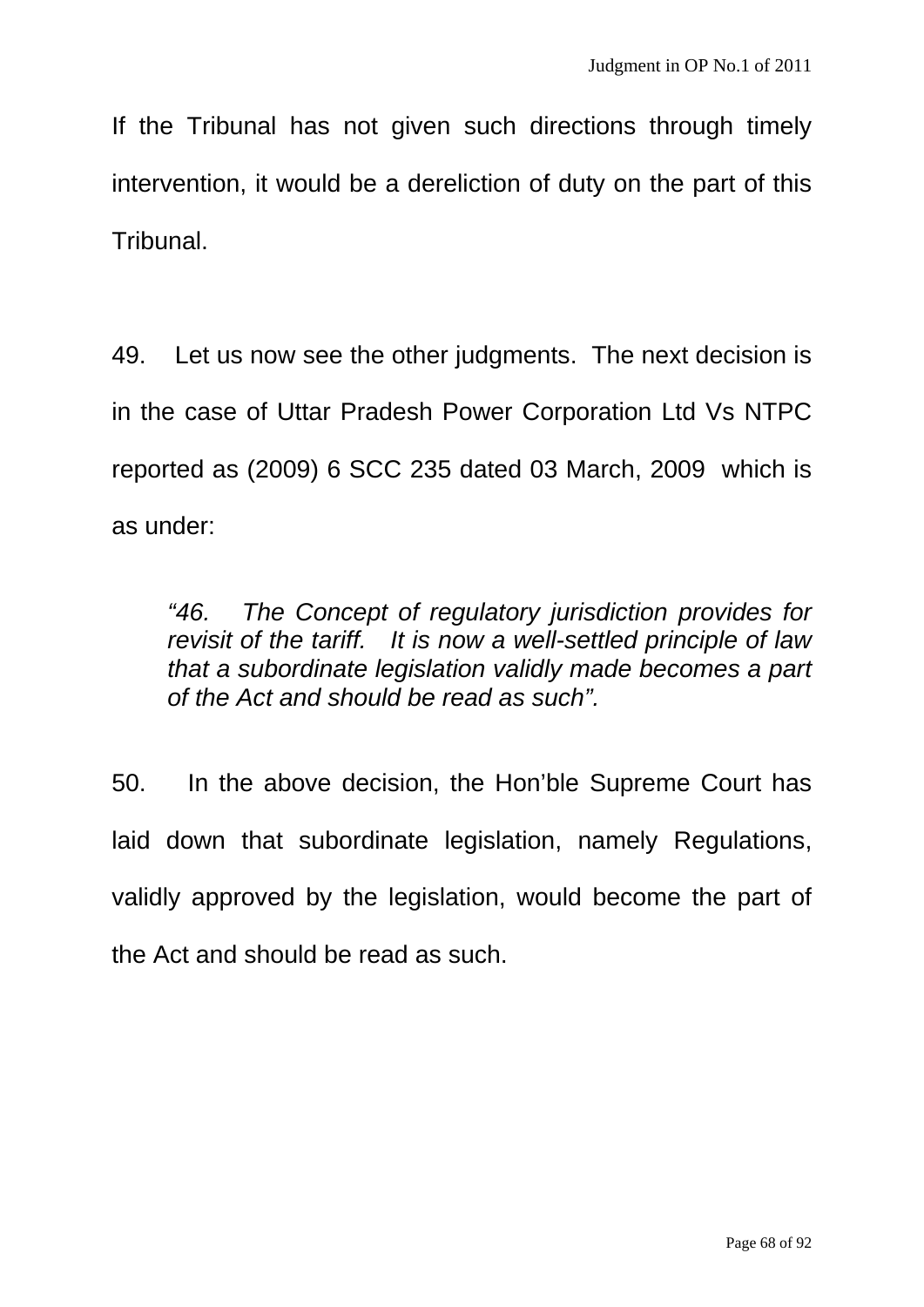If the Tribunal has not given such directions through timely intervention, it would be a dereliction of duty on the part of this Tribunal.

49. Let us now see the other judgments. The next decision is in the case of Uttar Pradesh Power Corporation Ltd Vs NTPC reported as (2009) 6 SCC 235 dated 03 March, 2009 which is as under:

> *"46. The Concept of regulatory jurisdiction provides for revisit of the tariff. It is now a well-settled principle of law that a subordinate legislation validly made becomes a part of the Act and should be read as such".*

50. In the above decision, the Hon'ble Supreme Court has laid down that subordinate legislation, namely Regulations, validly approved by the legislation, would become the part of the Act and should be read as such.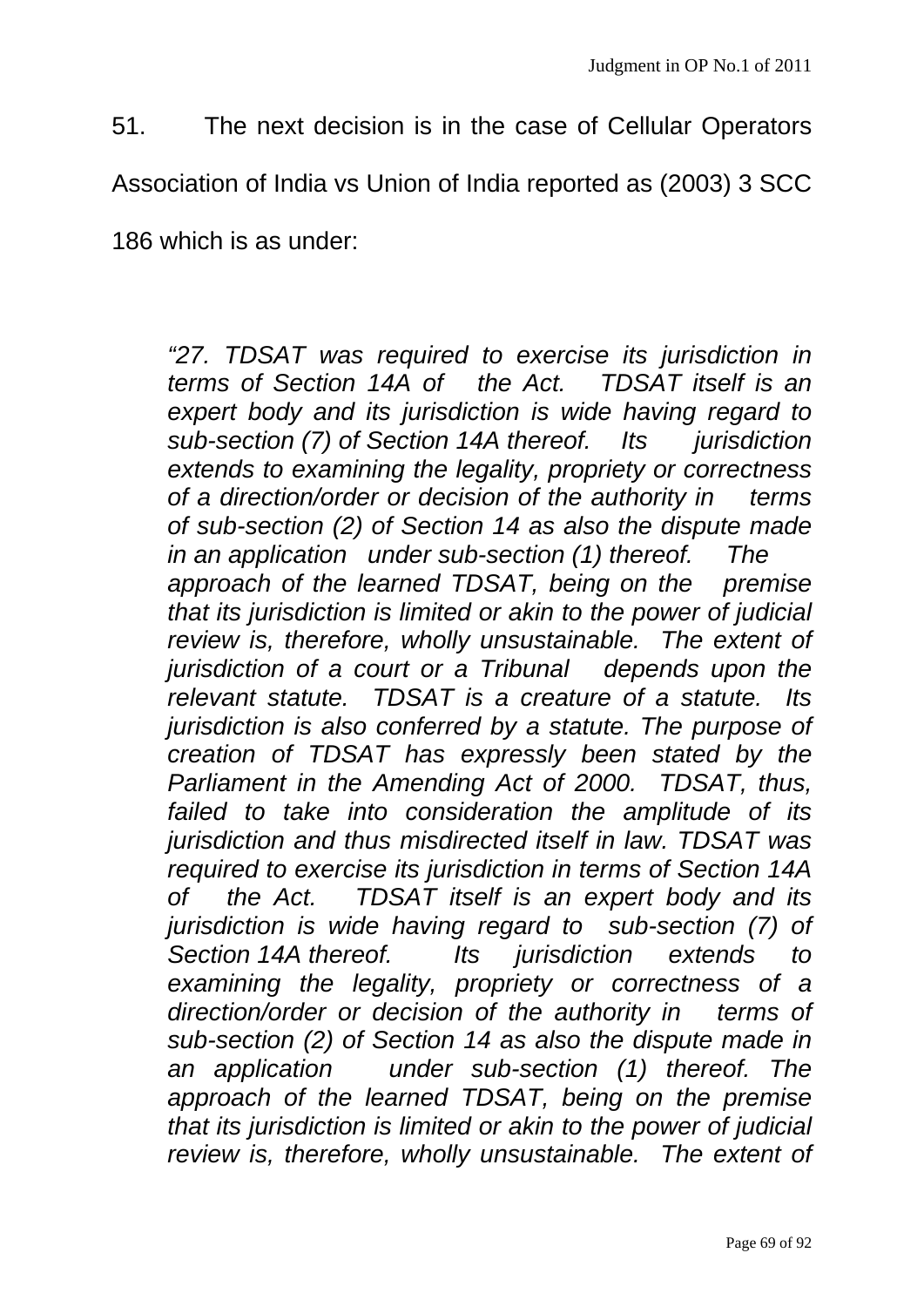51. The next decision is in the case of Cellular Operators Association of India vs Union of India reported as (2003) 3 SCC 186 which is as under:

> *"27. TDSAT was required to exercise its jurisdiction in terms of Section 14A of the Act. TDSAT itself is an expert body and its jurisdiction is wide having regard to sub-section (7) of Section 14A thereof. Its jurisdiction extends to examining the legality, propriety or correctness of a direction/order or decision of the authority in terms of sub-section (2) of Section 14 as also the dispute made in an application under sub-section (1) thereof. The approach of the learned TDSAT, being on the premise that its jurisdiction is limited or akin to the power of judicial review is, therefore, wholly unsustainable. The extent of jurisdiction of a court or a Tribunal depends upon the relevant statute. TDSAT is a creature of a statute. Its jurisdiction is also conferred by a statute. The purpose of creation of TDSAT has expressly been stated by the Parliament in the Amending Act of 2000. TDSAT, thus, failed to take into consideration the amplitude of its jurisdiction and thus misdirected itself in law. TDSAT was required to exercise its jurisdiction in terms of Section 14A of the Act. TDSAT itself is an expert body and its jurisdiction is wide having regard to sub-section (7) of Section 14A thereof. Its jurisdiction extends to examining the legality, propriety or correctness of a direction/order or decision of the authority in terms of sub-section (2) of Section 14 as also the dispute made in an application under sub-section (1) thereof. The approach of the learned TDSAT, being on the premise that its jurisdiction is limited or akin to the power of judicial review is, therefore, wholly unsustainable. The extent of*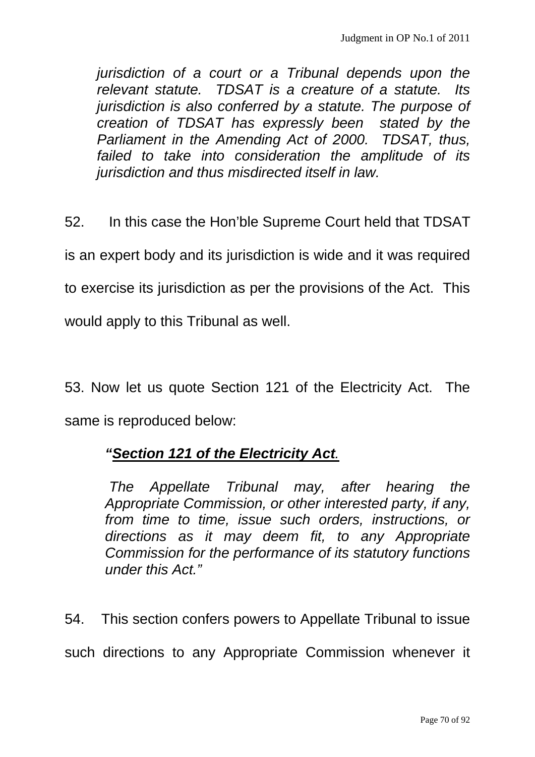*jurisdiction of a court or a Tribunal depends upon the relevant statute. TDSAT is a creature of a statute. Its jurisdiction is also conferred by a statute. The purpose of creation of TDSAT has expressly been stated by the Parliament in the Amending Act of 2000. TDSAT, thus, failed to take into consideration the amplitude of its jurisdiction and thus misdirected itself in law.*

52. In this case the Hon'ble Supreme Court held that TDSAT is an expert body and its jurisdiction is wide and it was required to exercise its jurisdiction as per the provisions of the Act. This would apply to this Tribunal as well.

53. Now let us quote Section 121 of the Electricity Act. The same is reproduced below:

***"Section 121 of the Electricity Act.***

*The Appellate Tribunal may, after hearing the Appropriate Commission, or other interested party, if any, from time to time, issue such orders, instructions, or directions as it may deem fit, to any Appropriate Commission for the performance of its statutory functions under this Act."*

54. This section confers powers to Appellate Tribunal to issue such directions to any Appropriate Commission whenever it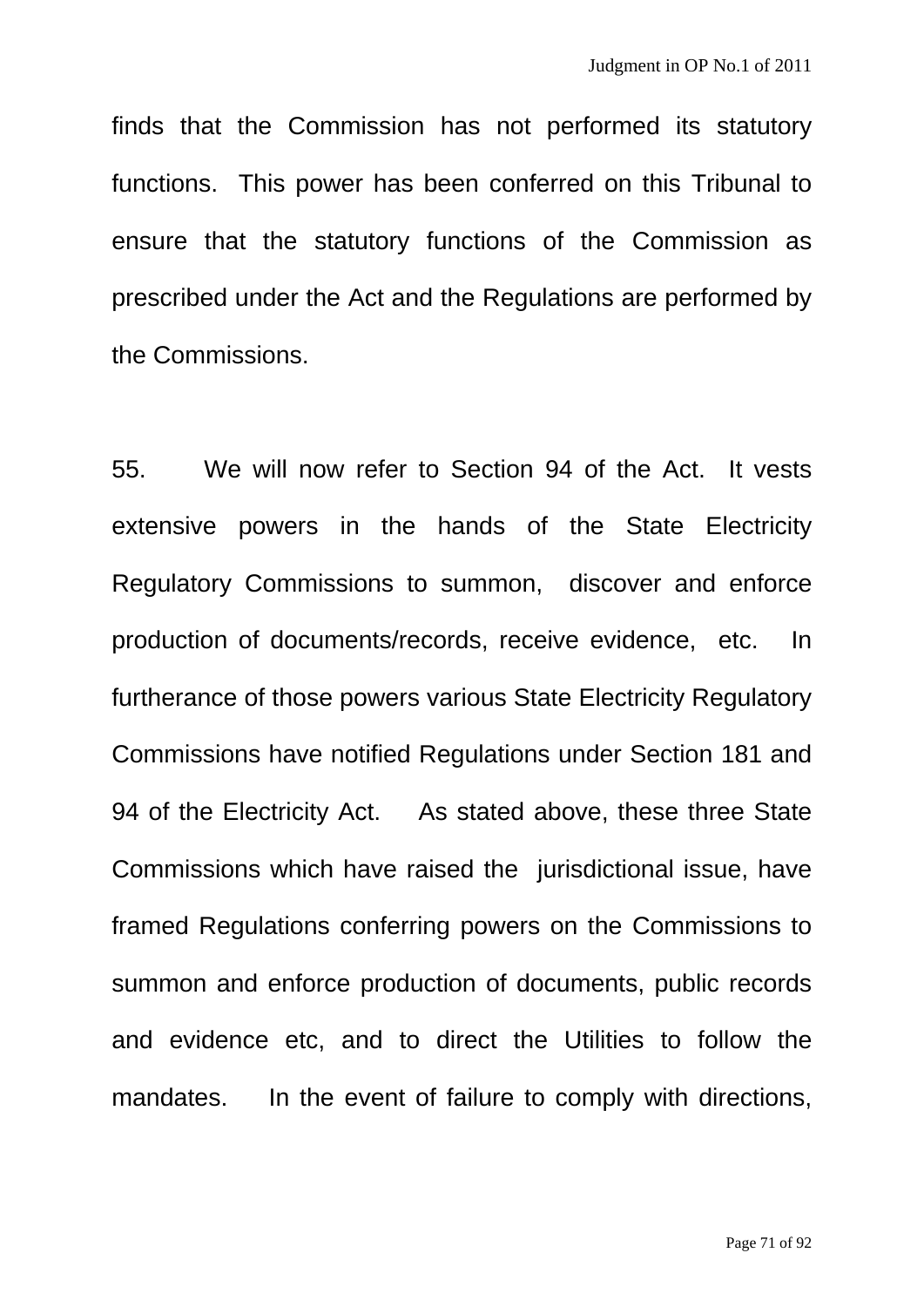finds that the Commission has not performed its statutory functions. This power has been conferred on this Tribunal to ensure that the statutory functions of the Commission as prescribed under the Act and the Regulations are performed by the Commissions.

55. We will now refer to Section 94 of the Act. It vests extensive powers in the hands of the State Electricity Regulatory Commissions to summon, discover and enforce production of documents/records, receive evidence, etc. In furtherance of those powers various State Electricity Regulatory Commissions have notified Regulations under Section 181 and 94 of the Electricity Act. As stated above, these three State Commissions which have raised the jurisdictional issue, have framed Regulations conferring powers on the Commissions to summon and enforce production of documents, public records and evidence etc, and to direct the Utilities to follow the mandates. In the event of failure to comply with directions,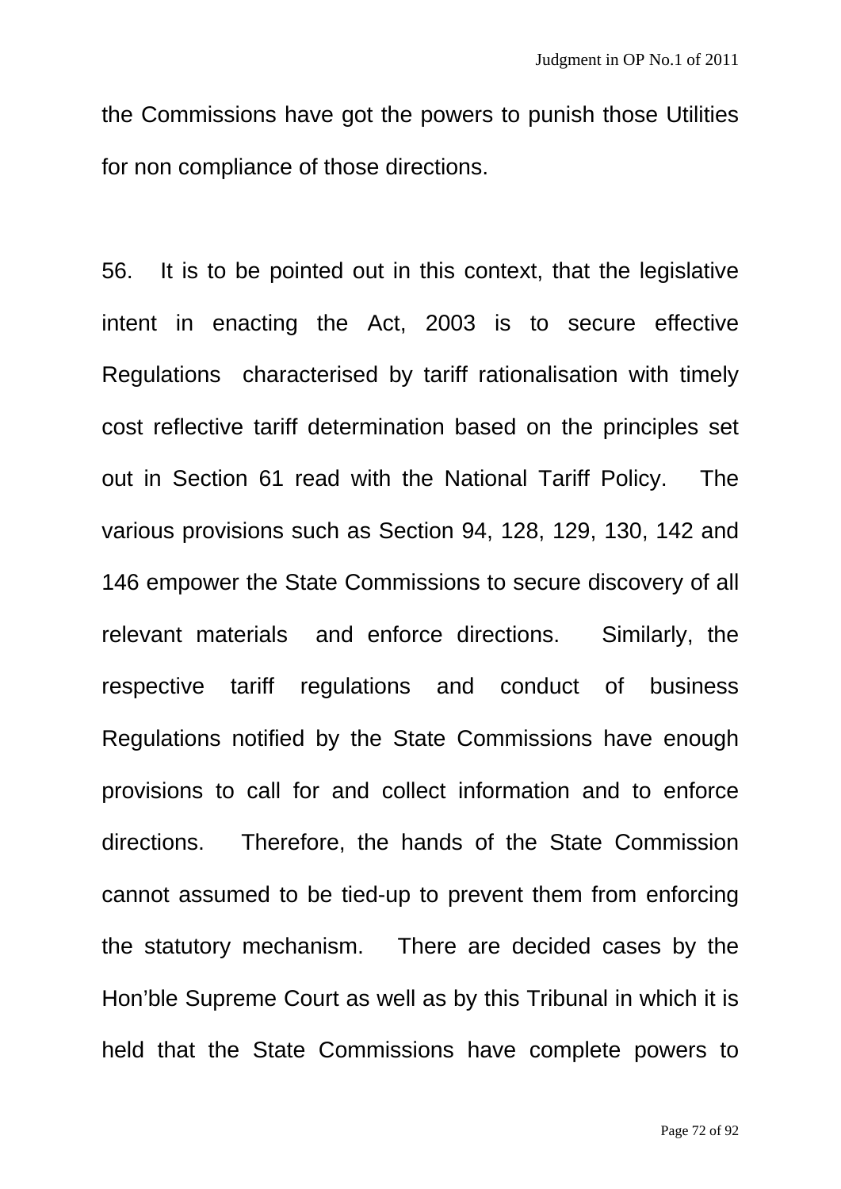the Commissions have got the powers to punish those Utilities for non compliance of those directions.

56. It is to be pointed out in this context, that the legislative intent in enacting the Act, 2003 is to secure effective Regulations characterised by tariff rationalisation with timely cost reflective tariff determination based on the principles set out in Section 61 read with the National Tariff Policy. The various provisions such as Section 94, 128, 129, 130, 142 and 146 empower the State Commissions to secure discovery of all relevant materials and enforce directions. Similarly, the respective tariff regulations and conduct of business Regulations notified by the State Commissions have enough provisions to call for and collect information and to enforce directions. Therefore, the hands of the State Commission cannot assumed to be tied-up to prevent them from enforcing the statutory mechanism. There are decided cases by the Hon'ble Supreme Court as well as by this Tribunal in which it is held that the State Commissions have complete powers to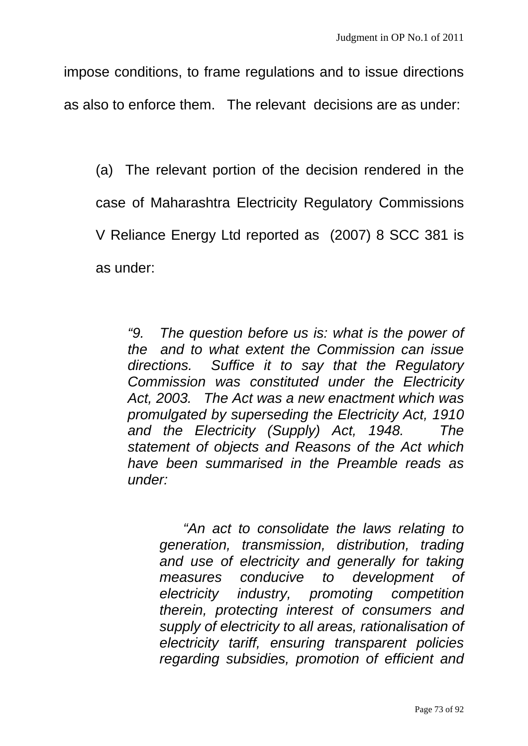impose conditions, to frame regulations and to issue directions as also to enforce them. The relevant decisions are as under:

(a) The relevant portion of the decision rendered in the case of Maharashtra Electricity Regulatory Commissions V Reliance Energy Ltd reported as (2007) 8 SCC 381 is as under:

> *"9. The question before us is: what is the power of the and to what extent the Commission can issue directions. Suffice it to say that the Regulatory Commission was constituted under the Electricity Act, 2003. The Act was a new enactment which was promulgated by superseding the Electricity Act, 1910 and the Electricity (Supply) Act, 1948. The statement of objects and Reasons of the Act which have been summarised in the Preamble reads as under:*
>
> > *"An act to consolidate the laws relating to generation, transmission, distribution, trading and use of electricity and generally for taking measures conducive to development of electricity industry, promoting competition therein, protecting interest of consumers and supply of electricity to all areas, rationalisation of electricity tariff, ensuring transparent policies regarding subsidies, promotion of efficient and*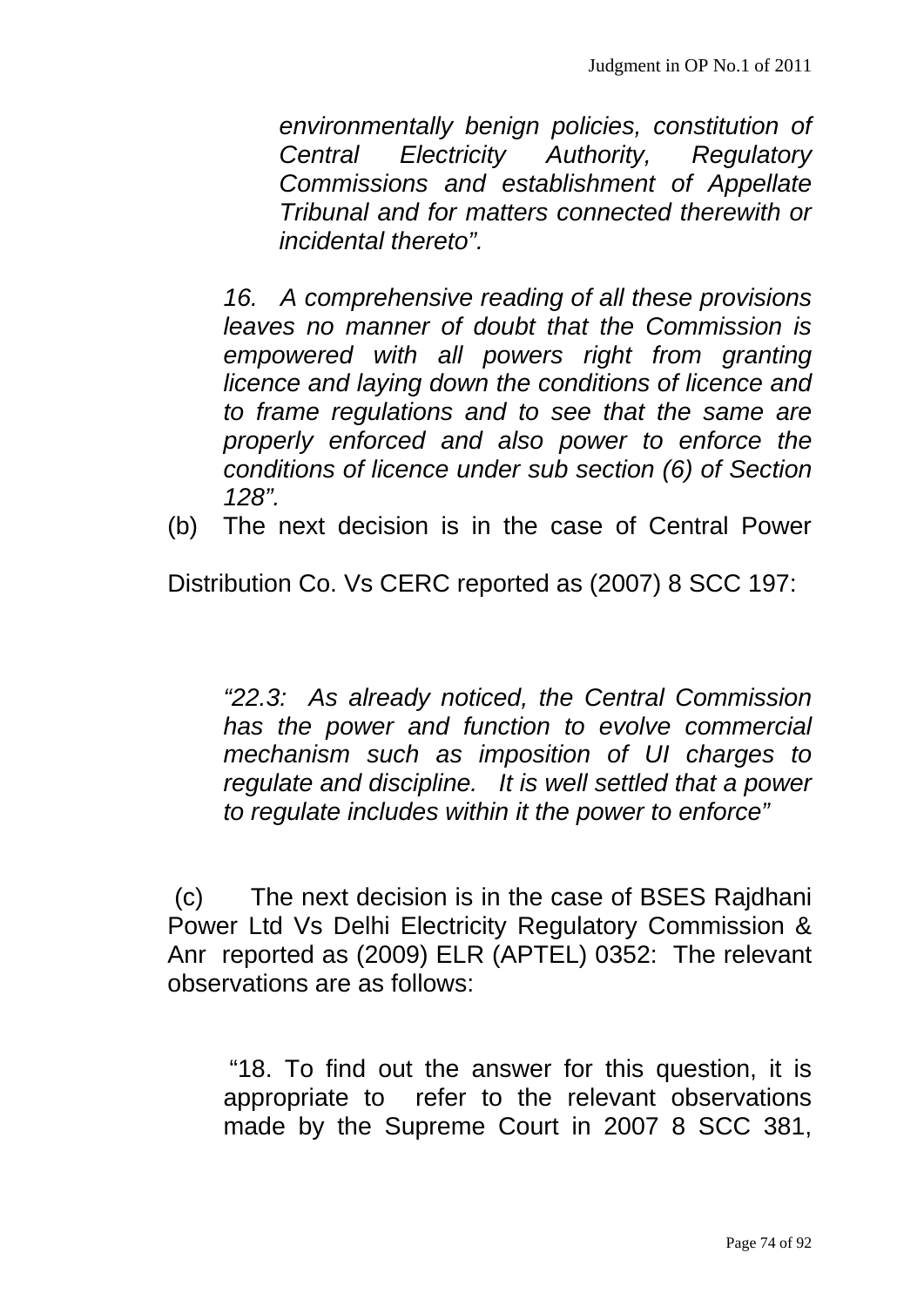*environmentally benign policies, constitution of Central Electricity Authority, Regulatory Commissions and establishment of Appellate Tribunal and for matters connected therewith or incidental thereto".*

*16. A comprehensive reading of all these provisions leaves no manner of doubt that the Commission is empowered with all powers right from granting licence and laying down the conditions of licence and to frame regulations and to see that the same are properly enforced and also power to enforce the conditions of licence under sub section (6) of Section 128".*

(b) The next decision is in the case of Central Power Distribution Co. Vs CERC reported as (2007) 8 SCC 197:

*"22.3: As already noticed, the Central Commission has the power and function to evolve commercial mechanism such as imposition of UI charges to regulate and discipline. It is well settled that a power to regulate includes within it the power to enforce"*

(c) The next decision is in the case of BSES Rajdhani Power Ltd Vs Delhi Electricity Regulatory Commission & Anr reported as (2009) ELR (APTEL) 0352: The relevant observations are as follows:

"18. To find out the answer for this question, it is appropriate to refer to the relevant observations made by the Supreme Court in 2007 8 SCC 381,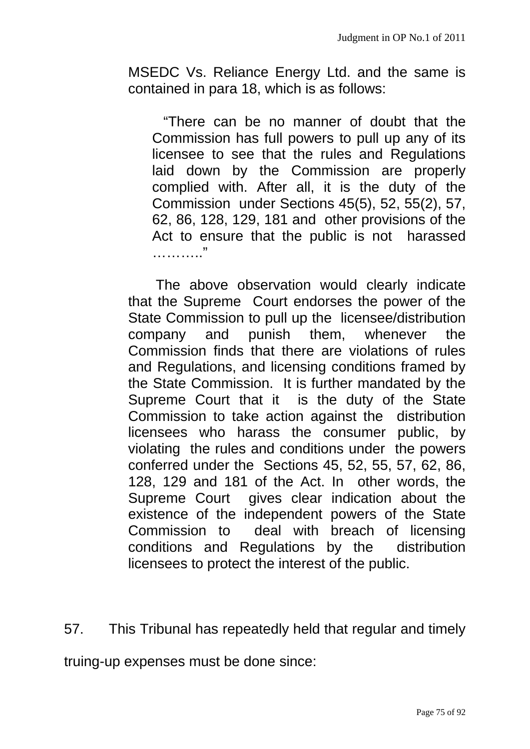MSEDC Vs. Reliance Energy Ltd. and the same is contained in para 18, which is as follows:

> "There can be no manner of doubt that the Commission has full powers to pull up any of its licensee to see that the rules and Regulations laid down by the Commission are properly complied with. After all, it is the duty of the Commission under Sections 45(5), 52, 55(2), 57, 62, 86, 128, 129, 181 and other provisions of the Act to ensure that the public is not harassed ……….."

The above observation would clearly indicate that the Supreme Court endorses the power of the State Commission to pull up the licensee/distribution company and punish them, whenever the Commission finds that there are violations of rules and Regulations, and licensing conditions framed by the State Commission. It is further mandated by the Supreme Court that it is the duty of the State Commission to take action against the distribution licensees who harass the consumer public, by violating the rules and conditions under the powers conferred under the Sections 45, 52, 55, 57, 62, 86, 128, 129 and 181 of the Act. In other words, the Supreme Court gives clear indication about the existence of the independent powers of the State Commission to deal with breach of licensing conditions and Regulations by the distribution licensees to protect the interest of the public.

57. This Tribunal has repeatedly held that regular and timely truing-up expenses must be done since: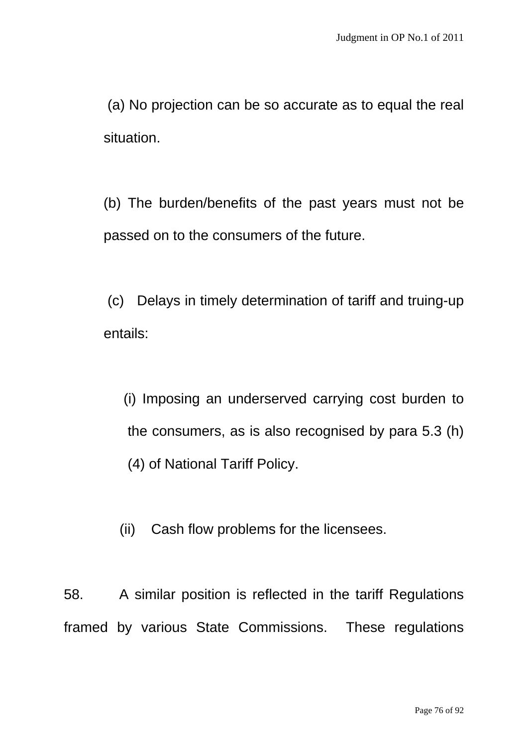(a) No projection can be so accurate as to equal the real situation.

(b) The burden/benefits of the past years must not be passed on to the consumers of the future.

(c) Delays in timely determination of tariff and truing-up entails:

(i) Imposing an underserved carrying cost burden to the consumers, as is also recognised by para 5.3 (h) (4) of National Tariff Policy.

(ii) Cash flow problems for the licensees.

58. A similar position is reflected in the tariff Regulations framed by various State Commissions. These regulations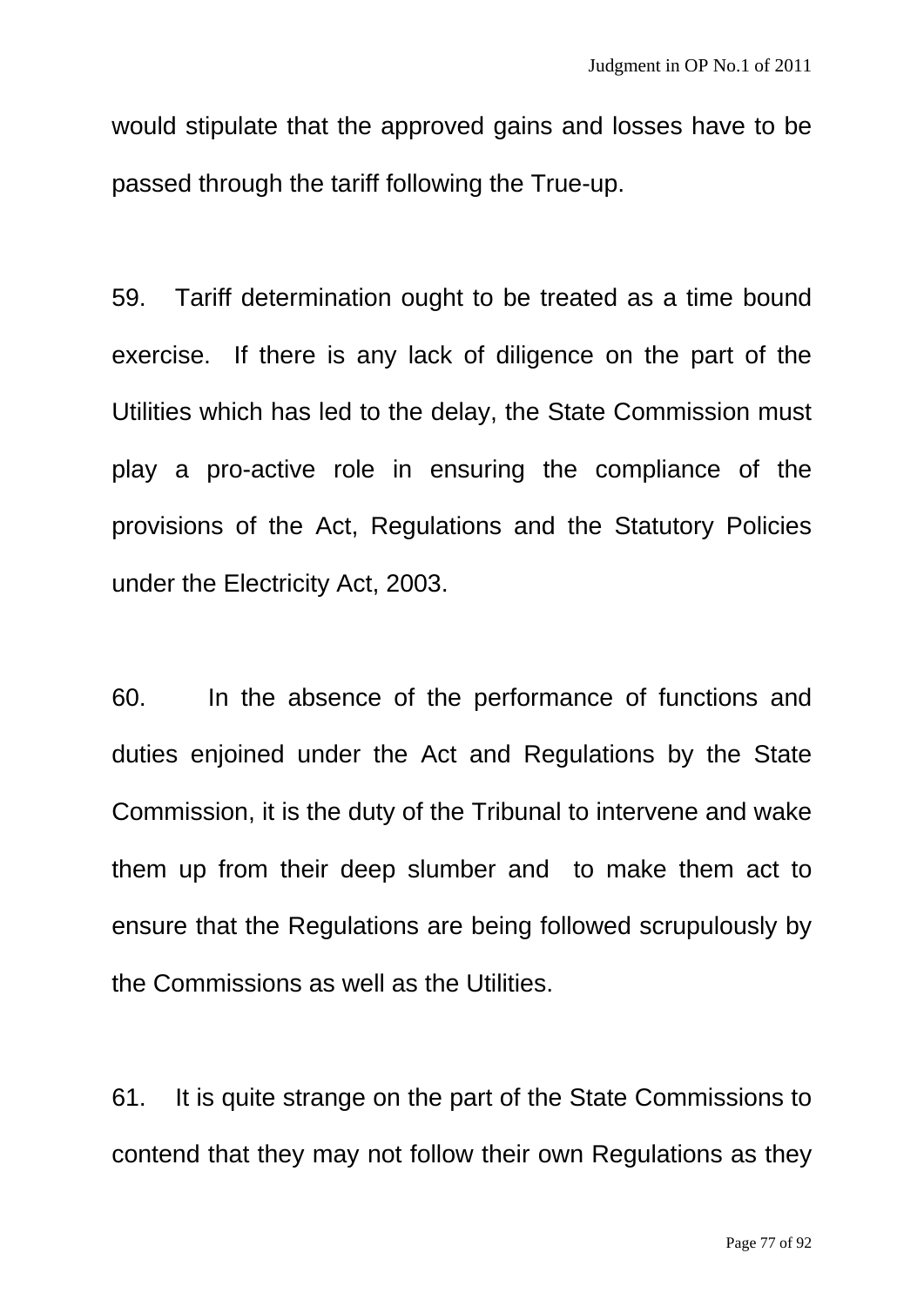would stipulate that the approved gains and losses have to be passed through the tariff following the True-up.

59. Tariff determination ought to be treated as a time bound exercise. If there is any lack of diligence on the part of the Utilities which has led to the delay, the State Commission must play a pro-active role in ensuring the compliance of the provisions of the Act, Regulations and the Statutory Policies under the Electricity Act, 2003.

60. In the absence of the performance of functions and duties enjoined under the Act and Regulations by the State Commission, it is the duty of the Tribunal to intervene and wake them up from their deep slumber and to make them act to ensure that the Regulations are being followed scrupulously by the Commissions as well as the Utilities.

61. It is quite strange on the part of the State Commissions to contend that they may not follow their own Regulations as they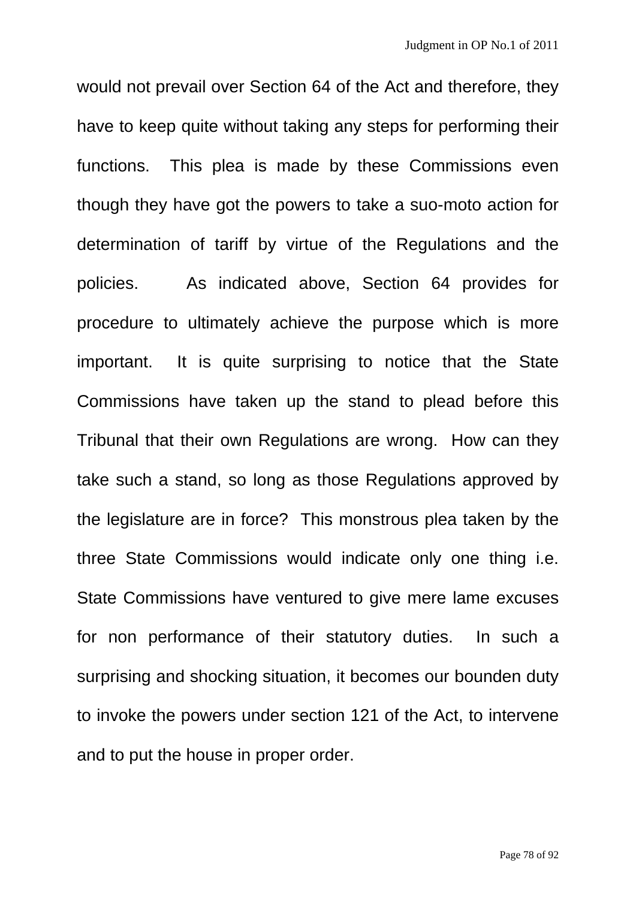would not prevail over Section 64 of the Act and therefore, they have to keep quite without taking any steps for performing their functions. This plea is made by these Commissions even though they have got the powers to take a suo-moto action for determination of tariff by virtue of the Regulations and the policies. As indicated above, Section 64 provides for procedure to ultimately achieve the purpose which is more important. It is quite surprising to notice that the State Commissions have taken up the stand to plead before this Tribunal that their own Regulations are wrong. How can they take such a stand, so long as those Regulations approved by the legislature are in force? This monstrous plea taken by the three State Commissions would indicate only one thing i.e. State Commissions have ventured to give mere lame excuses for non performance of their statutory duties. In such a surprising and shocking situation, it becomes our bounden duty to invoke the powers under section 121 of the Act, to intervene and to put the house in proper order.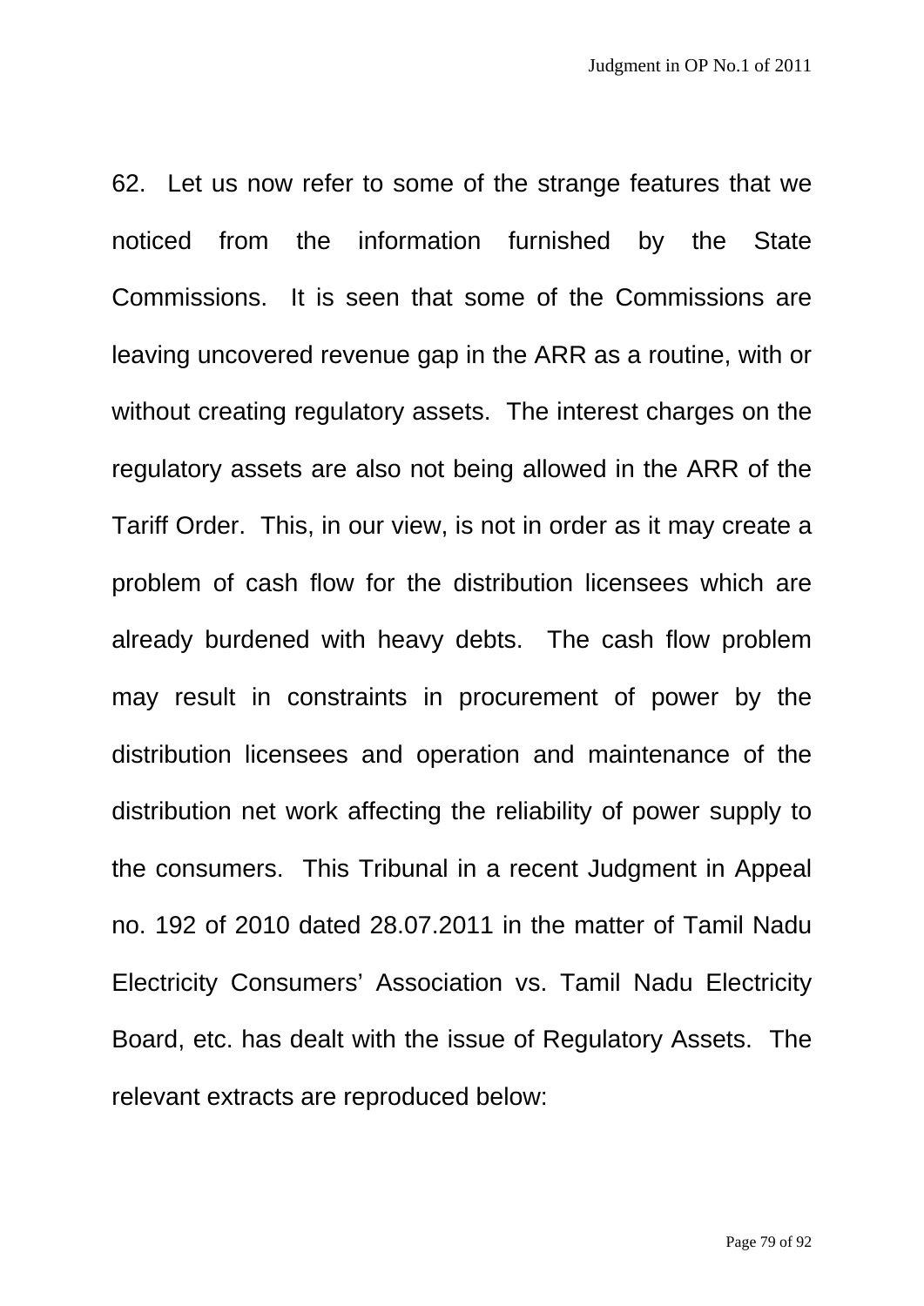62. Let us now refer to some of the strange features that we noticed from the information furnished by the State Commissions. It is seen that some of the Commissions are leaving uncovered revenue gap in the ARR as a routine, with or without creating regulatory assets. The interest charges on the regulatory assets are also not being allowed in the ARR of the Tariff Order. This, in our view, is not in order as it may create a problem of cash flow for the distribution licensees which are already burdened with heavy debts. The cash flow problem may result in constraints in procurement of power by the distribution licensees and operation and maintenance of the distribution net work affecting the reliability of power supply to the consumers. This Tribunal in a recent Judgment in Appeal no. 192 of 2010 dated 28.07.2011 in the matter of Tamil Nadu Electricity Consumers' Association vs. Tamil Nadu Electricity Board, etc. has dealt with the issue of Regulatory Assets. The relevant extracts are reproduced below: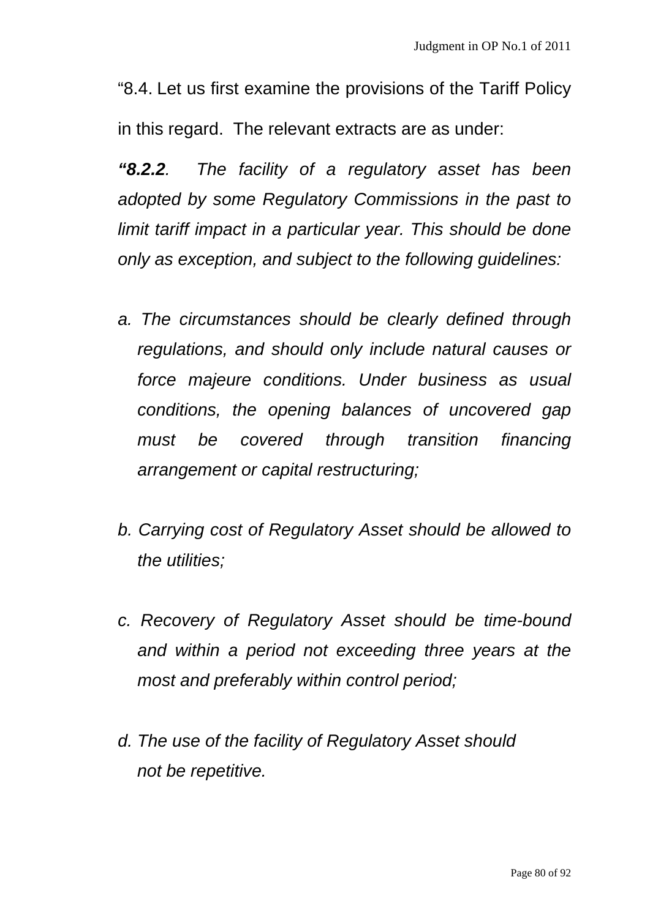"8.4. Let us first examine the provisions of the Tariff Policy in this regard. The relevant extracts are as under:

***"8.2.2**. The facility of a regulatory asset has been adopted by some Regulatory Commissions in the past to limit tariff impact in a particular year. This should be done only as exception, and subject to the following guidelines:*

*a. The circumstances should be clearly defined through regulations, and should only include natural causes or force majeure conditions. Under business as usual conditions, the opening balances of uncovered gap must be covered through transition financing arrangement or capital restructuring;*

*b. Carrying cost of Regulatory Asset should be allowed to the utilities;*

*c. Recovery of Regulatory Asset should be time-bound and within a period not exceeding three years at the most and preferably within control period;*

*d. The use of the facility of Regulatory Asset should not be repetitive.*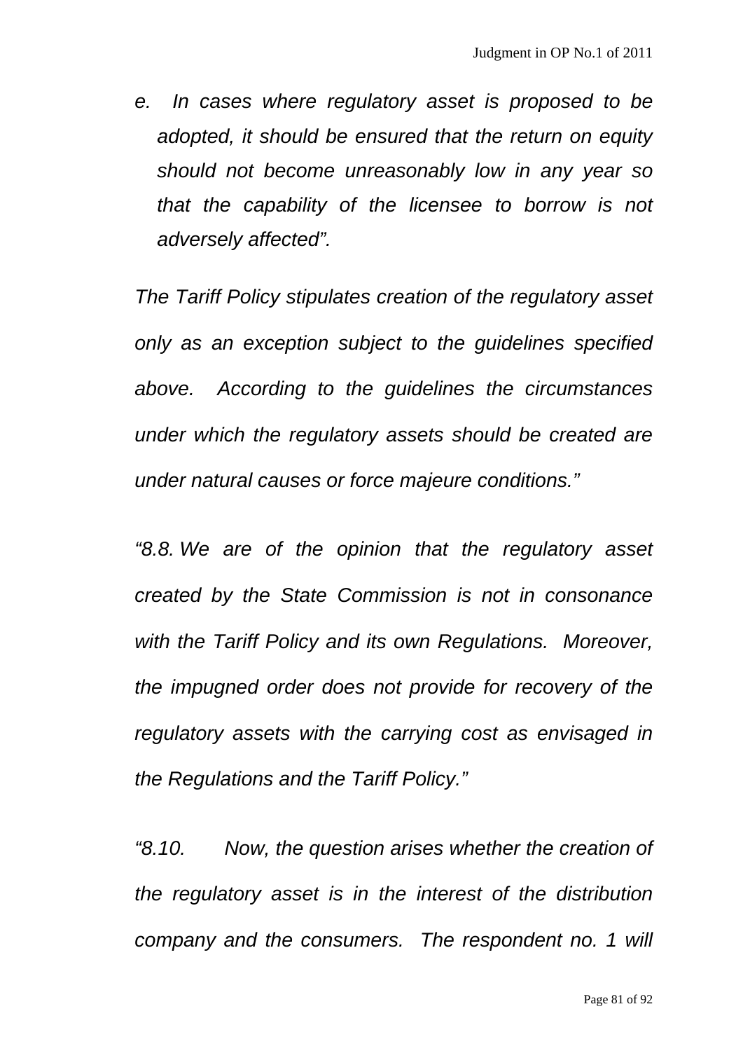*e. In cases where regulatory asset is proposed to be adopted, it should be ensured that the return on equity should not become unreasonably low in any year so that the capability of the licensee to borrow is not adversely affected".*

*The Tariff Policy stipulates creation of the regulatory asset only as an exception subject to the guidelines specified above. According to the guidelines the circumstances under which the regulatory assets should be created are under natural causes or force majeure conditions."*

*"8.8. We are of the opinion that the regulatory asset created by the State Commission is not in consonance with the Tariff Policy and its own Regulations. Moreover, the impugned order does not provide for recovery of the regulatory assets with the carrying cost as envisaged in the Regulations and the Tariff Policy."*

*"8.10. Now, the question arises whether the creation of the regulatory asset is in the interest of the distribution company and the consumers. The respondent no. 1 will*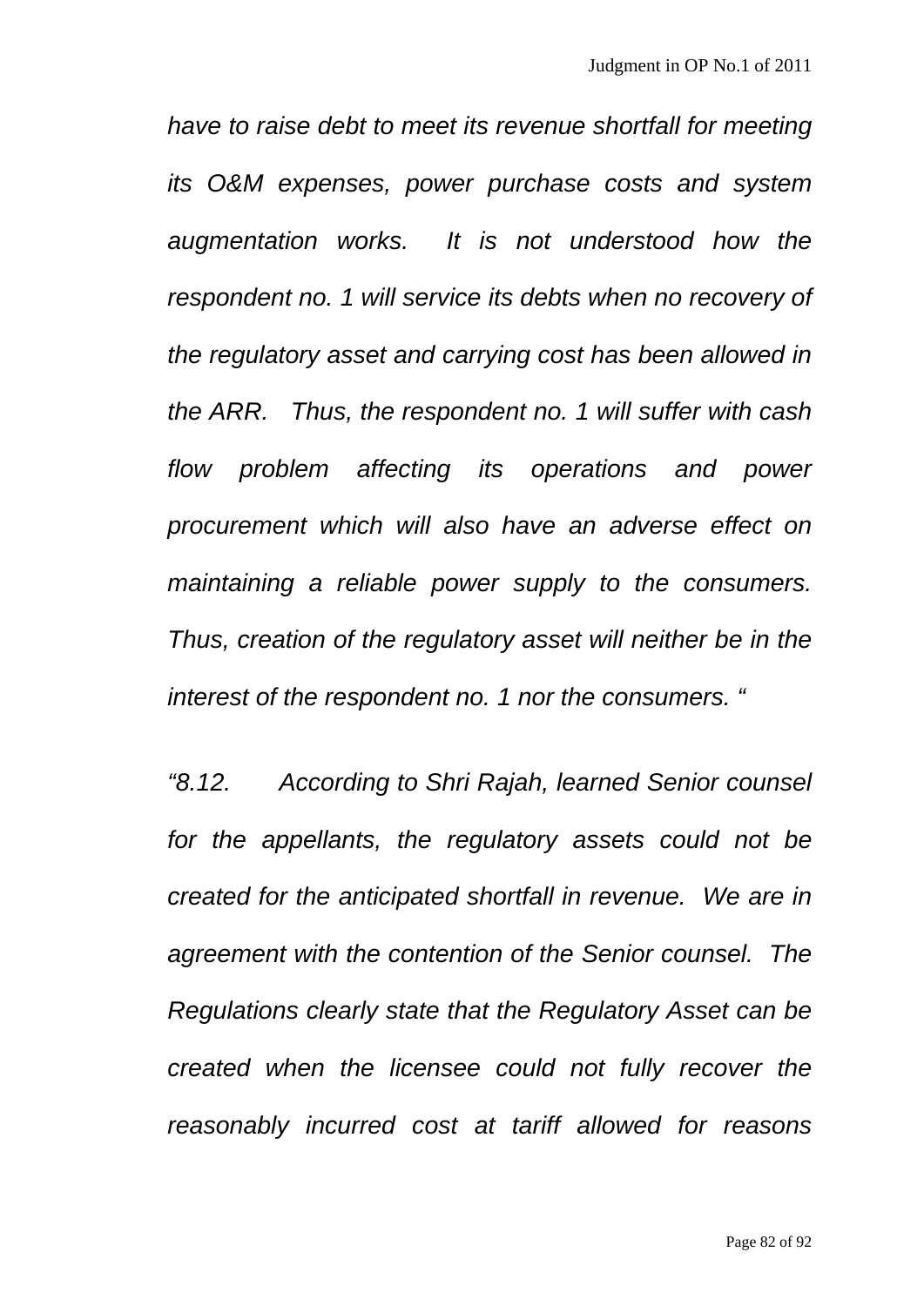*have to raise debt to meet its revenue shortfall for meeting its O&M expenses, power purchase costs and system augmentation works. It is not understood how the respondent no. 1 will service its debts when no recovery of the regulatory asset and carrying cost has been allowed in the ARR. Thus, the respondent no. 1 will suffer with cash flow problem affecting its operations and power procurement which will also have an adverse effect on maintaining a reliable power supply to the consumers. Thus, creation of the regulatory asset will neither be in the interest of the respondent no. 1 nor the consumers. "*

*"8.12. According to Shri Rajah, learned Senior counsel for the appellants, the regulatory assets could not be created for the anticipated shortfall in revenue. We are in agreement with the contention of the Senior counsel. The Regulations clearly state that the Regulatory Asset can be created when the licensee could not fully recover the reasonably incurred cost at tariff allowed for reasons*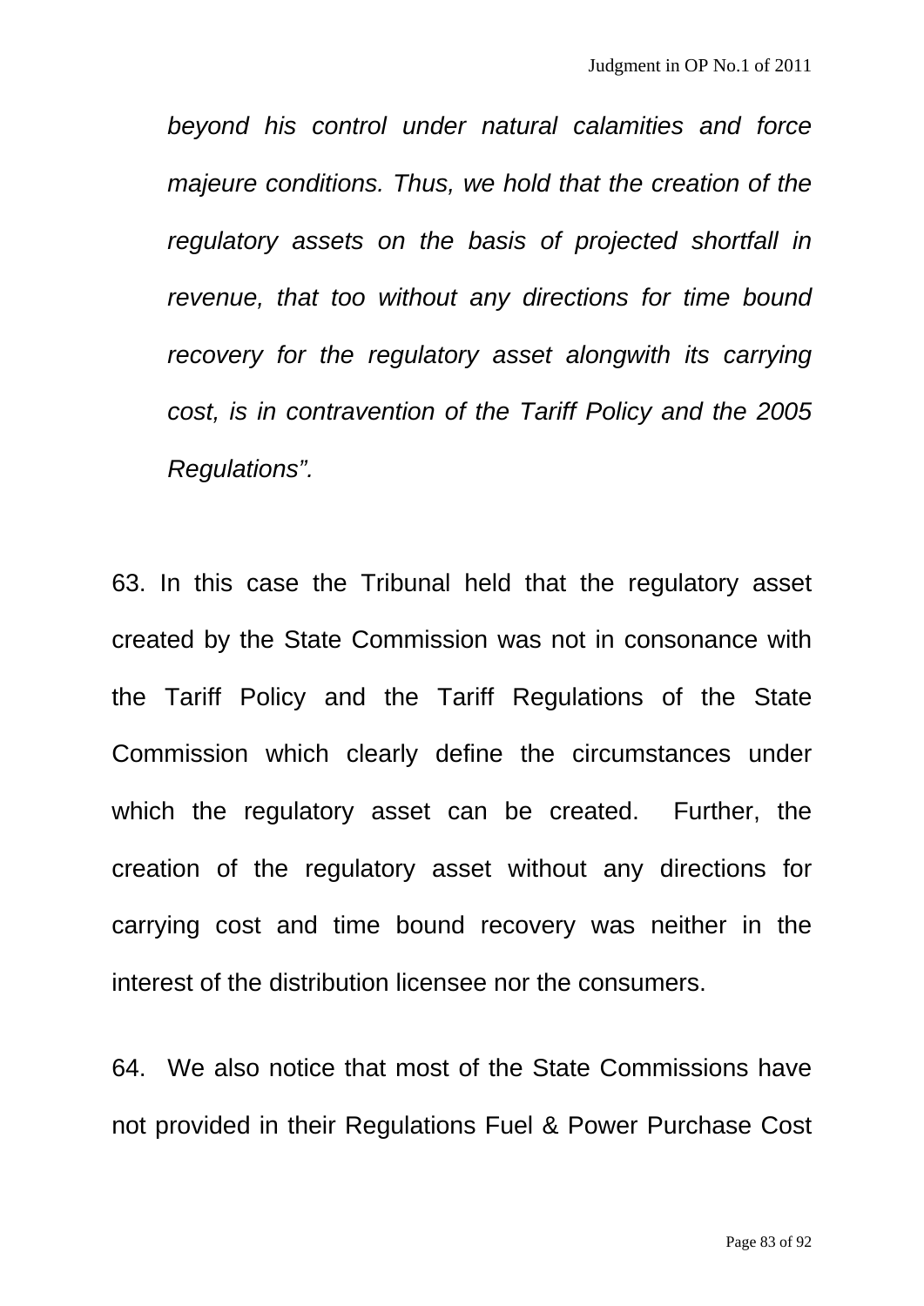*beyond his control under natural calamities and force majeure conditions. Thus, we hold that the creation of the regulatory assets on the basis of projected shortfall in revenue, that too without any directions for time bound recovery for the regulatory asset alongwith its carrying cost, is in contravention of the Tariff Policy and the 2005 Regulations".*

63. In this case the Tribunal held that the regulatory asset created by the State Commission was not in consonance with the Tariff Policy and the Tariff Regulations of the State Commission which clearly define the circumstances under which the regulatory asset can be created. Further, the creation of the regulatory asset without any directions for carrying cost and time bound recovery was neither in the interest of the distribution licensee nor the consumers.

64. We also notice that most of the State Commissions have not provided in their Regulations Fuel & Power Purchase Cost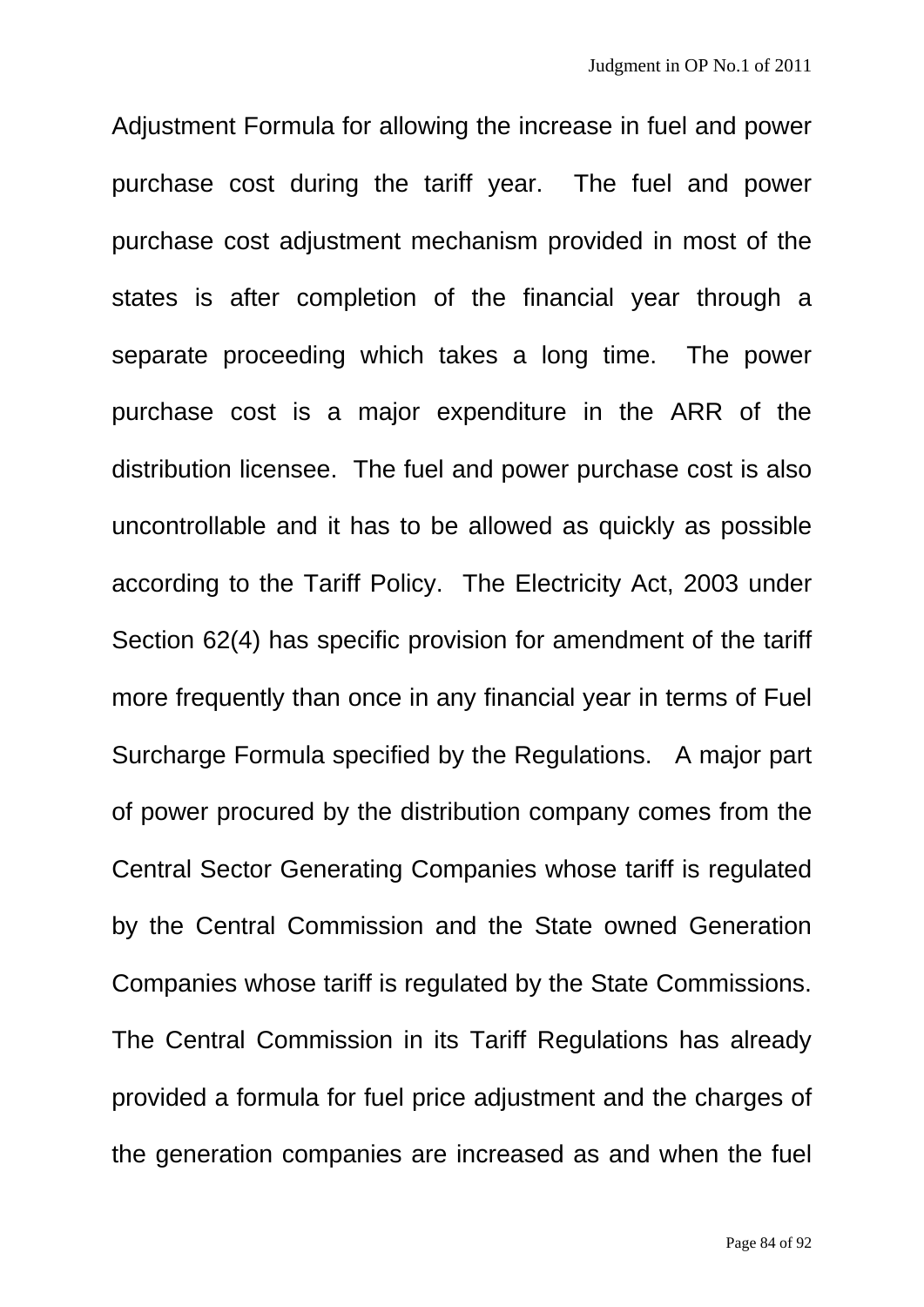Adjustment Formula for allowing the increase in fuel and power purchase cost during the tariff year. The fuel and power purchase cost adjustment mechanism provided in most of the states is after completion of the financial year through a separate proceeding which takes a long time. The power purchase cost is a major expenditure in the ARR of the distribution licensee. The fuel and power purchase cost is also uncontrollable and it has to be allowed as quickly as possible according to the Tariff Policy. The Electricity Act, 2003 under Section 62(4) has specific provision for amendment of the tariff more frequently than once in any financial year in terms of Fuel Surcharge Formula specified by the Regulations. A major part of power procured by the distribution company comes from the Central Sector Generating Companies whose tariff is regulated by the Central Commission and the State owned Generation Companies whose tariff is regulated by the State Commissions. The Central Commission in its Tariff Regulations has already provided a formula for fuel price adjustment and the charges of the generation companies are increased as and when the fuel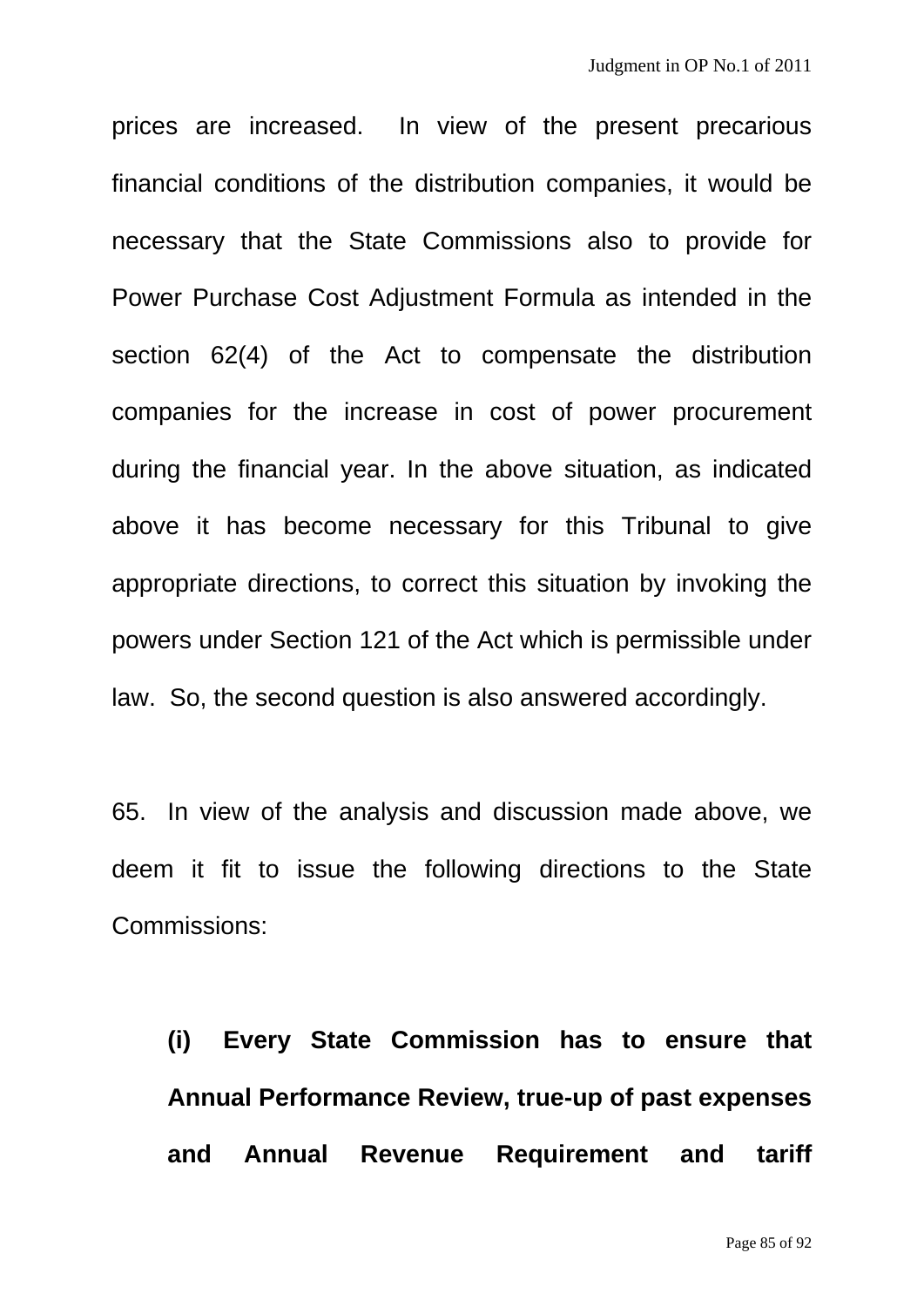prices are increased. In view of the present precarious financial conditions of the distribution companies, it would be necessary that the State Commissions also to provide for Power Purchase Cost Adjustment Formula as intended in the section 62(4) of the Act to compensate the distribution companies for the increase in cost of power procurement during the financial year. In the above situation, as indicated above it has become necessary for this Tribunal to give appropriate directions, to correct this situation by invoking the powers under Section 121 of the Act which is permissible under law. So, the second question is also answered accordingly.

65. In view of the analysis and discussion made above, we deem it fit to issue the following directions to the State Commissions:

**(i) Every State Commission has to ensure that Annual Performance Review, true-up of past expenses and Annual Revenue Requirement and tariff**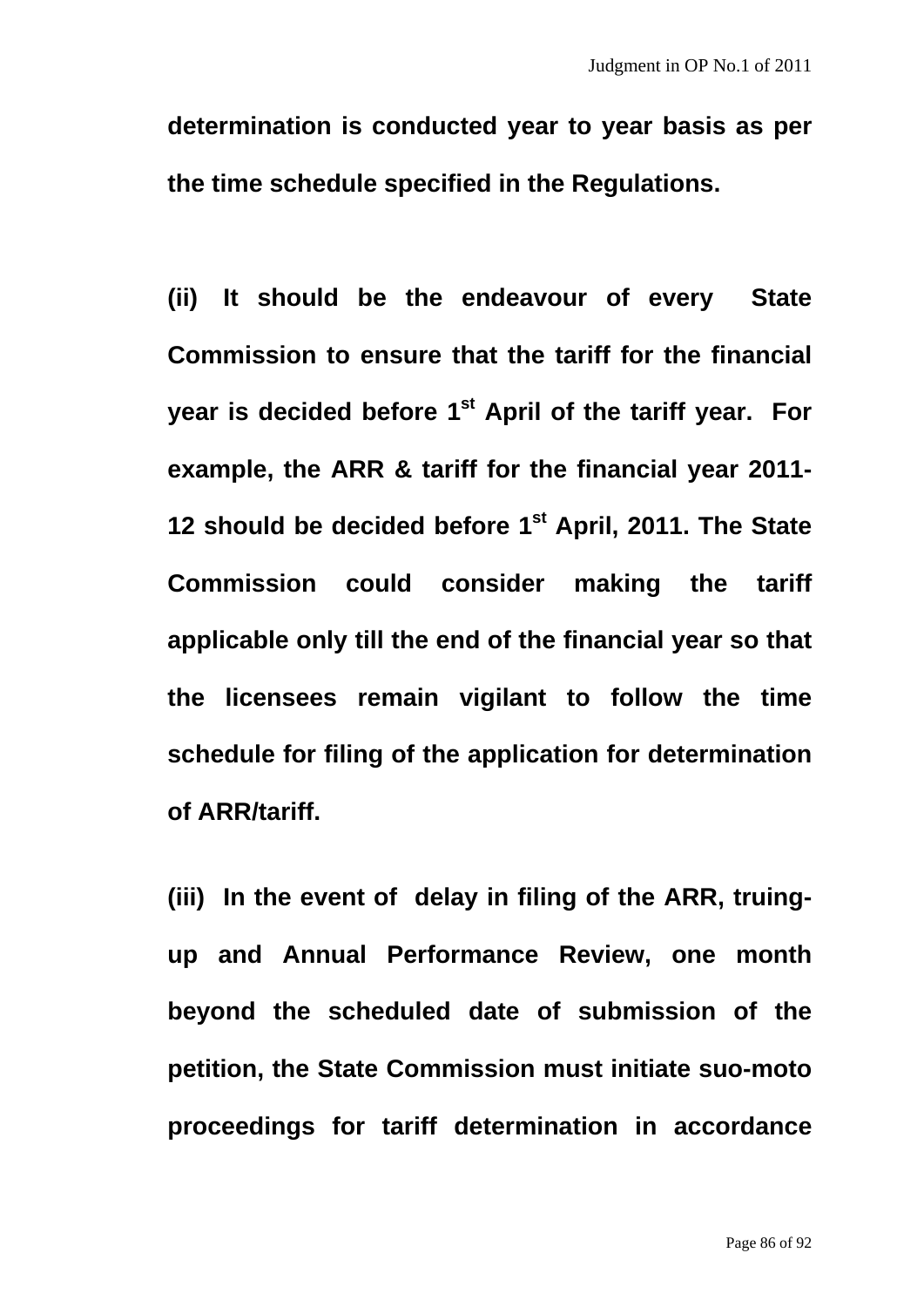**determination is conducted year to year basis as per the time schedule specified in the Regulations.**

**(ii) It should be the endeavour of every State Commission to ensure that the tariff for the financial year is decided before 1st April of the tariff year. For example, the ARR & tariff for the financial year 2011-12 should be decided before 1st April, 2011. The State Commission could consider making the tariff applicable only till the end of the financial year so that the licensees remain vigilant to follow the time schedule for filing of the application for determination of ARR/tariff.**

**(iii) In the event of delay in filing of the ARR, truing-up and Annual Performance Review, one month beyond the scheduled date of submission of the petition, the State Commission must initiate suo-moto proceedings for tariff determination in accordance**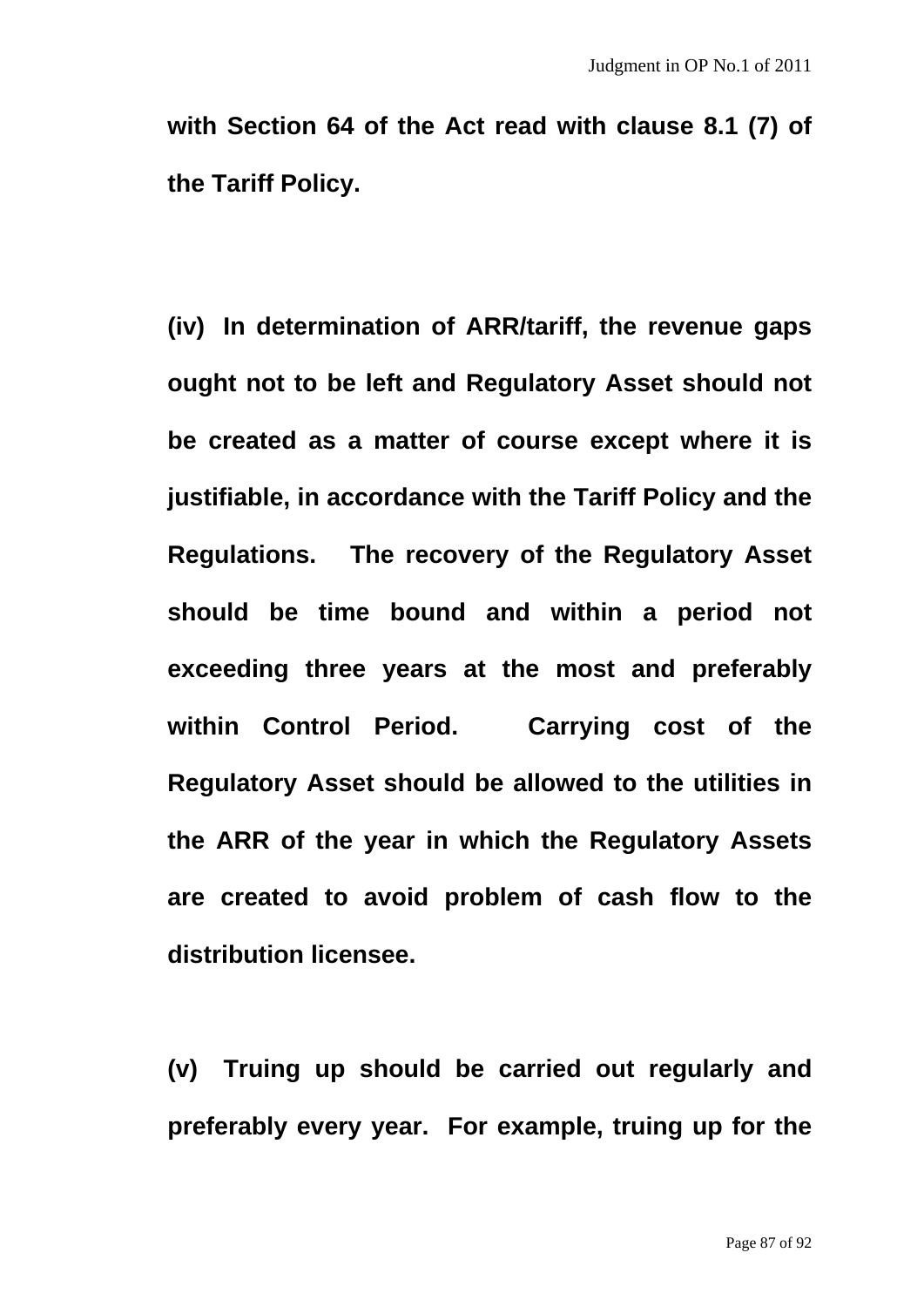**with Section 64 of the Act read with clause 8.1 (7) of the Tariff Policy.**

**(iv) In determination of ARR/tariff, the revenue gaps ought not to be left and Regulatory Asset should not be created as a matter of course except where it is justifiable, in accordance with the Tariff Policy and the Regulations. The recovery of the Regulatory Asset should be time bound and within a period not exceeding three years at the most and preferably within Control Period. Carrying cost of the Regulatory Asset should be allowed to the utilities in the ARR of the year in which the Regulatory Assets are created to avoid problem of cash flow to the distribution licensee.**

**(v) Truing up should be carried out regularly and preferably every year. For example, truing up for the**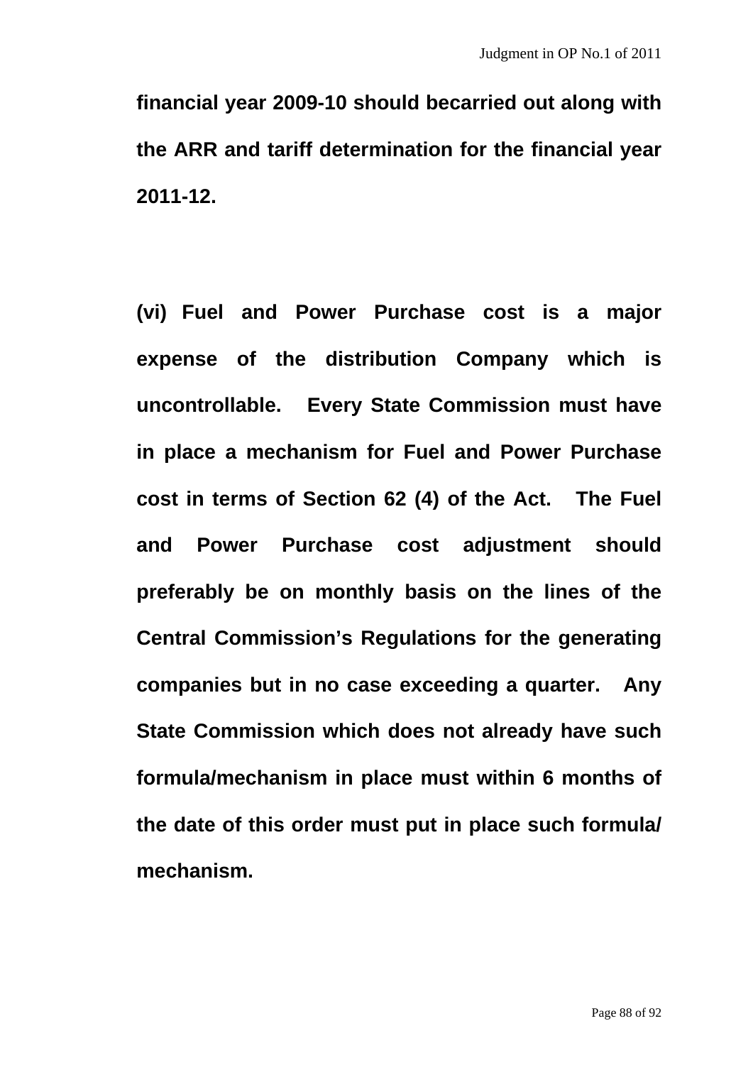**financial year 2009-10 should becarried out along with the ARR and tariff determination for the financial year 2011-12.**

**(vi) Fuel and Power Purchase cost is a major expense of the distribution Company which is uncontrollable. Every State Commission must have in place a mechanism for Fuel and Power Purchase cost in terms of Section 62 (4) of the Act. The Fuel and Power Purchase cost adjustment should preferably be on monthly basis on the lines of the Central Commission's Regulations for the generating companies but in no case exceeding a quarter. Any State Commission which does not already have such formula/mechanism in place must within 6 months of the date of this order must put in place such formula/ mechanism.**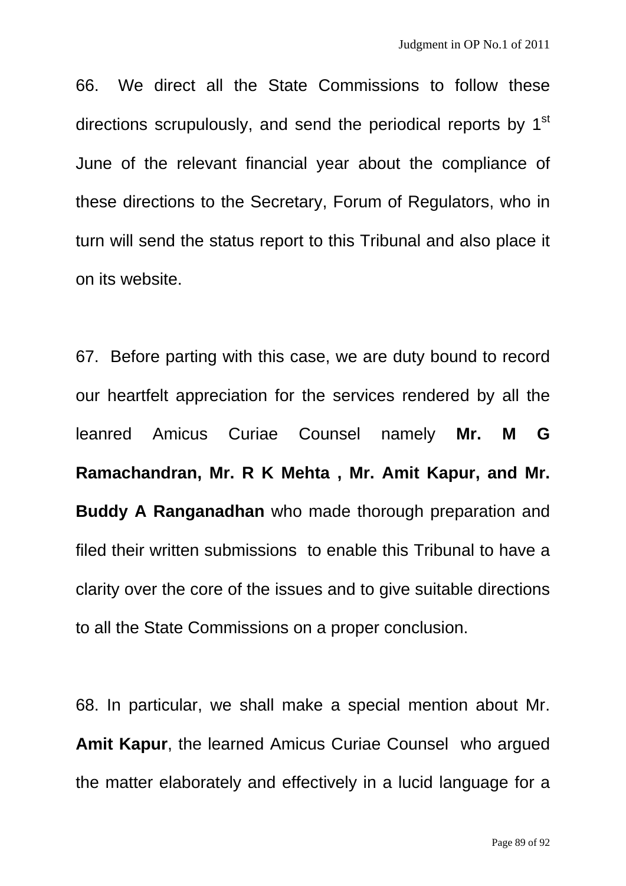66. We direct all the State Commissions to follow these directions scrupulously, and send the periodical reports by 1st June of the relevant financial year about the compliance of these directions to the Secretary, Forum of Regulators, who in turn will send the status report to this Tribunal and also place it on its website.

67. Before parting with this case, we are duty bound to record our heartfelt appreciation for the services rendered by all the leanred Amicus Curiae Counsel namely **Mr. M G Ramachandran, Mr. R K Mehta , Mr. Amit Kapur, and Mr. Buddy A Ranganadhan** who made thorough preparation and filed their written submissions to enable this Tribunal to have a clarity over the core of the issues and to give suitable directions to all the State Commissions on a proper conclusion.

68. In particular, we shall make a special mention about Mr. **Amit Kapur**, the learned Amicus Curiae Counsel who argued the matter elaborately and effectively in a lucid language for a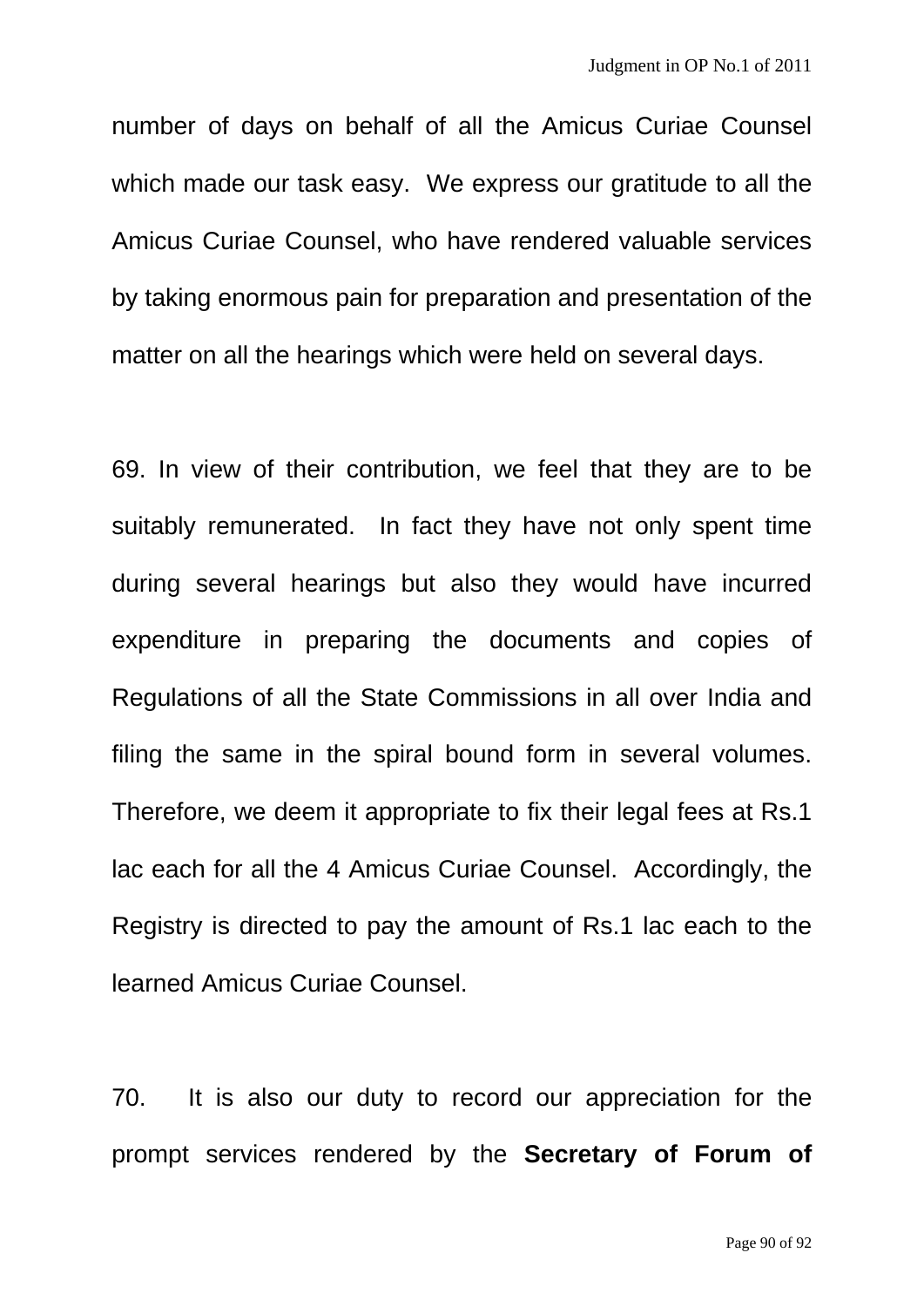number of days on behalf of all the Amicus Curiae Counsel which made our task easy. We express our gratitude to all the Amicus Curiae Counsel, who have rendered valuable services by taking enormous pain for preparation and presentation of the matter on all the hearings which were held on several days.

69. In view of their contribution, we feel that they are to be suitably remunerated. In fact they have not only spent time during several hearings but also they would have incurred expenditure in preparing the documents and copies of Regulations of all the State Commissions in all over India and filing the same in the spiral bound form in several volumes. Therefore, we deem it appropriate to fix their legal fees at Rs.1 lac each for all the 4 Amicus Curiae Counsel. Accordingly, the Registry is directed to pay the amount of Rs.1 lac each to the learned Amicus Curiae Counsel.

70. It is also our duty to record our appreciation for the prompt services rendered by the **Secretary of Forum of**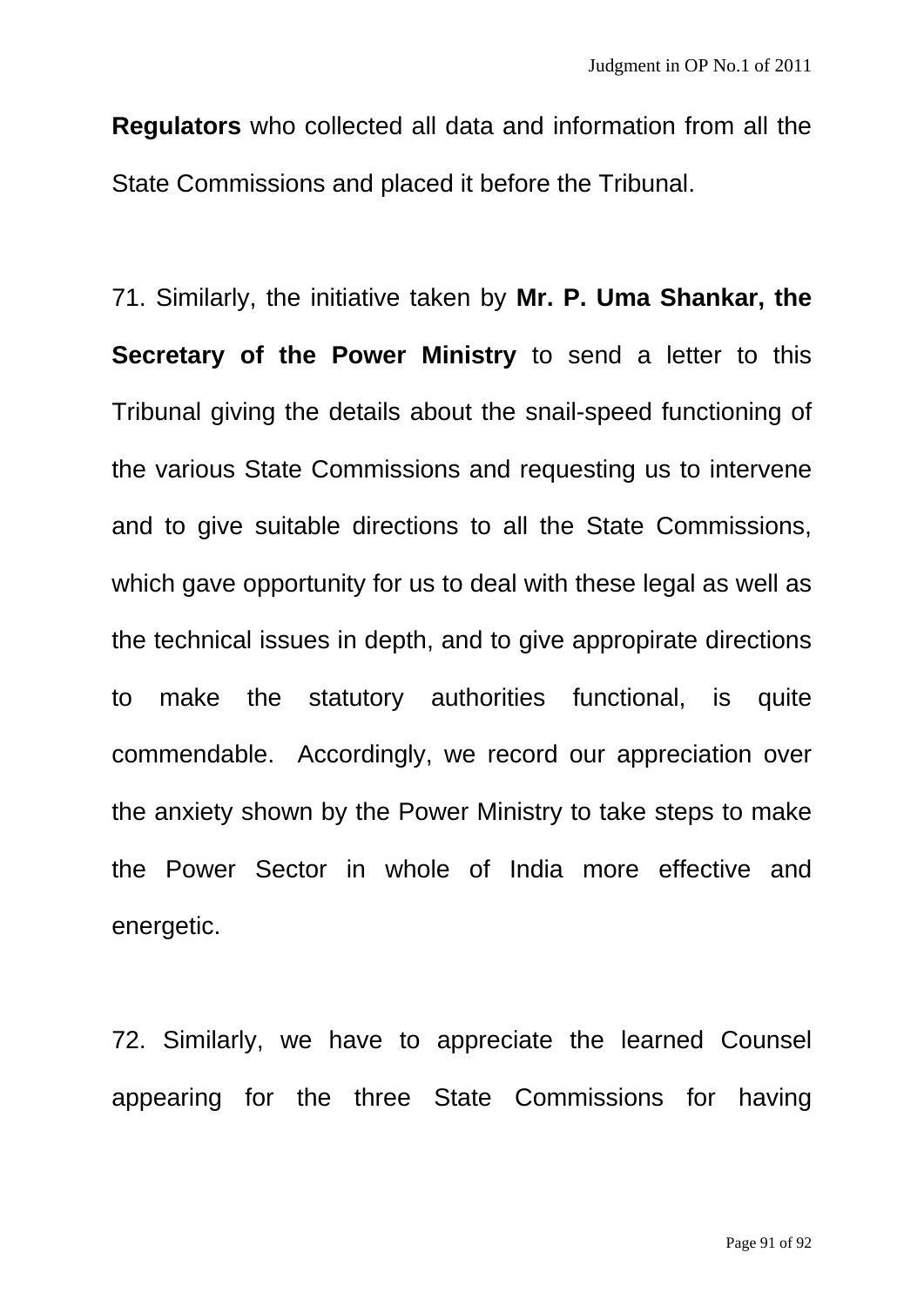**Regulators** who collected all data and information from all the State Commissions and placed it before the Tribunal.

71. Similarly, the initiative taken by **Mr. P. Uma Shankar, the Secretary of the Power Ministry** to send a letter to this Tribunal giving the details about the snail-speed functioning of the various State Commissions and requesting us to intervene and to give suitable directions to all the State Commissions, which gave opportunity for us to deal with these legal as well as the technical issues in depth, and to give appropirate directions to make the statutory authorities functional, is quite commendable. Accordingly, we record our appreciation over the anxiety shown by the Power Ministry to take steps to make the Power Sector in whole of India more effective and energetic.

72. Similarly, we have to appreciate the learned Counsel appearing for the three State Commissions for having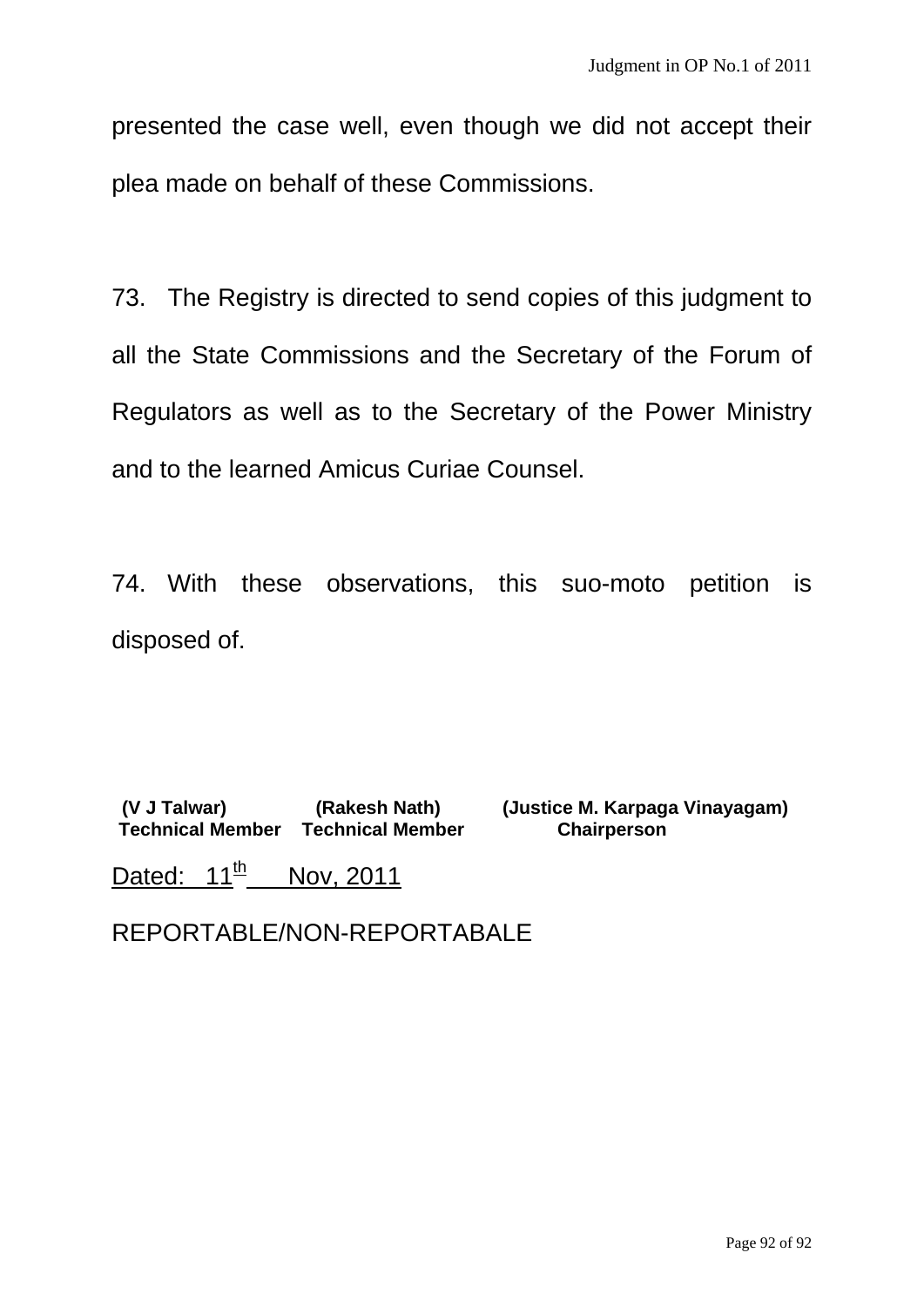presented the case well, even though we did not accept their plea made on behalf of these Commissions.

73. The Registry is directed to send copies of this judgment to all the State Commissions and the Secretary of the Forum of Regulators as well as to the Secretary of the Power Ministry and to the learned Amicus Curiae Counsel.

74. With these observations, this suo-moto petition is disposed of.

| | | |
|---|---|---|
| **(V J Talwar)** | **(Rakesh Nath)** | **(Justice M. Karpaga Vinayagam)** |
| **Technical Member** | **Technical Member** | **Chairperson** |

Dated: 11th Nov, 2011

REPORTABLE/NON-REPORTABALE